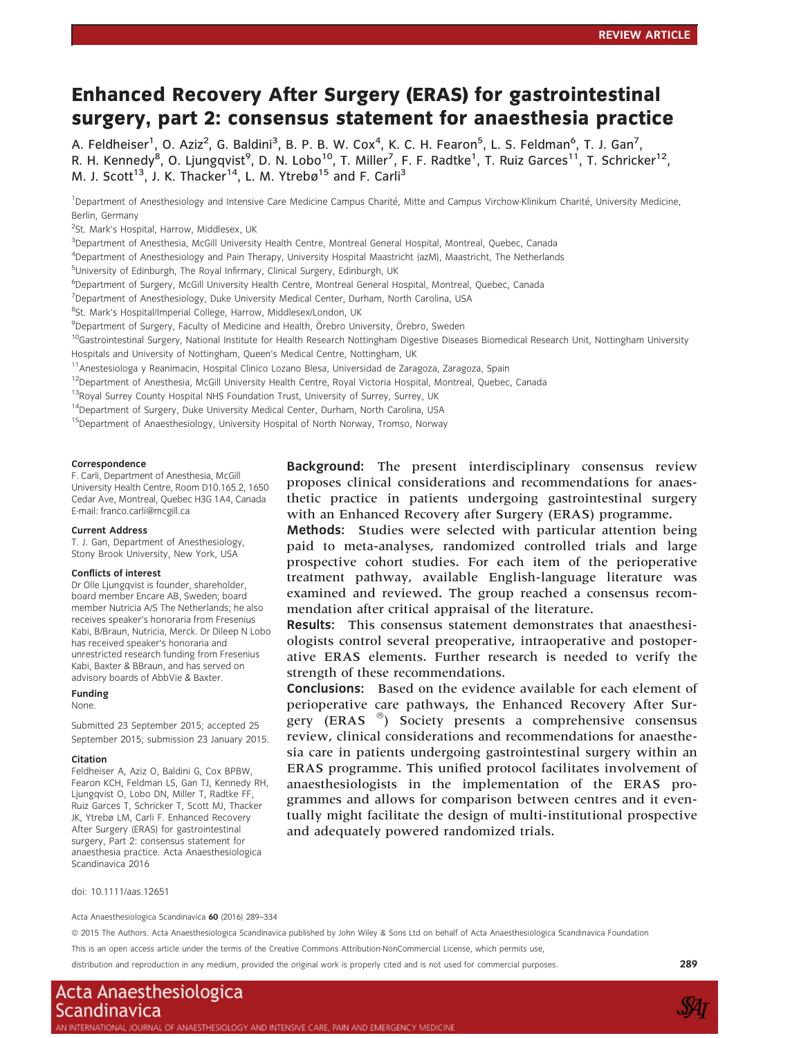REVIEW ARTICLE

# Enhanced Recovery After Surgery (ERAS) for gastrointestinal surgery, part 2: consensus statement for anaesthesia practice

A. Feldheiser[1], O. Aziz[2], G. Baldini[3], B. P. B. W. Cox[4], K. C. H. Fearon[5], L. S. Feldman[6], T. J. Gan[7], R. H. Kennedy[8], O. Ljungqvist[9], D. N. Lobo[10], T. Miller[7], F. F. Radtke[1], T. Ruiz Garces[11], T. Schricker[12], M. J. Scott[13], J. K. Thacker[14], L. M. Ytrebø[15] and F. Carli[3]

[1]Department of Anesthesiology and Intensive Care Medicine Campus Charité, Mitte and Campus Virchow-Klinikum Charité, University Medicine, Berlin, Germany

[2]St. Mark's Hospital, Harrow, Middlesex, UK

[3]Department of Anesthesia, McGill University Health Centre, Montreal General Hospital, Montreal, Quebec, Canada

[4]Department of Anesthesiology and Pain Therapy, University Hospital Maastricht (azM), Maastricht, The Netherlands

[5]University of Edinburgh, The Royal Infirmary, Clinical Surgery, Edinburgh, UK

[6]Department of Surgery, McGill University Health Centre, Montreal General Hospital, Montreal, Quebec, Canada

[7]Department of Anesthesiology, Duke University Medical Center, Durham, North Carolina, USA

[8]St. Mark's Hospital/Imperial College, Harrow, Middlesex/London, UK

[9]Department of Surgery, Faculty of Medicine and Health, Örebro University, Örebro, Sweden

[10]Gastrointestinal Surgery, National Institute for Health Research Nottingham Digestive Diseases Biomedical Research Unit, Nottingham University Hospitals and University of Nottingham, Queen's Medical Centre, Nottingham, UK

[11]Anestesiologa y Reanimacin, Hospital Clinico Lozano Blesa, Universidad de Zaragoza, Zaragoza, Spain

[12]Department of Anesthesia, McGill University Health Centre, Royal Victoria Hospital, Montreal, Quebec, Canada

[13]Royal Surrey County Hospital NHS Foundation Trust, University of Surrey, Surrey, UK

[14]Department of Surgery, Duke University Medical Center, Durham, North Carolina, USA

[15]Department of Anaesthesiology, University Hospital of North Norway, Tromso, Norway

**Correspondence**
F. Carli, Department of Anesthesia, McGill University Health Centre, Room D10.165.2, 1650 Cedar Ave, Montreal, Quebec H3G 1A4, Canada
E-mail: franco.carli@mcgill.ca

**Current Address**
T. J. Gan, Department of Anesthesiology, Stony Brook University, New York, USA

**Conflicts of interest**
Dr Olle Ljungqvist is founder, shareholder, board member Encare AB, Sweden; board member Nutricia A/S The Netherlands; he also receives speaker's honoraria from Fresenius Kabi, B/Braun, Nutricia, Merck. Dr Dileep N Lobo has received speaker's honoraria and unrestricted research funding from Fresenius Kabi, Baxter & BBraun, and has served on advisory boards of AbbVie & Baxter.

**Funding**
None.

Submitted 23 September 2015; accepted 25 September 2015; submission 23 January 2015.

**Citation**
Feldheiser A, Aziz O, Baldini G, Cox BPBW, Fearon KCH, Feldman LS, Gan TJ, Kennedy RH, Ljungqvist O, Lobo DN, Miller T, Radtke FF, Ruiz Garces T, Schricker T, Scott MJ, Thacker JK, Ytrebø LM, Carli F. Enhanced Recovery After Surgery (ERAS) for gastrointestinal surgery, Part 2: consensus statement for anaesthesia practice. Acta Anaesthesiologica Scandinavica 2016

doi: 10.1111/aas.12651

**Background:** The present interdisciplinary consensus review proposes clinical considerations and recommendations for anaesthetic practice in patients undergoing gastrointestinal surgery with an Enhanced Recovery after Surgery (ERAS) programme.

**Methods:** Studies were selected with particular attention being paid to meta-analyses, randomized controlled trials and large prospective cohort studies. For each item of the perioperative treatment pathway, available English-language literature was examined and reviewed. The group reached a consensus recommendation after critical appraisal of the literature.

**Results:** This consensus statement demonstrates that anaesthesiologists control several preoperative, intraoperative and postoperative ERAS elements. Further research is needed to verify the strength of these recommendations.

**Conclusions:** Based on the evidence available for each element of perioperative care pathways, the Enhanced Recovery After Surgery (ERAS ®) Society presents a comprehensive consensus review, clinical considerations and recommendations for anaesthesia care in patients undergoing gastrointestinal surgery within an ERAS programme. This unified protocol facilitates involvement of anaesthesiologists in the implementation of the ERAS programmes and allows for comparison between centres and it eventually might facilitate the design of multi-institutional prospective and adequately powered randomized trials.

© 2015 The Authors. Acta Anaesthesiologica Scandinavica published by John Wiley & Sons Ltd on behalf of Acta Anaesthesiologica Scandinavica Foundation

This is an open access article under the terms of the Creative Commons Attribution-NonCommercial License, which permits use, distribution and reproduction in any medium, provided the original work is properly cited and is not used for commercial purposes.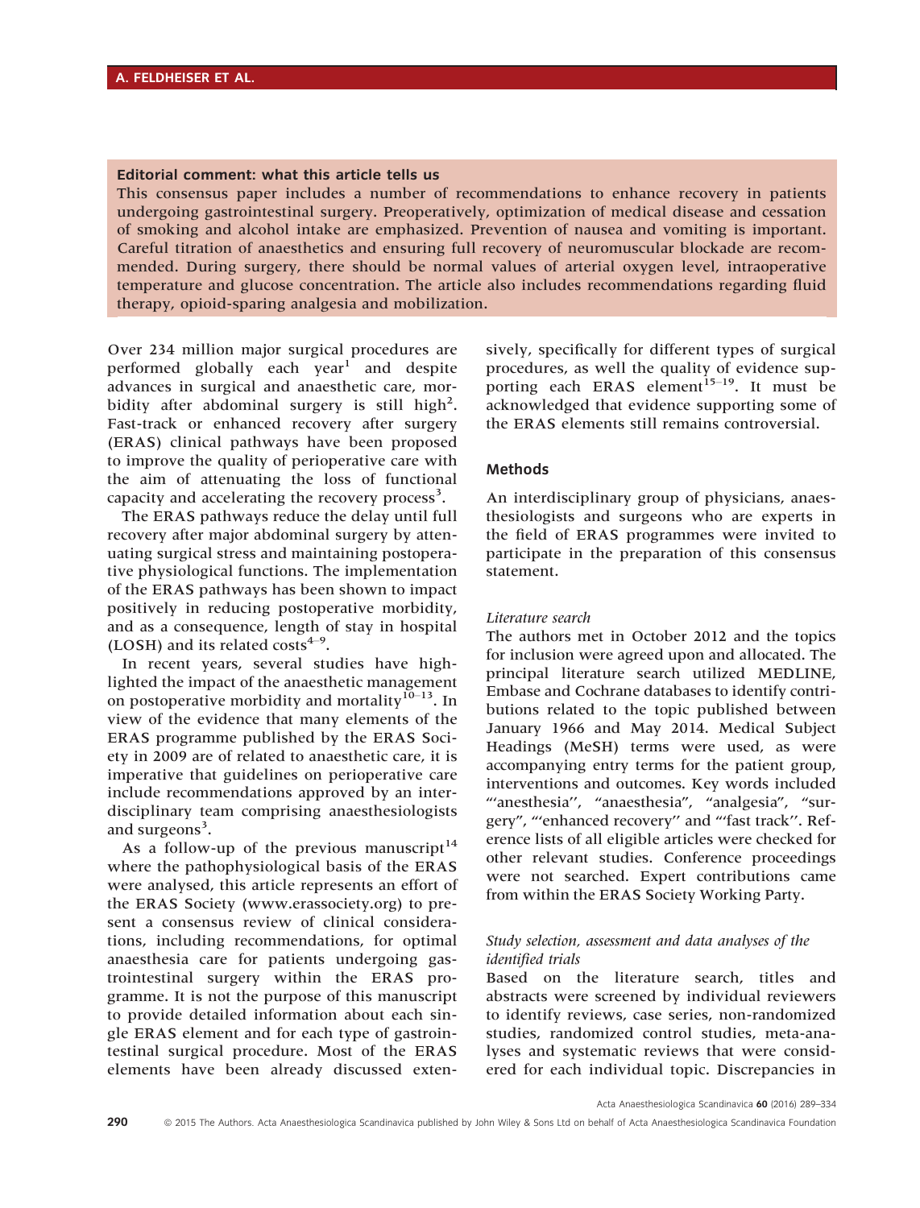#### Editorial comment: what this article tells us

This consensus paper includes a number of recommendations to enhance recovery in patients undergoing gastrointestinal surgery. Preoperatively, optimization of medical disease and cessation of smoking and alcohol intake are emphasized. Prevention of nausea and vomiting is important. Careful titration of anaesthetics and ensuring full recovery of neuromuscular blockade are recommended. During surgery, there should be normal values of arterial oxygen level, intraoperative temperature and glucose concentration. The article also includes recommendations regarding fluid therapy, opioid-sparing analgesia and mobilization.

Over 234 million major surgical procedures are performed globally each year[1] and despite advances in surgical and anaesthetic care, morbidity after abdominal surgery is still high[2]. Fast-track or enhanced recovery after surgery (ERAS) clinical pathways have been proposed to improve the quality of perioperative care with the aim of attenuating the loss of functional capacity and accelerating the recovery process[3].

The ERAS pathways reduce the delay until full recovery after major abdominal surgery by attenuating surgical stress and maintaining postoperative physiological functions. The implementation of the ERAS pathways has been shown to impact positively in reducing postoperative morbidity, and as a consequence, length of stay in hospital (LOSH) and its related costs[4–9].

In recent years, several studies have highlighted the impact of the anaesthetic management on postoperative morbidity and mortality[10–13]. In view of the evidence that many elements of the ERAS programme published by the ERAS Society in 2009 are of related to anaesthetic care, it is imperative that guidelines on perioperative care include recommendations approved by an interdisciplinary team comprising anaesthesiologists and surgeons[3].

As a follow-up of the previous manuscript[14] where the pathophysiological basis of the ERAS were analysed, this article represents an effort of the ERAS Society (www.erassociety.org) to present a consensus review of clinical considerations, including recommendations, for optimal anaesthesia care for patients undergoing gastrointestinal surgery within the ERAS programme. It is not the purpose of this manuscript to provide detailed information about each single ERAS element and for each type of gastrointestinal surgical procedure. Most of the ERAS elements have been already discussed extensively, specifically for different types of surgical procedures, as well the quality of evidence supporting each ERAS element[15–19]. It must be acknowledged that evidence supporting some of the ERAS elements still remains controversial.

## Methods

An interdisciplinary group of physicians, anaesthesiologists and surgeons who are experts in the field of ERAS programmes were invited to participate in the preparation of this consensus statement.

### *Literature search*

The authors met in October 2012 and the topics for inclusion were agreed upon and allocated. The principal literature search utilized MEDLINE, Embase and Cochrane databases to identify contributions related to the topic published between January 1966 and May 2014. Medical Subject Headings (MeSH) terms were used, as were accompanying entry terms for the patient group, interventions and outcomes. Key words included "'anesthesia'', "anaesthesia", "analgesia", "surgery", "'enhanced recovery'' and "'fast track''. Reference lists of all eligible articles were checked for other relevant studies. Conference proceedings were not searched. Expert contributions came from within the ERAS Society Working Party.

### *Study selection, assessment and data analyses of the identified trials*

Based on the literature search, titles and abstracts were screened by individual reviewers to identify reviews, case series, non-randomized studies, randomized control studies, meta-analyses and systematic reviews that were considered for each individual topic. Discrepancies in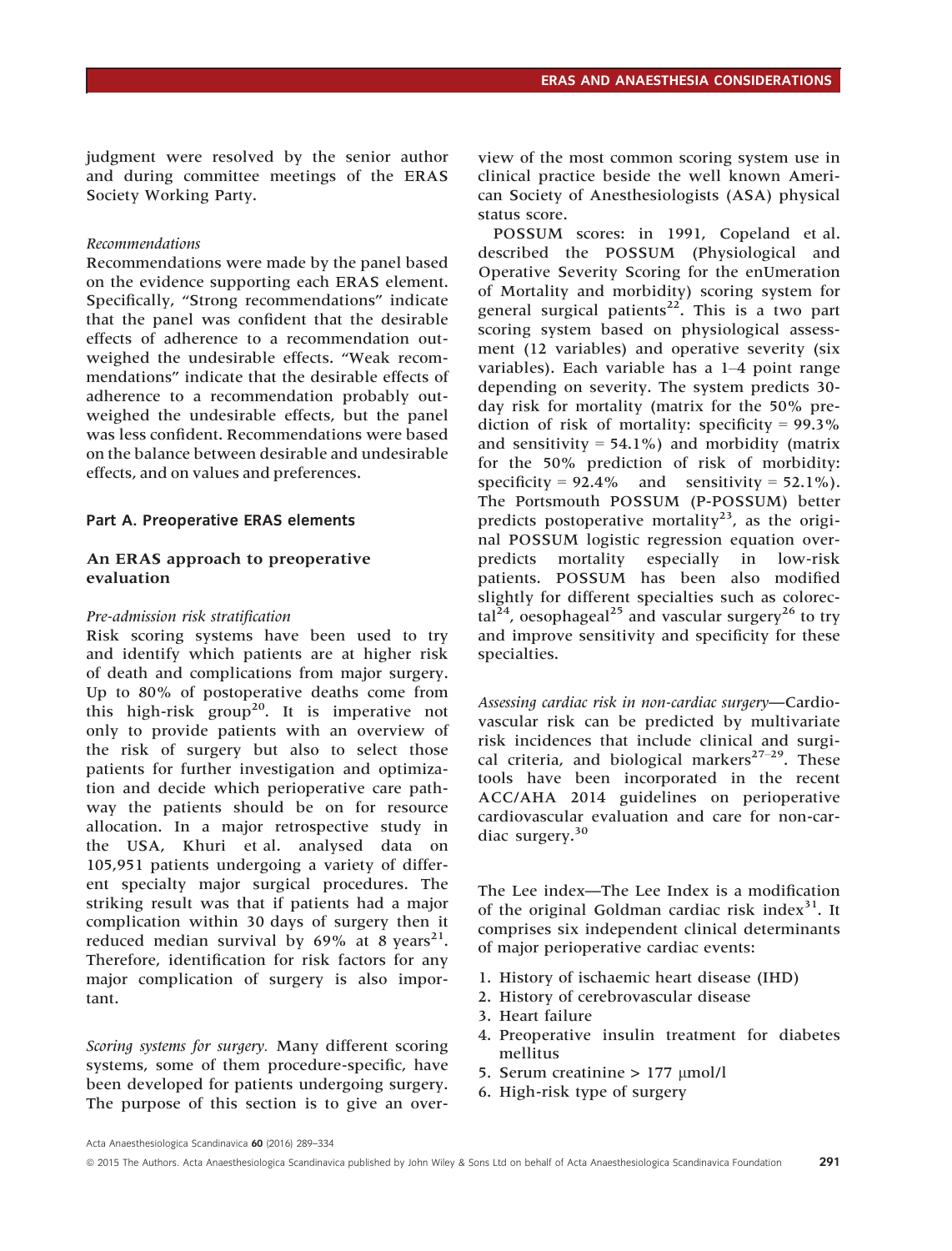judgment were resolved by the senior author and during committee meetings of the ERAS Society Working Party.

*Recommendations*

Recommendations were made by the panel based on the evidence supporting each ERAS element. Specifically, "Strong recommendations" indicate that the panel was confident that the desirable effects of adherence to a recommendation outweighed the undesirable effects. "Weak recommendations" indicate that the desirable effects of adherence to a recommendation probably outweighed the undesirable effects, but the panel was less confident. Recommendations were based on the balance between desirable and undesirable effects, and on values and preferences.

### Part A. Preoperative ERAS elements

### An ERAS approach to preoperative evaluation

*Pre-admission risk stratification*

Risk scoring systems have been used to try and identify which patients are at higher risk of death and complications from major surgery. Up to 80% of postoperative deaths come from this high-risk group[20]. It is imperative not only to provide patients with an overview of the risk of surgery but also to select those patients for further investigation and optimization and decide which perioperative care pathway the patients should be on for resource allocation. In a major retrospective study in the USA, Khuri et al. analysed data on 105,951 patients undergoing a variety of different specialty major surgical procedures. The striking result was that if patients had a major complication within 30 days of surgery then it reduced median survival by 69% at 8 years[21]. Therefore, identification for risk factors for any major complication of surgery is also important.

*Scoring systems for surgery.* Many different scoring systems, some of them procedure-specific, have been developed for patients undergoing surgery. The purpose of this section is to give an overview of the most common scoring system use in clinical practice beside the well known American Society of Anesthesiologists (ASA) physical status score.

POSSUM scores: in 1991, Copeland et al. described the POSSUM (Physiological and Operative Severity Scoring for the enUmeration of Mortality and morbidity) scoring system for general surgical patients[22]. This is a two part scoring system based on physiological assessment (12 variables) and operative severity (six variables). Each variable has a 1–4 point range depending on severity. The system predicts 30-day risk for mortality (matrix for the 50% prediction of risk of mortality: specificity = 99.3% and sensitivity = 54.1%) and morbidity (matrix for the 50% prediction of risk of morbidity: specificity = 92.4% and sensitivity = 52.1%). The Portsmouth POSSUM (P-POSSUM) better predicts postoperative mortality[23], as the original POSSUM logistic regression equation overpredicts mortality especially in low-risk patients. POSSUM has been also modified slightly for different specialties such as colorectal[24], oesophageal[25] and vascular surgery[26] to try and improve sensitivity and specificity for these specialties.

*Assessing cardiac risk in non-cardiac surgery*—Cardiovascular risk can be predicted by multivariate risk incidences that include clinical and surgical criteria, and biological markers[27–29]. These tools have been incorporated in the recent ACC/AHA 2014 guidelines on perioperative cardiovascular evaluation and care for non-cardiac surgery.[30]

The Lee index—The Lee Index is a modification of the original Goldman cardiac risk index[31]. It comprises six independent clinical determinants of major perioperative cardiac events:

1. History of ischaemic heart disease (IHD)
2. History of cerebrovascular disease
3. Heart failure
4. Preoperative insulin treatment for diabetes mellitus
5. Serum creatinine > 177 μmol/l
6. High-risk type of surgery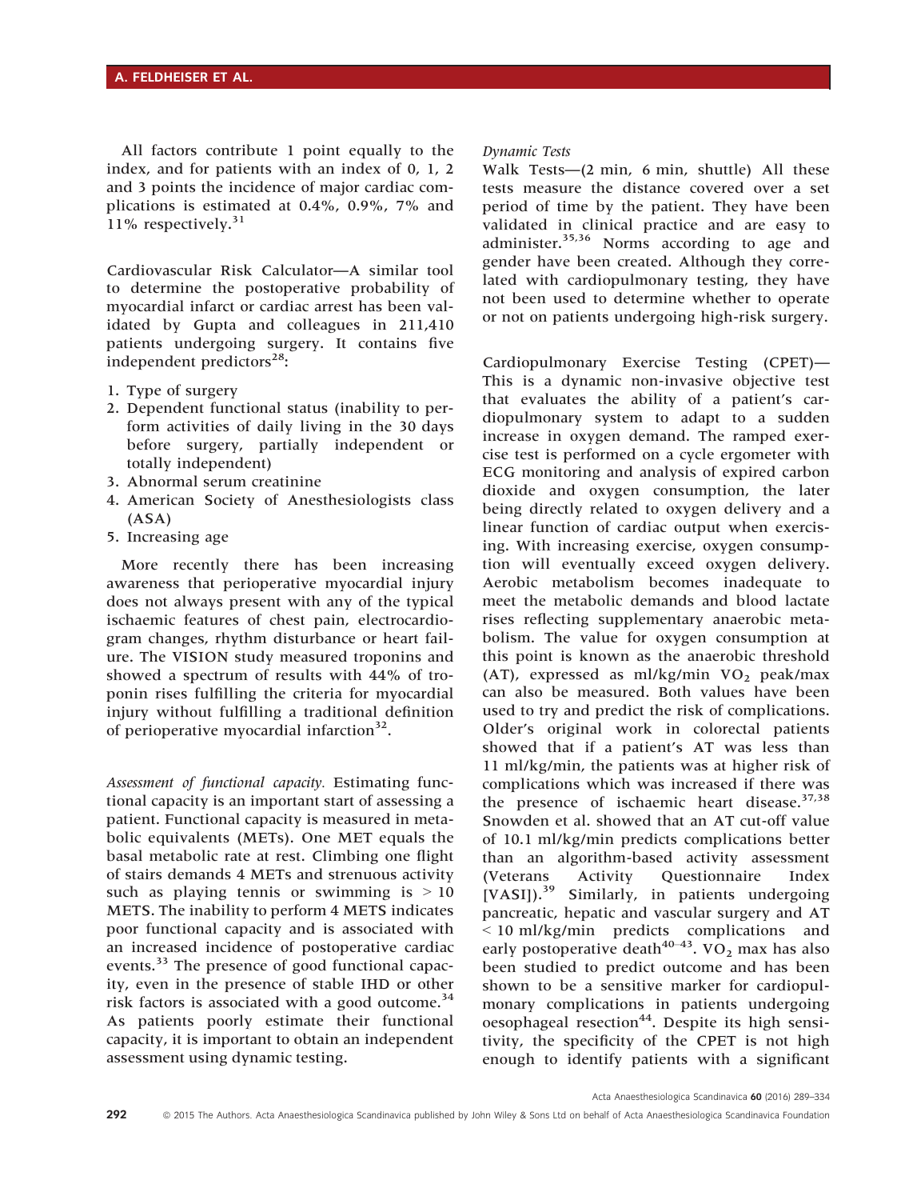All factors contribute 1 point equally to the index, and for patients with an index of 0, 1, 2 and 3 points the incidence of major cardiac complications is estimated at 0.4%, 0.9%, 7% and 11% respectively.[31]

Cardiovascular Risk Calculator—A similar tool to determine the postoperative probability of myocardial infarct or cardiac arrest has been validated by Gupta and colleagues in 211,410 patients undergoing surgery. It contains five independent predictors[28]:

1. Type of surgery
2. Dependent functional status (inability to perform activities of daily living in the 30 days before surgery, partially independent or totally independent)
3. Abnormal serum creatinine
4. American Society of Anesthesiologists class (ASA)
5. Increasing age

More recently there has been increasing awareness that perioperative myocardial injury does not always present with any of the typical ischaemic features of chest pain, electrocardiogram changes, rhythm disturbance or heart failure. The VISION study measured troponins and showed a spectrum of results with 44% of troponin rises fulfilling the criteria for myocardial injury without fulfilling a traditional definition of perioperative myocardial infarction[32].

*Assessment of functional capacity.* Estimating functional capacity is an important start of assessing a patient. Functional capacity is measured in metabolic equivalents (METs). One MET equals the basal metabolic rate at rest. Climbing one flight of stairs demands 4 METs and strenuous activity such as playing tennis or swimming is > 10 METS. The inability to perform 4 METS indicates poor functional capacity and is associated with an increased incidence of postoperative cardiac events.[33] The presence of good functional capacity, even in the presence of stable IHD or other risk factors is associated with a good outcome.[34] As patients poorly estimate their functional capacity, it is important to obtain an independent assessment using dynamic testing.

*Dynamic Tests*

Walk Tests—(2 min, 6 min, shuttle) All these tests measure the distance covered over a set period of time by the patient. They have been validated in clinical practice and are easy to administer.[35,36] Norms according to age and gender have been created. Although they correlated with cardiopulmonary testing, they have not been used to determine whether to operate or not on patients undergoing high-risk surgery.

Cardiopulmonary Exercise Testing (CPET)—This is a dynamic non-invasive objective test that evaluates the ability of a patient's cardiopulmonary system to adapt to a sudden increase in oxygen demand. The ramped exercise test is performed on a cycle ergometer with ECG monitoring and analysis of expired carbon dioxide and oxygen consumption, the later being directly related to oxygen delivery and a linear function of cardiac output when exercising. With increasing exercise, oxygen consumption will eventually exceed oxygen delivery. Aerobic metabolism becomes inadequate to meet the metabolic demands and blood lactate rises reflecting supplementary anaerobic metabolism. The value for oxygen consumption at this point is known as the anaerobic threshold (AT), expressed as ml/kg/min $VO_2$ peak/max can also be measured. Both values have been used to try and predict the risk of complications. Older's original work in colorectal patients showed that if a patient's AT was less than 11 ml/kg/min, the patients was at higher risk of complications which was increased if there was the presence of ischaemic heart disease.[37,38] Snowden et al. showed that an AT cut-off value of 10.1 ml/kg/min predicts complications better than an algorithm-based activity assessment (Veterans Activity Questionnaire Index [VASI]).[39] Similarly, in patients undergoing pancreatic, hepatic and vascular surgery and AT < 10 ml/kg/min predicts complications and early postoperative death[40–43]. $VO_2$ max has also been studied to predict outcome and has been shown to be a sensitive marker for cardiopulmonary complications in patients undergoing oesophageal resection[44]. Despite its high sensitivity, the specificity of the CPET is not high enough to identify patients with a significant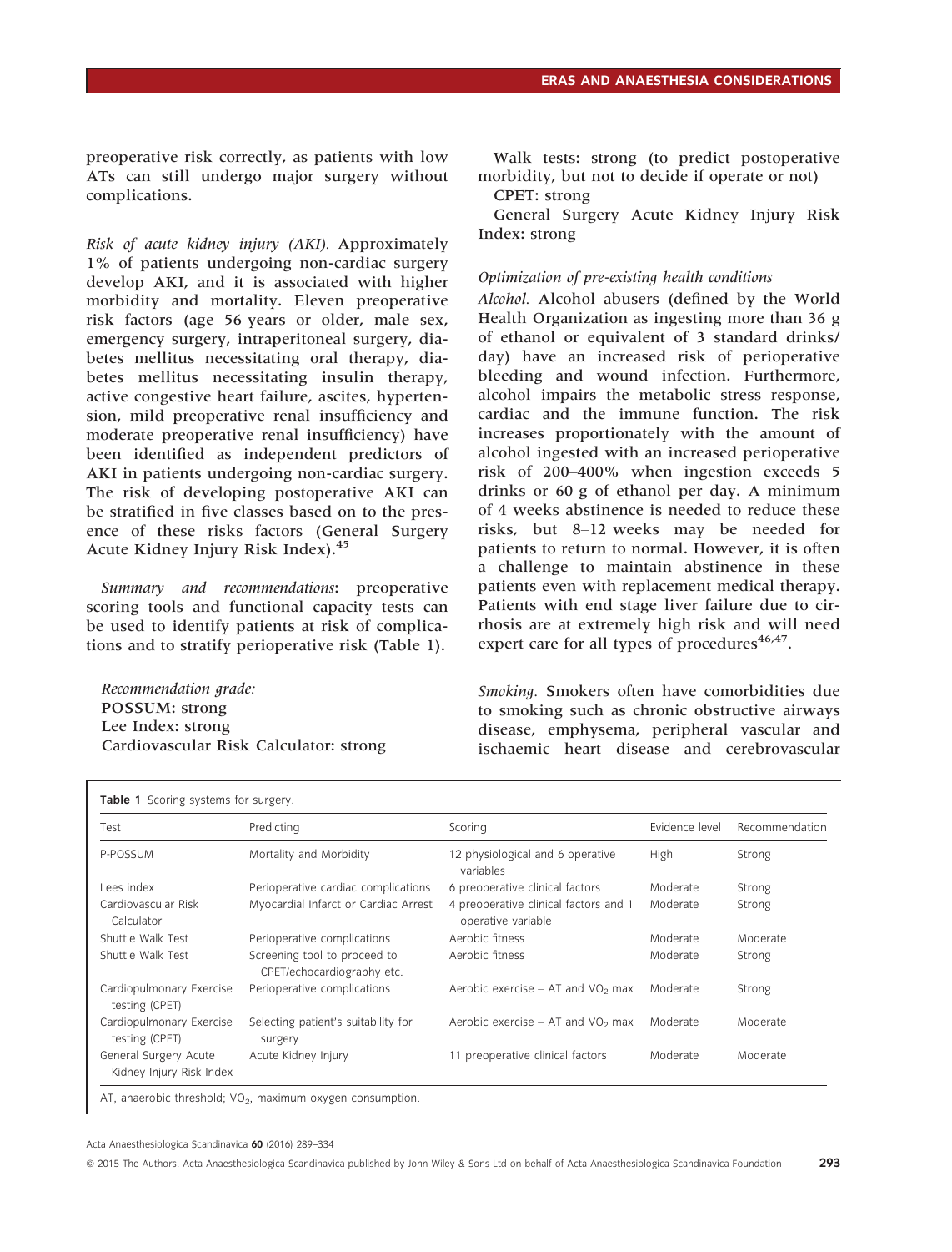preoperative risk correctly, as patients with low ATs can still undergo major surgery without complications.

*Risk of acute kidney injury (AKI).* Approximately 1% of patients undergoing non-cardiac surgery develop AKI, and it is associated with higher morbidity and mortality. Eleven preoperative risk factors (age 56 years or older, male sex, emergency surgery, intraperitoneal surgery, diabetes mellitus necessitating oral therapy, diabetes mellitus necessitating insulin therapy, active congestive heart failure, ascites, hypertension, mild preoperative renal insufficiency and moderate preoperative renal insufficiency) have been identified as independent predictors of AKI in patients undergoing non-cardiac surgery. The risk of developing postoperative AKI can be stratified in five classes based on to the presence of these risks factors (General Surgery Acute Kidney Injury Risk Index).[45]

*Summary and recommendations*: preoperative scoring tools and functional capacity tests can be used to identify patients at risk of complications and to stratify perioperative risk (Table 1).

*Recommendation grade:*
POSSUM: strong
Lee Index: strong
Cardiovascular Risk Calculator: strong
Walk tests: strong (to predict postoperative morbidity, but not to decide if operate or not)
CPET: strong
General Surgery Acute Kidney Injury Risk Index: strong

### *Optimization of pre-existing health conditions*

*Alcohol.* Alcohol abusers (defined by the World Health Organization as ingesting more than 36 g of ethanol or equivalent of 3 standard drinks/day) have an increased risk of perioperative bleeding and wound infection. Furthermore, alcohol impairs the metabolic stress response, cardiac and the immune function. The risk increases proportionately with the amount of alcohol ingested with an increased perioperative risk of 200–400% when ingestion exceeds 5 drinks or 60 g of ethanol per day. A minimum of 4 weeks abstinence is needed to reduce these risks, but 8–12 weeks may be needed for patients to return to normal. However, it is often a challenge to maintain abstinence in these patients even with replacement medical therapy. Patients with end stage liver failure due to cirrhosis are at extremely high risk and will need expert care for all types of procedures[46,47].

*Smoking.* Smokers often have comorbidities due to smoking such as chronic obstructive airways disease, emphysema, peripheral vascular and ischaemic heart disease and cerebrovascular

**Table 1** Scoring systems for surgery.

| Test | Predicting | Scoring | Evidence level | Recommendation |
|---|---|---|---|---|
| P-POSSUM | Mortality and Morbidity | 12 physiological and 6 operative variables | High | Strong |
| Lees index | Perioperative cardiac complications | 6 preoperative clinical factors | Moderate | Strong |
| Cardiovascular Risk Calculator | Myocardial Infarct or Cardiac Arrest | 4 preoperative clinical factors and 1 operative variable | Moderate | Strong |
| Shuttle Walk Test | Perioperative complications | Aerobic fitness | Moderate | Moderate |
| Shuttle Walk Test | Screening tool to proceed to CPET/echocardiography etc. | Aerobic fitness | Moderate | Strong |
| Cardiopulmonary Exercise testing (CPET) | Perioperative complications | Aerobic exercise – AT and $VO_2$ max | Moderate | Strong |
| Cardiopulmonary Exercise testing (CPET) | Selecting patient's suitability for surgery | Aerobic exercise – AT and $VO_2$ max | Moderate | Moderate |
| General Surgery Acute Kidney Injury Risk Index | Acute Kidney Injury | 11 preoperative clinical factors | Moderate | Moderate |

AT, anaerobic threshold; $VO_2$, maximum oxygen consumption.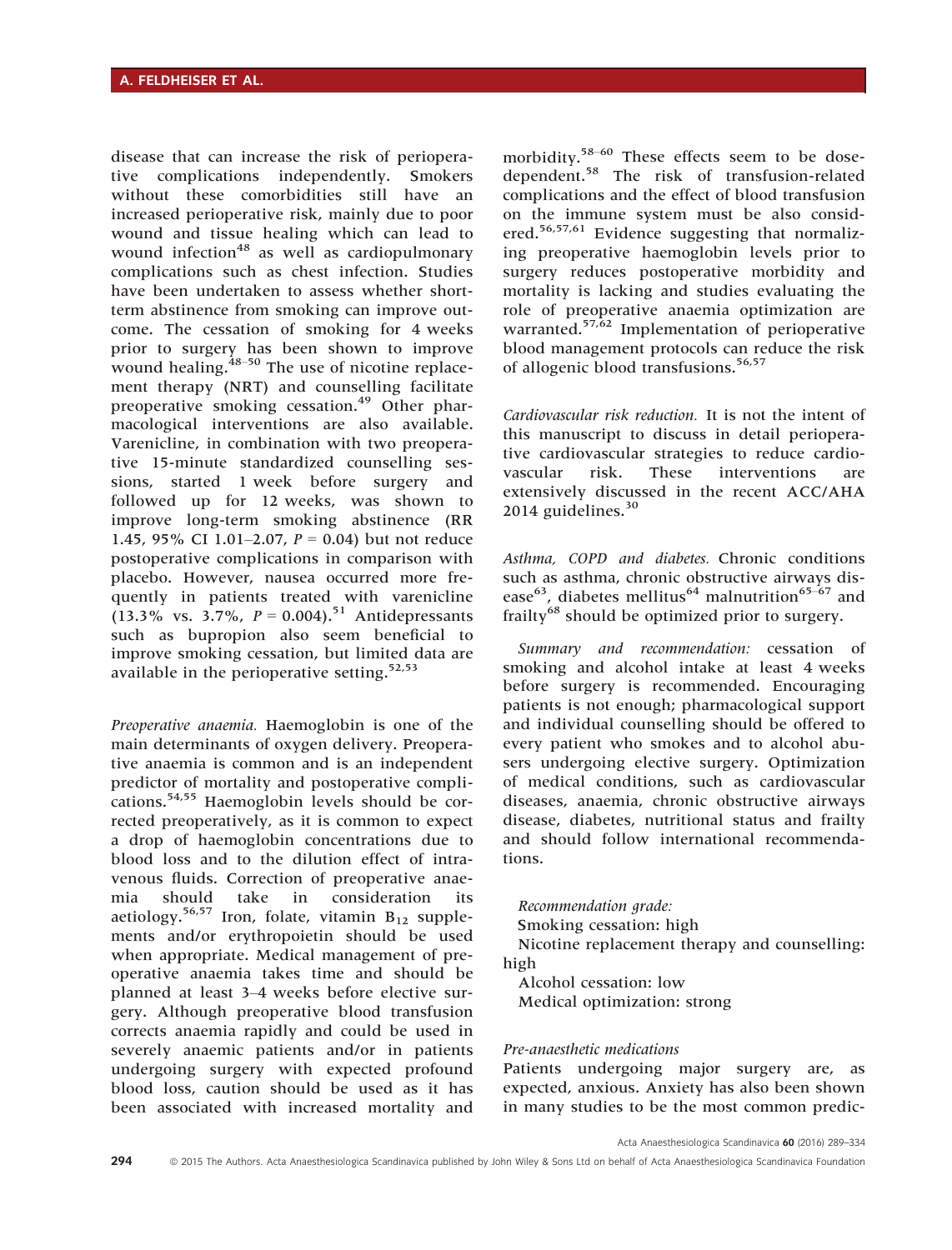disease that can increase the risk of perioperative complications independently. Smokers without these comorbidities still have an increased perioperative risk, mainly due to poor wound and tissue healing which can lead to wound infection[48] as well as cardiopulmonary complications such as chest infection. Studies have been undertaken to assess whether short-term abstinence from smoking can improve outcome. The cessation of smoking for 4 weeks prior to surgery has been shown to improve wound healing.[48–50] The use of nicotine replacement therapy (NRT) and counselling facilitate preoperative smoking cessation.[49] Other pharmacological interventions are also available. Varenicline, in combination with two preoperative 15-minute standardized counselling sessions, started 1 week before surgery and followed up for 12 weeks, was shown to improve long-term smoking abstinence (RR 1.45, 95% CI 1.01–2.07, $P = 0.04$) but not reduce postoperative complications in comparison with placebo. However, nausea occurred more frequently in patients treated with varenicline (13.3% vs. 3.7%, $P = 0.004$).[51] Antidepressants such as bupropion also seem beneficial to improve smoking cessation, but limited data are available in the perioperative setting.[52,53]

*Preoperative anaemia.* Haemoglobin is one of the main determinants of oxygen delivery. Preoperative anaemia is common and is an independent predictor of mortality and postoperative complications.[54,55] Haemoglobin levels should be corrected preoperatively, as it is common to expect a drop of haemoglobin concentrations due to blood loss and to the dilution effect of intravenous fluids. Correction of preoperative anaemia should take in consideration its aetiology.[56,57] Iron, folate, vitamin $B_{12}$ supplements and/or erythropoietin should be used when appropriate. Medical management of preoperative anaemia takes time and should be planned at least 3–4 weeks before elective surgery. Although preoperative blood transfusion corrects anaemia rapidly and could be used in severely anaemic patients and/or in patients undergoing surgery with expected profound blood loss, caution should be used as it has been associated with increased mortality and morbidity.[58–60] These effects seem to be dose-dependent.[58] The risk of transfusion-related complications and the effect of blood transfusion on the immune system must be also considered.[56,57,61] Evidence suggesting that normalizing preoperative haemoglobin levels prior to surgery reduces postoperative morbidity and mortality is lacking and studies evaluating the role of preoperative anaemia optimization are warranted.[57,62] Implementation of perioperative blood management protocols can reduce the risk of allogenic blood transfusions.[56,57]

*Cardiovascular risk reduction.* It is not the intent of this manuscript to discuss in detail perioperative cardiovascular strategies to reduce cardiovascular risk. These interventions are extensively discussed in the recent ACC/AHA 2014 guidelines.[30]

*Asthma, COPD and diabetes.* Chronic conditions such as asthma, chronic obstructive airways disease[63], diabetes mellitus[64] malnutrition[65–67] and frailty[68] should be optimized prior to surgery.

*Summary and recommendation:* cessation of smoking and alcohol intake at least 4 weeks before surgery is recommended. Encouraging patients is not enough; pharmacological support and individual counselling should be offered to every patient who smokes and to alcohol abusers undergoing elective surgery. Optimization of medical conditions, such as cardiovascular diseases, anaemia, chronic obstructive airways disease, diabetes, nutritional status and frailty and should follow international recommendations.

*Recommendation grade:*
Smoking cessation: high
Nicotine replacement therapy and counselling: high
Alcohol cessation: low
Medical optimization: strong

### Pre-anaesthetic medications

Patients undergoing major surgery are, as expected, anxious. Anxiety has also been shown in many studies to be the most common predic-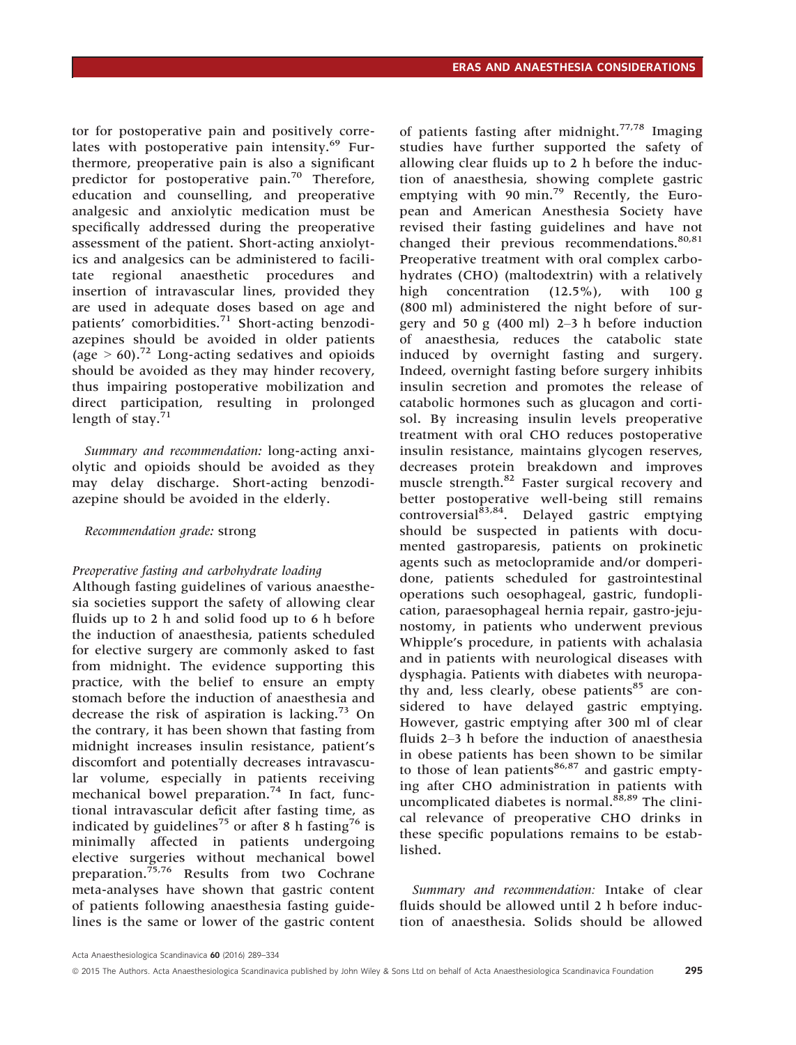tor for postoperative pain and positively correlates with postoperative pain intensity.[69] Furthermore, preoperative pain is also a significant predictor for postoperative pain.[70] Therefore, education and counselling, and preoperative analgesic and anxiolytic medication must be specifically addressed during the preoperative assessment of the patient. Short-acting anxiolytics and analgesics can be administered to facilitate regional anaesthetic procedures and insertion of intravascular lines, provided they are used in adequate doses based on age and patients' comorbidities.[71] Short-acting benzodiazepines should be avoided in older patients (age > 60).[72] Long-acting sedatives and opioids should be avoided as they may hinder recovery, thus impairing postoperative mobilization and direct participation, resulting in prolonged length of stay.[71]

*Summary and recommendation:* long-acting anxiolytic and opioids should be avoided as they may delay discharge. Short-acting benzodiazepine should be avoided in the elderly.

*Recommendation grade:* strong

*Preoperative fasting and carbohydrate loading*

Although fasting guidelines of various anaesthesia societies support the safety of allowing clear fluids up to 2 h and solid food up to 6 h before the induction of anaesthesia, patients scheduled for elective surgery are commonly asked to fast from midnight. The evidence supporting this practice, with the belief to ensure an empty stomach before the induction of anaesthesia and decrease the risk of aspiration is lacking.[73] On the contrary, it has been shown that fasting from midnight increases insulin resistance, patient's discomfort and potentially decreases intravascular volume, especially in patients receiving mechanical bowel preparation.[74] In fact, functional intravascular deficit after fasting time, as indicated by guidelines[75] or after 8 h fasting[76] is minimally affected in patients undergoing elective surgeries without mechanical bowel preparation.[75,76] Results from two Cochrane meta-analyses have shown that gastric content of patients following anaesthesia fasting guidelines is the same or lower of the gastric content of patients fasting after midnight.[77,78] Imaging studies have further supported the safety of allowing clear fluids up to 2 h before the induction of anaesthesia, showing complete gastric emptying with 90 min.[79] Recently, the European and American Anesthesia Society have revised their fasting guidelines and have not changed their previous recommendations.[80,81] Preoperative treatment with oral complex carbohydrates (CHO) (maltodextrin) with a relatively high concentration (12.5%), with 100 g (800 ml) administered the night before of surgery and 50 g (400 ml) 2–3 h before induction of anaesthesia, reduces the catabolic state induced by overnight fasting and surgery. Indeed, overnight fasting before surgery inhibits insulin secretion and promotes the release of catabolic hormones such as glucagon and cortisol. By increasing insulin levels preoperative treatment with oral CHO reduces postoperative insulin resistance, maintains glycogen reserves, decreases protein breakdown and improves muscle strength.[82] Faster surgical recovery and better postoperative well-being still remains controversial[83,84]. Delayed gastric emptying should be suspected in patients with documented gastroparesis, patients on prokinetic agents such as metoclopramide and/or domperidone, patients scheduled for gastrointestinal operations such oesophageal, gastric, fundoplication, paraesophageal hernia repair, gastro-jejunostomy, in patients who underwent previous Whipple's procedure, in patients with achalasia and in patients with neurological diseases with dysphagia. Patients with diabetes with neuropathy and, less clearly, obese patients[85] are considered to have delayed gastric emptying. However, gastric emptying after 300 ml of clear fluids 2–3 h before the induction of anaesthesia in obese patients has been shown to be similar to those of lean patients[86,87] and gastric emptying after CHO administration in patients with uncomplicated diabetes is normal.[88,89] The clinical relevance of preoperative CHO drinks in these specific populations remains to be established.

*Summary and recommendation:* Intake of clear fluids should be allowed until 2 h before induction of anaesthesia. Solids should be allowed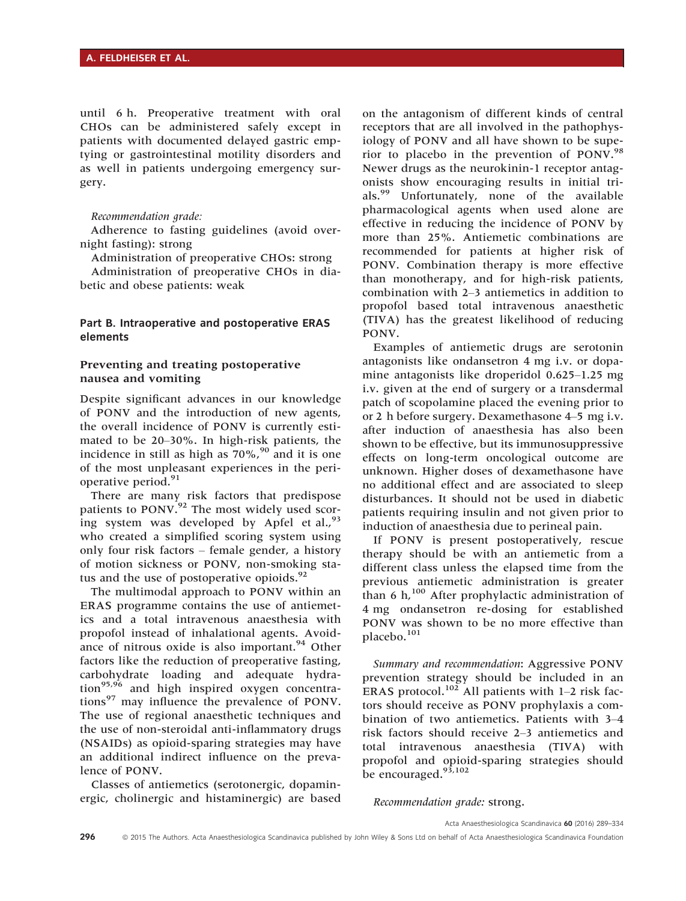until 6 h. Preoperative treatment with oral CHOs can be administered safely except in patients with documented delayed gastric emptying or gastrointestinal motility disorders and as well in patients undergoing emergency surgery.

*Recommendation grade:*

Adherence to fasting guidelines (avoid overnight fasting): strong

Administration of preoperative CHOs: strong

Administration of preoperative CHOs in diabetic and obese patients: weak

## Part B. Intraoperative and postoperative ERAS elements

### Preventing and treating postoperative nausea and vomiting

Despite significant advances in our knowledge of PONV and the introduction of new agents, the overall incidence of PONV is currently estimated to be 20–30%. In high-risk patients, the incidence in still as high as 70%,[90] and it is one of the most unpleasant experiences in the perioperative period.[91]

There are many risk factors that predispose patients to PONV.[92] The most widely used scoring system was developed by Apfel et al.,[93] who created a simplified scoring system using only four risk factors – female gender, a history of motion sickness or PONV, non-smoking status and the use of postoperative opioids.[92]

The multimodal approach to PONV within an ERAS programme contains the use of antiemetics and a total intravenous anaesthesia with propofol instead of inhalational agents. Avoidance of nitrous oxide is also important.[94] Other factors like the reduction of preoperative fasting, carbohydrate loading and adequate hydration[95,96] and high inspired oxygen concentrations[97] may influence the prevalence of PONV. The use of regional anaesthetic techniques and the use of non-steroidal anti-inflammatory drugs (NSAIDs) as opioid-sparing strategies may have an additional indirect influence on the prevalence of PONV.

Classes of antiemetics (serotonergic, dopaminergic, cholinergic and histaminergic) are based on the antagonism of different kinds of central receptors that are all involved in the pathophysiology of PONV and all have shown to be superior to placebo in the prevention of PONV.[98] Newer drugs as the neurokinin-1 receptor antagonists show encouraging results in initial trials.[99] Unfortunately, none of the available pharmacological agents when used alone are effective in reducing the incidence of PONV by more than 25%. Antiemetic combinations are recommended for patients at higher risk of PONV. Combination therapy is more effective than monotherapy, and for high-risk patients, combination with 2–3 antiemetics in addition to propofol based total intravenous anaesthetic (TIVA) has the greatest likelihood of reducing PONV.

Examples of antiemetic drugs are serotonin antagonists like ondansetron 4 mg i.v. or dopamine antagonists like droperidol 0.625–1.25 mg i.v. given at the end of surgery or a transdermal patch of scopolamine placed the evening prior to or 2 h before surgery. Dexamethasone 4–5 mg i.v. after induction of anaesthesia has also been shown to be effective, but its immunosuppressive effects on long-term oncological outcome are unknown. Higher doses of dexamethasone have no additional effect and are associated to sleep disturbances. It should not be used in diabetic patients requiring insulin and not given prior to induction of anaesthesia due to perineal pain.

If PONV is present postoperatively, rescue therapy should be with an antiemetic from a different class unless the elapsed time from the previous antiemetic administration is greater than 6 h,[100] After prophylactic administration of 4 mg ondansetron re-dosing for established PONV was shown to be no more effective than placebo.[101]

*Summary and recommendation*: Aggressive PONV prevention strategy should be included in an ERAS protocol.[102] All patients with 1–2 risk factors should receive as PONV prophylaxis a combination of two antiemetics. Patients with 3–4 risk factors should receive 2–3 antiemetics and total intravenous anaesthesia (TIVA) with propofol and opioid-sparing strategies should be encouraged.[93,102]

*Recommendation grade:* strong.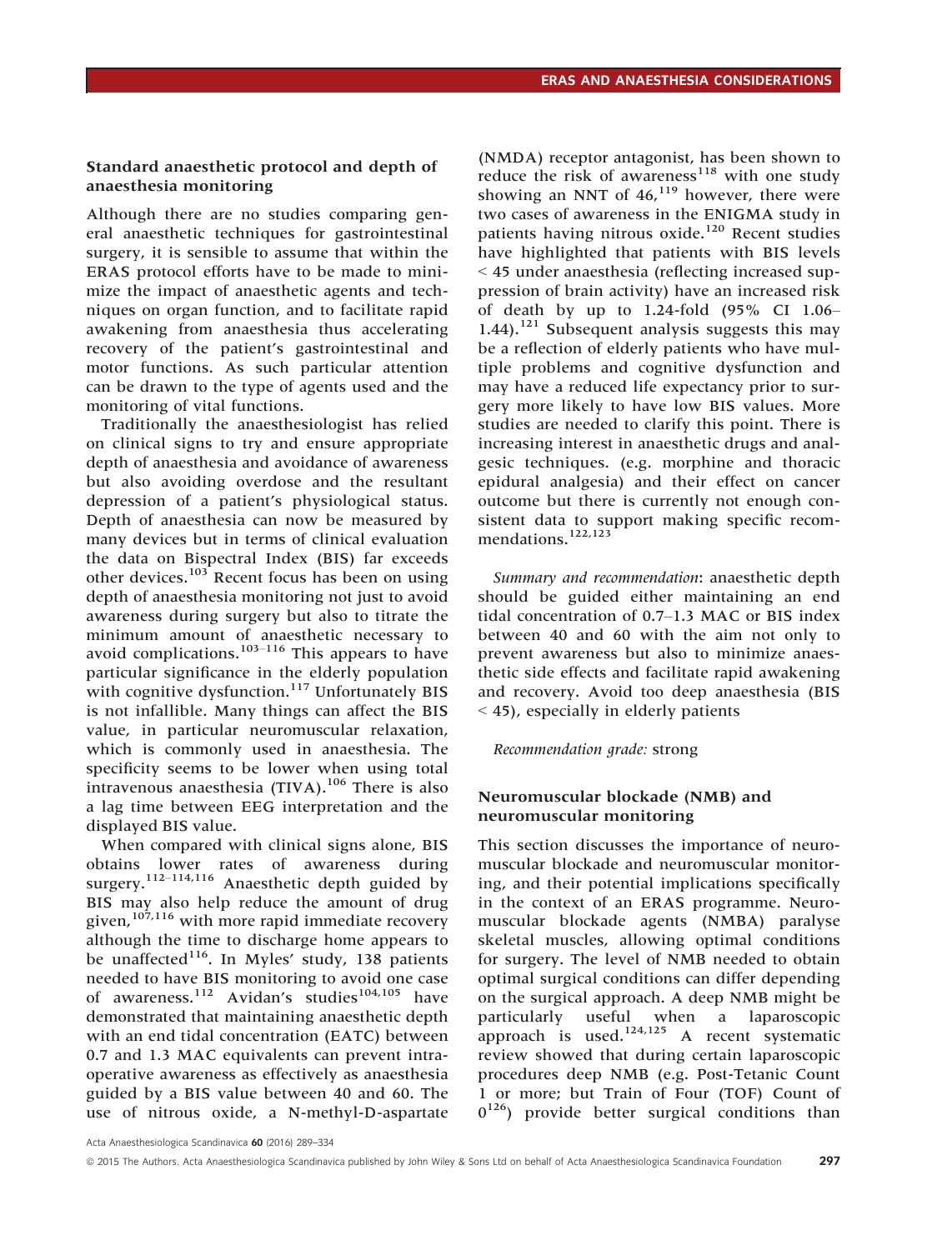### Standard anaesthetic protocol and depth of anaesthesia monitoring

Although there are no studies comparing general anaesthetic techniques for gastrointestinal surgery, it is sensible to assume that within the ERAS protocol efforts have to be made to minimize the impact of anaesthetic agents and techniques on organ function, and to facilitate rapid awakening from anaesthesia thus accelerating recovery of the patient's gastrointestinal and motor functions. As such particular attention can be drawn to the type of agents used and the monitoring of vital functions.

Traditionally the anaesthesiologist has relied on clinical signs to try and ensure appropriate depth of anaesthesia and avoidance of awareness but also avoiding overdose and the resultant depression of a patient's physiological status. Depth of anaesthesia can now be measured by many devices but in terms of clinical evaluation the data on Bispectral Index (BIS) far exceeds other devices.[103] Recent focus has been on using depth of anaesthesia monitoring not just to avoid awareness during surgery but also to titrate the minimum amount of anaesthetic necessary to avoid complications.[103–116] This appears to have particular significance in the elderly population with cognitive dysfunction.[117] Unfortunately BIS is not infallible. Many things can affect the BIS value, in particular neuromuscular relaxation, which is commonly used in anaesthesia. The specificity seems to be lower when using total intravenous anaesthesia (TIVA).[106] There is also a lag time between EEG interpretation and the displayed BIS value.

When compared with clinical signs alone, BIS obtains lower rates of awareness during surgery.[112–114,116] Anaesthetic depth guided by BIS may also help reduce the amount of drug given,[107,116] with more rapid immediate recovery although the time to discharge home appears to be unaffected[116]. In Myles' study, 138 patients needed to have BIS monitoring to avoid one case of awareness.[112] Avidan's studies[104,105] have demonstrated that maintaining anaesthetic depth with an end tidal concentration (EATC) between 0.7 and 1.3 MAC equivalents can prevent intraoperative awareness as effectively as anaesthesia guided by a BIS value between 40 and 60. The use of nitrous oxide, a N-methyl-D-aspartate (NMDA) receptor antagonist, has been shown to reduce the risk of awareness[118] with one study showing an NNT of 46,[119] however, there were two cases of awareness in the ENIGMA study in patients having nitrous oxide.[120] Recent studies have highlighted that patients with BIS levels < 45 under anaesthesia (reflecting increased suppression of brain activity) have an increased risk of death by up to 1.24-fold (95% CI 1.06–1.44).[121] Subsequent analysis suggests this may be a reflection of elderly patients who have multiple problems and cognitive dysfunction and may have a reduced life expectancy prior to surgery more likely to have low BIS values. More studies are needed to clarify this point. There is increasing interest in anaesthetic drugs and analgesic techniques. (e.g. morphine and thoracic epidural analgesia) and their effect on cancer outcome but there is currently not enough consistent data to support making specific recommendations.[122,123]

*Summary and recommendation*: anaesthetic depth should be guided either maintaining an end tidal concentration of 0.7–1.3 MAC or BIS index between 40 and 60 with the aim not only to prevent awareness but also to minimize anaesthetic side effects and facilitate rapid awakening and recovery. Avoid too deep anaesthesia (BIS < 45), especially in elderly patients

*Recommendation grade:* strong

### Neuromuscular blockade (NMB) and neuromuscular monitoring

This section discusses the importance of neuromuscular blockade and neuromuscular monitoring, and their potential implications specifically in the context of an ERAS programme. Neuromuscular blockade agents (NMBA) paralyse skeletal muscles, allowing optimal conditions for surgery. The level of NMB needed to obtain optimal surgical conditions can differ depending on the surgical approach. A deep NMB might be particularly useful when a laparoscopic approach is used.[124,125] A recent systematic review showed that during certain laparoscopic procedures deep NMB (e.g. Post-Tetanic Count 1 or more; but Train of Four (TOF) Count of 0[126]) provide better surgical conditions than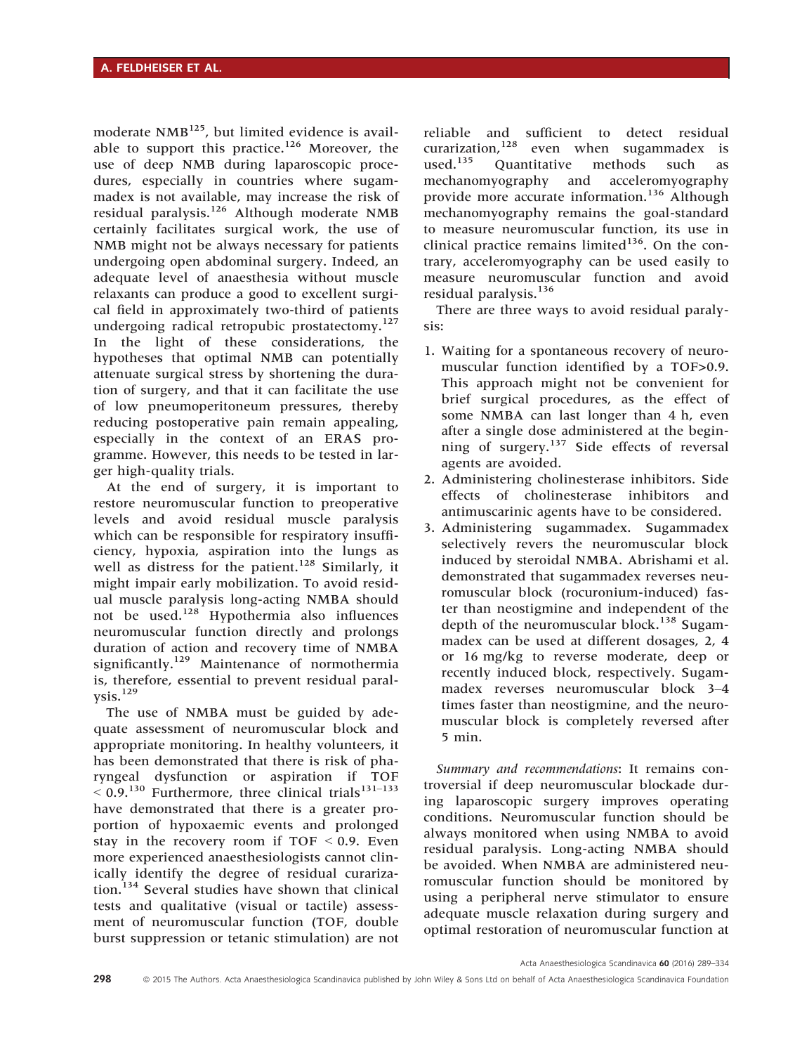moderate NMB[125], but limited evidence is available to support this practice.[126] Moreover, the use of deep NMB during laparoscopic procedures, especially in countries where sugammadex is not available, may increase the risk of residual paralysis.[126] Although moderate NMB certainly facilitates surgical work, the use of NMB might not be always necessary for patients undergoing open abdominal surgery. Indeed, an adequate level of anaesthesia without muscle relaxants can produce a good to excellent surgical field in approximately two-third of patients undergoing radical retropubic prostatectomy.[127] In the light of these considerations, the hypotheses that optimal NMB can potentially attenuate surgical stress by shortening the duration of surgery, and that it can facilitate the use of low pneumoperitoneum pressures, thereby reducing postoperative pain remain appealing, especially in the context of an ERAS programme. However, this needs to be tested in larger high-quality trials.

At the end of surgery, it is important to restore neuromuscular function to preoperative levels and avoid residual muscle paralysis which can be responsible for respiratory insufficiency, hypoxia, aspiration into the lungs as well as distress for the patient.[128] Similarly, it might impair early mobilization. To avoid residual muscle paralysis long-acting NMBA should not be used.[128] Hypothermia also influences neuromuscular function directly and prolongs duration of action and recovery time of NMBA significantly.[129] Maintenance of normothermia is, therefore, essential to prevent residual paralysis.[129]

The use of NMBA must be guided by adequate assessment of neuromuscular block and appropriate monitoring. In healthy volunteers, it has been demonstrated that there is risk of pharyngeal dysfunction or aspiration if TOF < 0.9.[130] Furthermore, three clinical trials[131–133] have demonstrated that there is a greater proportion of hypoxaemic events and prolonged stay in the recovery room if TOF < 0.9. Even more experienced anaesthesiologists cannot clinically identify the degree of residual curarization.[134] Several studies have shown that clinical tests and qualitative (visual or tactile) assessment of neuromuscular function (TOF, double burst suppression or tetanic stimulation) are not reliable and sufficient to detect residual curarization,[128] even when sugammadex is used.[135] Quantitative methods such as mechanomyography and acceleromyography provide more accurate information.[136] Although mechanomyography remains the goal-standard to measure neuromuscular function, its use in clinical practice remains limited[136]. On the contrary, acceleromyography can be used easily to measure neuromuscular function and avoid residual paralysis.[136]

There are three ways to avoid residual paralysis:

1. Waiting for a spontaneous recovery of neuromuscular function identified by a TOF>0.9. This approach might not be convenient for brief surgical procedures, as the effect of some NMBA can last longer than 4 h, even after a single dose administered at the beginning of surgery.[137] Side effects of reversal agents are avoided.
2. Administering cholinesterase inhibitors. Side effects of cholinesterase inhibitors and antimuscarinic agents have to be considered.
3. Administering sugammadex. Sugammadex selectively revers the neuromuscular block induced by steroidal NMBA. Abrishami et al. demonstrated that sugammadex reverses neuromuscular block (rocuronium-induced) faster than neostigmine and independent of the depth of the neuromuscular block.[138] Sugammadex can be used at different dosages, 2, 4 or 16 mg/kg to reverse moderate, deep or recently induced block, respectively. Sugammadex reverses neuromuscular block 3–4 times faster than neostigmine, and the neuromuscular block is completely reversed after 5 min.

*Summary and recommendations*: It remains controversial if deep neuromuscular blockade during laparoscopic surgery improves operating conditions. Neuromuscular function should be always monitored when using NMBA to avoid residual paralysis. Long-acting NMBA should be avoided. When NMBA are administered neuromuscular function should be monitored by using a peripheral nerve stimulator to ensure adequate muscle relaxation during surgery and optimal restoration of neuromuscular function at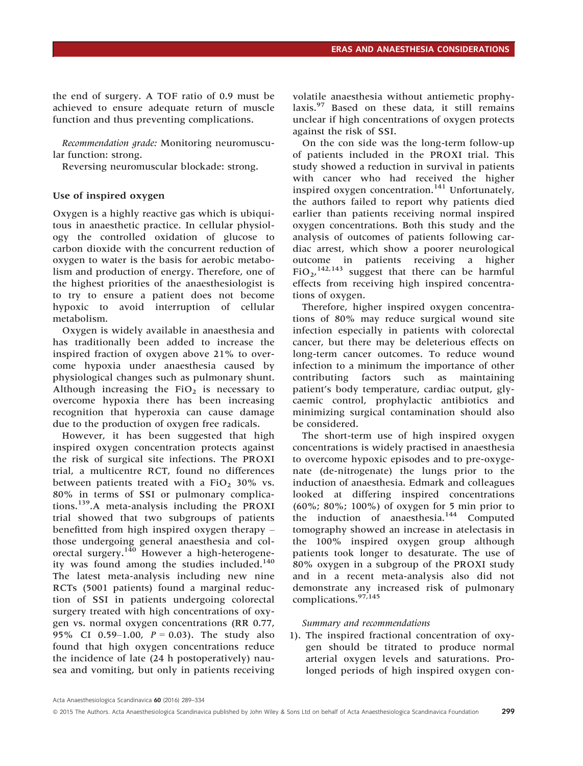the end of surgery. A TOF ratio of 0.9 must be achieved to ensure adequate return of muscle function and thus preventing complications.

*Recommendation grade:* Monitoring neuromuscular function: strong.

Reversing neuromuscular blockade: strong.

### Use of inspired oxygen

Oxygen is a highly reactive gas which is ubiquitous in anaesthetic practice. In cellular physiology the controlled oxidation of glucose to carbon dioxide with the concurrent reduction of oxygen to water is the basis for aerobic metabolism and production of energy. Therefore, one of the highest priorities of the anaesthesiologist is to try to ensure a patient does not become hypoxic to avoid interruption of cellular metabolism.

Oxygen is widely available in anaesthesia and has traditionally been added to increase the inspired fraction of oxygen above 21% to overcome hypoxia under anaesthesia caused by physiological changes such as pulmonary shunt. Although increasing the $FiO_2$ is necessary to overcome hypoxia there has been increasing recognition that hyperoxia can cause damage due to the production of oxygen free radicals.

However, it has been suggested that high inspired oxygen concentration protects against the risk of surgical site infections. The PROXI trial, a multicentre RCT, found no differences between patients treated with a $FiO_2$ 30% vs. 80% in terms of SSI or pulmonary complications.[139] A meta-analysis including the PROXI trial showed that two subgroups of patients benefitted from high inspired oxygen therapy – those undergoing general anaesthesia and colorectal surgery.[140] However a high-heterogeneity was found among the studies included.[140] The latest meta-analysis including new nine RCTs (5001 patients) found a marginal reduction of SSI in patients undergoing colorectal surgery treated with high concentrations of oxygen vs. normal oxygen concentrations (RR 0.77, 95% CI 0.59–1.00, $P = 0.03$). The study also found that high oxygen concentrations reduce the incidence of late (24 h postoperatively) nausea and vomiting, but only in patients receiving volatile anaesthesia without antiemetic prophylaxis.[97] Based on these data, it still remains unclear if high concentrations of oxygen protects against the risk of SSI.

On the con side was the long-term follow-up of patients included in the PROXI trial. This study showed a reduction in survival in patients with cancer who had received the higher inspired oxygen concentration.[141] Unfortunately, the authors failed to report why patients died earlier than patients receiving normal inspired oxygen concentrations. Both this study and the analysis of outcomes of patients following cardiac arrest, which show a poorer neurological outcome in patients receiving a higher $FiO_2$,[142,143] suggest that there can be harmful effects from receiving high inspired concentrations of oxygen.

Therefore, higher inspired oxygen concentrations of 80% may reduce surgical wound site infection especially in patients with colorectal cancer, but there may be deleterious effects on long-term cancer outcomes. To reduce wound infection to a minimum the importance of other contributing factors such as maintaining patient's body temperature, cardiac output, glycaemic control, prophylactic antibiotics and minimizing surgical contamination should also be considered.

The short-term use of high inspired oxygen concentrations is widely practised in anaesthesia to overcome hypoxic episodes and to pre-oxygenate (de-nitrogenate) the lungs prior to the induction of anaesthesia. Edmark and colleagues looked at differing inspired concentrations (60%; 80%; 100%) of oxygen for 5 min prior to the induction of anaesthesia.[144] Computed tomography showed an increase in atelectasis in the 100% inspired oxygen group although patients took longer to desaturate. The use of 80% oxygen in a subgroup of the PROXI study and in a recent meta-analysis also did not demonstrate any increased risk of pulmonary complications.[97,145]

#### *Summary and recommendations*

1). The inspired fractional concentration of oxygen should be titrated to produce normal arterial oxygen levels and saturations. Prolonged periods of high inspired oxygen con-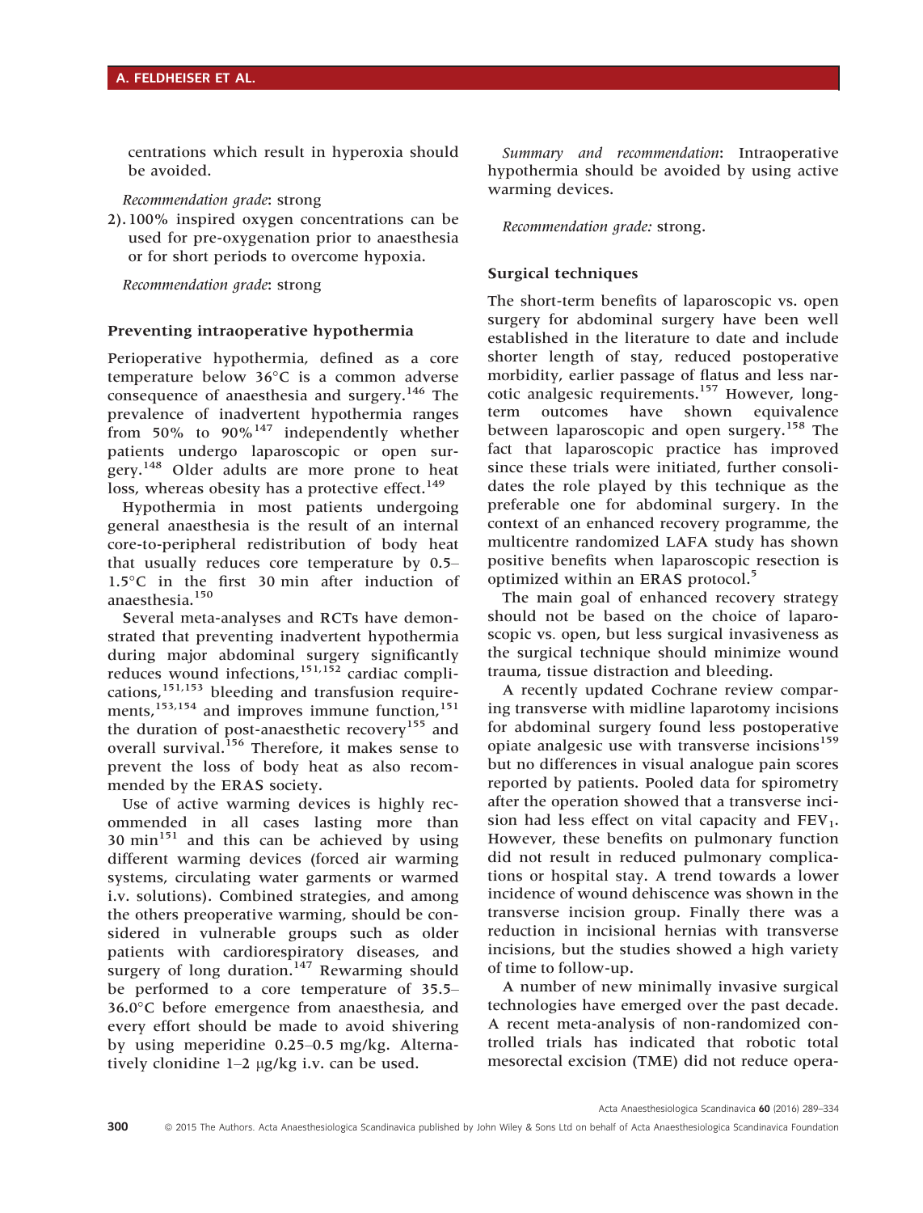centrations which result in hyperoxia should be avoided.

*Recommendation grade*: strong

2). 100% inspired oxygen concentrations can be used for pre-oxygenation prior to anaesthesia or for short periods to overcome hypoxia.

*Recommendation grade*: strong

### Preventing intraoperative hypothermia

Perioperative hypothermia, defined as a core temperature below 36°C is a common adverse consequence of anaesthesia and surgery.[146] The prevalence of inadvertent hypothermia ranges from 50% to 90%[147] independently whether patients undergo laparoscopic or open surgery.[148] Older adults are more prone to heat loss, whereas obesity has a protective effect.[149]

Hypothermia in most patients undergoing general anaesthesia is the result of an internal core-to-peripheral redistribution of body heat that usually reduces core temperature by 0.5–1.5°C in the first 30 min after induction of anaesthesia.[150]

Several meta-analyses and RCTs have demonstrated that preventing inadvertent hypothermia during major abdominal surgery significantly reduces wound infections,[151,152] cardiac complications,[151,153] bleeding and transfusion requirements,[153,154] and improves immune function,[151] the duration of post-anaesthetic recovery[155] and overall survival.[156] Therefore, it makes sense to prevent the loss of body heat as also recommended by the ERAS society.

Use of active warming devices is highly recommended in all cases lasting more than 30 min[151] and this can be achieved by using different warming devices (forced air warming systems, circulating water garments or warmed i.v. solutions). Combined strategies, and among the others preoperative warming, should be considered in vulnerable groups such as older patients with cardiorespiratory diseases, and surgery of long duration.[147] Rewarming should be performed to a core temperature of 35.5–36.0°C before emergence from anaesthesia, and every effort should be made to avoid shivering by using meperidine 0.25–0.5 mg/kg. Alternatively clonidine 1–2 μg/kg i.v. can be used.

*Summary and recommendation*: Intraoperative hypothermia should be avoided by using active warming devices.

*Recommendation grade:* strong.

### Surgical techniques

The short-term benefits of laparoscopic vs. open surgery for abdominal surgery have been well established in the literature to date and include shorter length of stay, reduced postoperative morbidity, earlier passage of flatus and less narcotic analgesic requirements.[157] However, long-term outcomes have shown equivalence between laparoscopic and open surgery.[158] The fact that laparoscopic practice has improved since these trials were initiated, further consolidates the role played by this technique as the preferable one for abdominal surgery. In the context of an enhanced recovery programme, the multicentre randomized LAFA study has shown positive benefits when laparoscopic resection is optimized within an ERAS protocol.[5]

The main goal of enhanced recovery strategy should not be based on the choice of laparoscopic vs. open, but less surgical invasiveness as the surgical technique should minimize wound trauma, tissue distraction and bleeding.

A recently updated Cochrane review comparing transverse with midline laparotomy incisions for abdominal surgery found less postoperative opiate analgesic use with transverse incisions[159] but no differences in visual analogue pain scores reported by patients. Pooled data for spirometry after the operation showed that a transverse incision had less effect on vital capacity and $FEV_1$. However, these benefits on pulmonary function did not result in reduced pulmonary complications or hospital stay. A trend towards a lower incidence of wound dehiscence was shown in the transverse incision group. Finally there was a reduction in incisional hernias with transverse incisions, but the studies showed a high variety of time to follow-up.

A number of new minimally invasive surgical technologies have emerged over the past decade. A recent meta-analysis of non-randomized controlled trials has indicated that robotic total mesorectal excision (TME) did not reduce opera-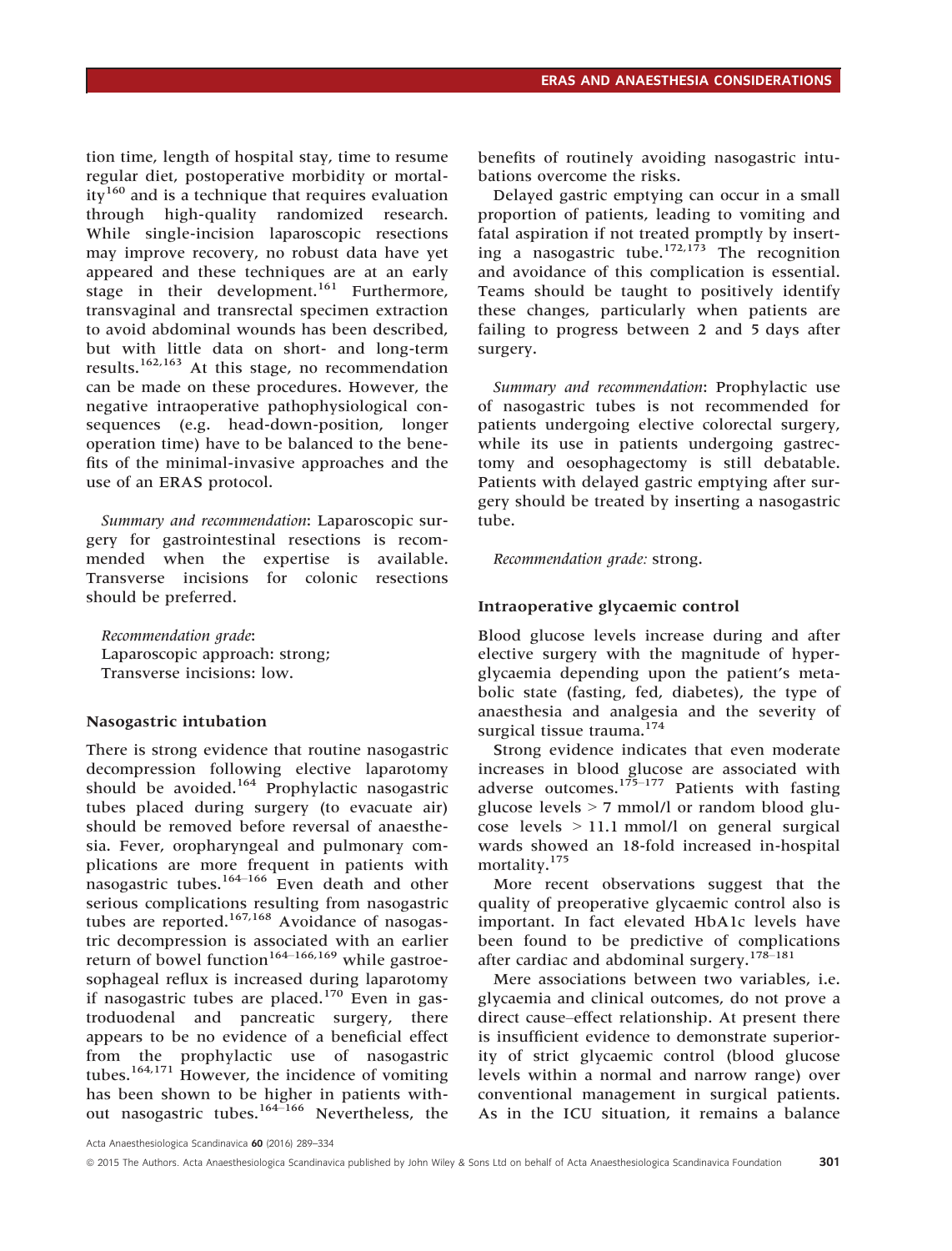tion time, length of hospital stay, time to resume regular diet, postoperative morbidity or mortality[160] and is a technique that requires evaluation through high-quality randomized research. While single-incision laparoscopic resections may improve recovery, no robust data have yet appeared and these techniques are at an early stage in their development.[161] Furthermore, transvaginal and transrectal specimen extraction to avoid abdominal wounds has been described, but with little data on short- and long-term results.[162,163] At this stage, no recommendation can be made on these procedures. However, the negative intraoperative pathophysiological consequences (e.g. head-down-position, longer operation time) have to be balanced to the benefits of the minimal-invasive approaches and the use of an ERAS protocol.

*Summary and recommendation*: Laparoscopic surgery for gastrointestinal resections is recommended when the expertise is available. Transverse incisions for colonic resections should be preferred.

*Recommendation grade*:
Laparoscopic approach: strong;
Transverse incisions: low.

### Nasogastric intubation

There is strong evidence that routine nasogastric decompression following elective laparotomy should be avoided.[164] Prophylactic nasogastric tubes placed during surgery (to evacuate air) should be removed before reversal of anaesthesia. Fever, oropharyngeal and pulmonary complications are more frequent in patients with nasogastric tubes.[164–166] Even death and other serious complications resulting from nasogastric tubes are reported.[167,168] Avoidance of nasogastric decompression is associated with an earlier return of bowel function[164–166,169] while gastroesophageal reflux is increased during laparotomy if nasogastric tubes are placed.[170] Even in gastroduodenal and pancreatic surgery, there appears to be no evidence of a beneficial effect from the prophylactic use of nasogastric tubes.[164,171] However, the incidence of vomiting has been shown to be higher in patients without nasogastric tubes.[164–166] Nevertheless, the benefits of routinely avoiding nasogastric intubations overcome the risks.

Delayed gastric emptying can occur in a small proportion of patients, leading to vomiting and fatal aspiration if not treated promptly by inserting a nasogastric tube.[172,173] The recognition and avoidance of this complication is essential. Teams should be taught to positively identify these changes, particularly when patients are failing to progress between 2 and 5 days after surgery.

*Summary and recommendation*: Prophylactic use of nasogastric tubes is not recommended for patients undergoing elective colorectal surgery, while its use in patients undergoing gastrectomy and oesophagectomy is still debatable. Patients with delayed gastric emptying after surgery should be treated by inserting a nasogastric tube.

*Recommendation grade:* strong.

### Intraoperative glycaemic control

Blood glucose levels increase during and after elective surgery with the magnitude of hyperglycaemia depending upon the patient's metabolic state (fasting, fed, diabetes), the type of anaesthesia and analgesia and the severity of surgical tissue trauma.[174]

Strong evidence indicates that even moderate increases in blood glucose are associated with adverse outcomes.[175–177] Patients with fasting glucose levels > 7 mmol/l or random blood glucose levels > 11.1 mmol/l on general surgical wards showed an 18-fold increased in-hospital mortality.[175]

More recent observations suggest that the quality of preoperative glycaemic control also is important. In fact elevated HbA1c levels have been found to be predictive of complications after cardiac and abdominal surgery.[178–181]

Mere associations between two variables, i.e. glycaemia and clinical outcomes, do not prove a direct cause–effect relationship. At present there is insufficient evidence to demonstrate superiority of strict glycaemic control (blood glucose levels within a normal and narrow range) over conventional management in surgical patients. As in the ICU situation, it remains a balance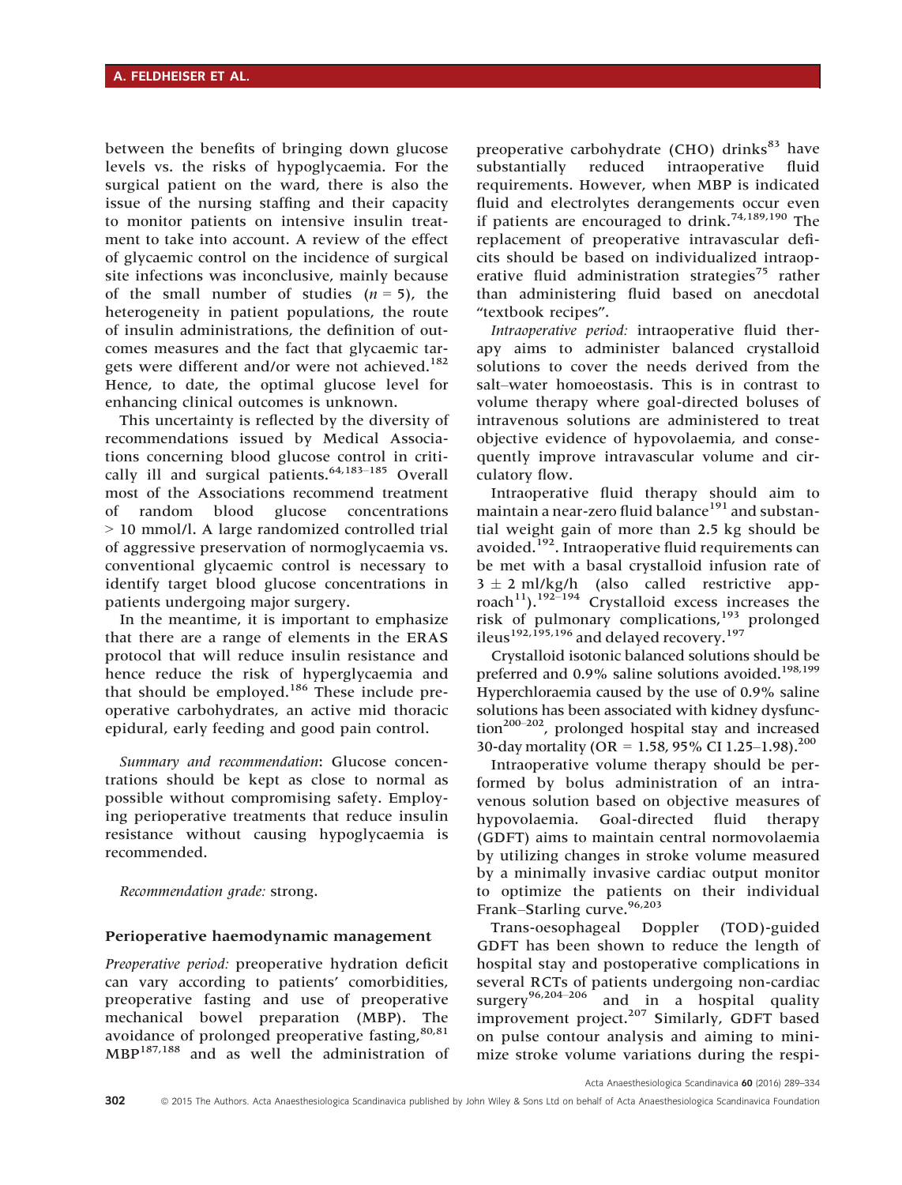between the benefits of bringing down glucose levels vs. the risks of hypoglycaemia. For the surgical patient on the ward, there is also the issue of the nursing staffing and their capacity to monitor patients on intensive insulin treatment to take into account. A review of the effect of glycaemic control on the incidence of surgical site infections was inconclusive, mainly because of the small number of studies ($n = 5$), the heterogeneity in patient populations, the route of insulin administrations, the definition of outcomes measures and the fact that glycaemic targets were different and/or were not achieved.[182] Hence, to date, the optimal glucose level for enhancing clinical outcomes is unknown.

This uncertainty is reflected by the diversity of recommendations issued by Medical Associations concerning blood glucose control in critically ill and surgical patients.[64,183–185] Overall most of the Associations recommend treatment of random blood glucose concentrations > 10 mmol/l. A large randomized controlled trial of aggressive preservation of normoglycaemia vs. conventional glycaemic control is necessary to identify target blood glucose concentrations in patients undergoing major surgery.

In the meantime, it is important to emphasize that there are a range of elements in the ERAS protocol that will reduce insulin resistance and hence reduce the risk of hyperglycaemia and that should be employed.[186] These include preoperative carbohydrates, an active mid thoracic epidural, early feeding and good pain control.

*Summary and recommendation*: Glucose concentrations should be kept as close to normal as possible without compromising safety. Employing perioperative treatments that reduce insulin resistance without causing hypoglycaemia is recommended.

*Recommendation grade:* strong.

### Perioperative haemodynamic management

*Preoperative period:* preoperative hydration deficit can vary according to patients' comorbidities, preoperative fasting and use of preoperative mechanical bowel preparation (MBP). The avoidance of prolonged preoperative fasting,[80,81] MBP[187,188] and as well the administration of preoperative carbohydrate (CHO) drinks[83] have substantially reduced intraoperative fluid requirements. However, when MBP is indicated fluid and electrolytes derangements occur even if patients are encouraged to drink.[74,189,190] The replacement of preoperative intravascular deficits should be based on individualized intraoperative fluid administration strategies[75] rather than administering fluid based on anecdotal "textbook recipes".

*Intraoperative period:* intraoperative fluid therapy aims to administer balanced crystalloid solutions to cover the needs derived from the salt–water homoeostasis. This is in contrast to volume therapy where goal-directed boluses of intravenous solutions are administered to treat objective evidence of hypovolaemia, and consequently improve intravascular volume and circulatory flow.

Intraoperative fluid therapy should aim to maintain a near-zero fluid balance[191] and substantial weight gain of more than 2.5 kg should be avoided.[192]. Intraoperative fluid requirements can be met with a basal crystalloid infusion rate of $3 \pm 2$ ml/kg/h (also called restrictive approach[11]).[192–194] Crystalloid excess increases the risk of pulmonary complications,[193] prolonged ileus[192,195,196] and delayed recovery.[197]

Crystalloid isotonic balanced solutions should be preferred and 0.9% saline solutions avoided.[198,199] Hyperchloraemia caused by the use of 0.9% saline solutions has been associated with kidney dysfunction[200–202], prolonged hospital stay and increased 30-day mortality (OR = 1.58, 95% CI 1.25–1.98).[200]

Intraoperative volume therapy should be performed by bolus administration of an intravenous solution based on objective measures of hypovolaemia. Goal-directed fluid therapy (GDFT) aims to maintain central normovolaemia by utilizing changes in stroke volume measured by a minimally invasive cardiac output monitor to optimize the patients on their individual Frank–Starling curve.[96,203]

Trans-oesophageal Doppler (TOD)-guided GDFT has been shown to reduce the length of hospital stay and postoperative complications in several RCTs of patients undergoing non-cardiac surgery[96,204–206] and in a hospital quality improvement project.[207] Similarly, GDFT based on pulse contour analysis and aiming to minimize stroke volume variations during the respi-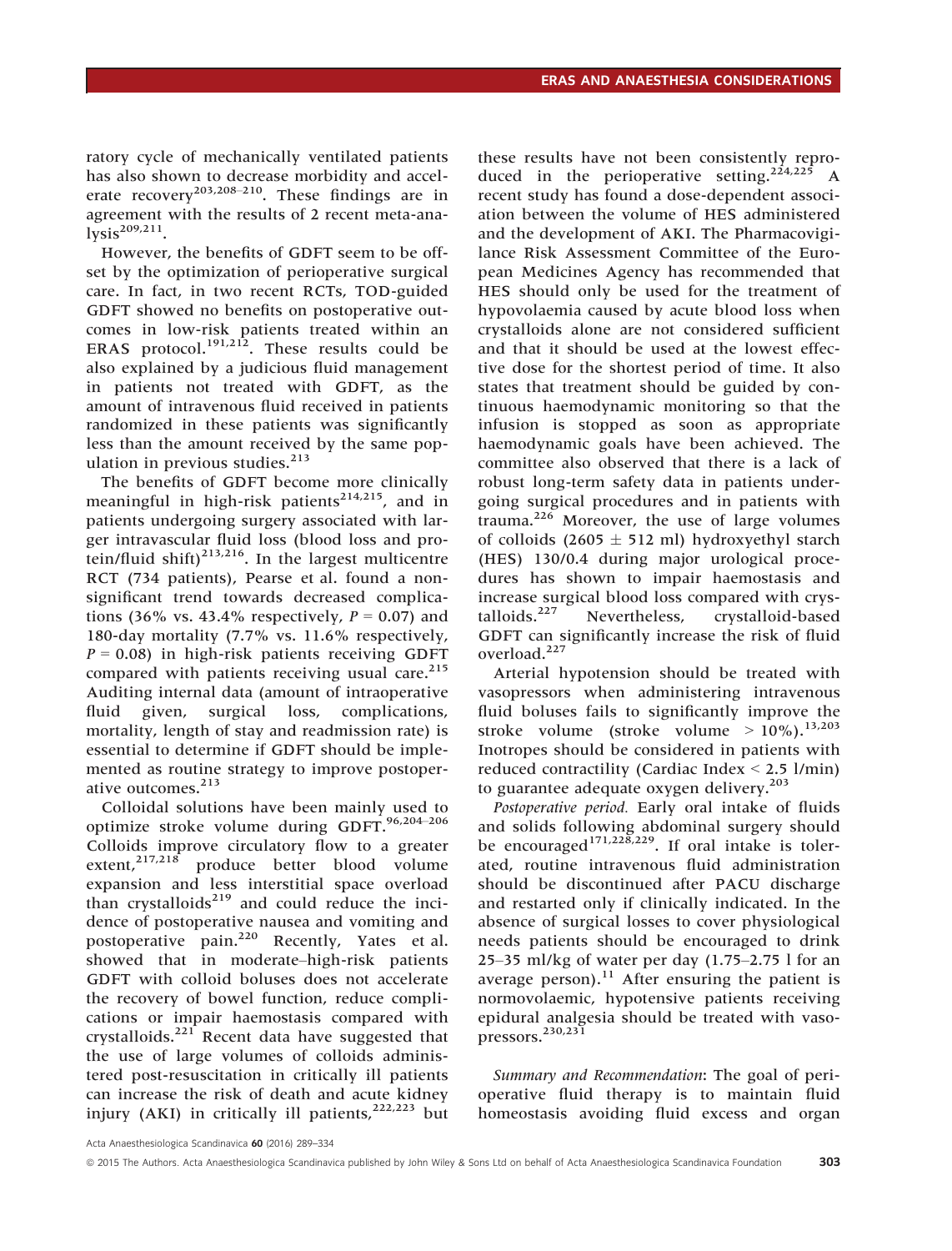ratory cycle of mechanically ventilated patients has also shown to decrease morbidity and accelerate recovery[203,208–210]. These findings are in agreement with the results of 2 recent meta-analysis[209,211].

However, the benefits of GDFT seem to be offset by the optimization of perioperative surgical care. In fact, in two recent RCTs, TOD-guided GDFT showed no benefits on postoperative outcomes in low-risk patients treated within an ERAS protocol.[191,212]. These results could be also explained by a judicious fluid management in patients not treated with GDFT, as the amount of intravenous fluid received in patients randomized in these patients was significantly less than the amount received by the same population in previous studies.[213]

The benefits of GDFT become more clinically meaningful in high-risk patients[214,215], and in patients undergoing surgery associated with larger intravascular fluid loss (blood loss and protein/fluid shift)[213,216]. In the largest multicentre RCT (734 patients), Pearse et al. found a non-significant trend towards decreased complications (36% vs. 43.4% respectively, $P = 0.07$) and 180-day mortality (7.7% vs. 11.6% respectively, $P = 0.08$) in high-risk patients receiving GDFT compared with patients receiving usual care.[215] Auditing internal data (amount of intraoperative fluid given, surgical loss, complications, mortality, length of stay and readmission rate) is essential to determine if GDFT should be implemented as routine strategy to improve postoperative outcomes.[213]

Colloidal solutions have been mainly used to optimize stroke volume during GDFT.[96,204–206] Colloids improve circulatory flow to a greater extent,[217,218] produce better blood volume expansion and less interstitial space overload than crystalloids[219] and could reduce the incidence of postoperative nausea and vomiting and postoperative pain.[220] Recently, Yates et al. showed that in moderate–high-risk patients GDFT with colloid boluses does not accelerate the recovery of bowel function, reduce complications or impair haemostasis compared with crystalloids.[221] Recent data have suggested that the use of large volumes of colloids administered post-resuscitation in critically ill patients can increase the risk of death and acute kidney injury (AKI) in critically ill patients,[222,223] but these results have not been consistently reproduced in the perioperative setting.[224,225] A recent study has found a dose-dependent association between the volume of HES administered and the development of AKI. The Pharmacovigilance Risk Assessment Committee of the European Medicines Agency has recommended that HES should only be used for the treatment of hypovolaemia caused by acute blood loss when crystalloids alone are not considered sufficient and that it should be used at the lowest effective dose for the shortest period of time. It also states that treatment should be guided by continuous haemodynamic monitoring so that the infusion is stopped as soon as appropriate haemodynamic goals have been achieved. The committee also observed that there is a lack of robust long-term safety data in patients undergoing surgical procedures and in patients with trauma.[226] Moreover, the use of large volumes of colloids (2605 ± 512 ml) hydroxyethyl starch (HES) 130/0.4 during major urological procedures has shown to impair haemostasis and increase surgical blood loss compared with crystalloids.[227] Nevertheless, crystalloid-based GDFT can significantly increase the risk of fluid overload.[227]

Arterial hypotension should be treated with vasopressors when administering intravenous fluid boluses fails to significantly improve the stroke volume (stroke volume > 10%).[13,203] Inotropes should be considered in patients with reduced contractility (Cardiac Index < 2.5 l/min) to guarantee adequate oxygen delivery.[203]

*Postoperative period.* Early oral intake of fluids and solids following abdominal surgery should be encouraged[171,228,229]. If oral intake is tolerated, routine intravenous fluid administration should be discontinued after PACU discharge and restarted only if clinically indicated. In the absence of surgical losses to cover physiological needs patients should be encouraged to drink 25–35 ml/kg of water per day (1.75–2.75 l for an average person).[11] After ensuring the patient is normovolaemic, hypotensive patients receiving epidural analgesia should be treated with vasopressors.[230,231]

*Summary and Recommendation*: The goal of perioperative fluid therapy is to maintain fluid homeostasis avoiding fluid excess and organ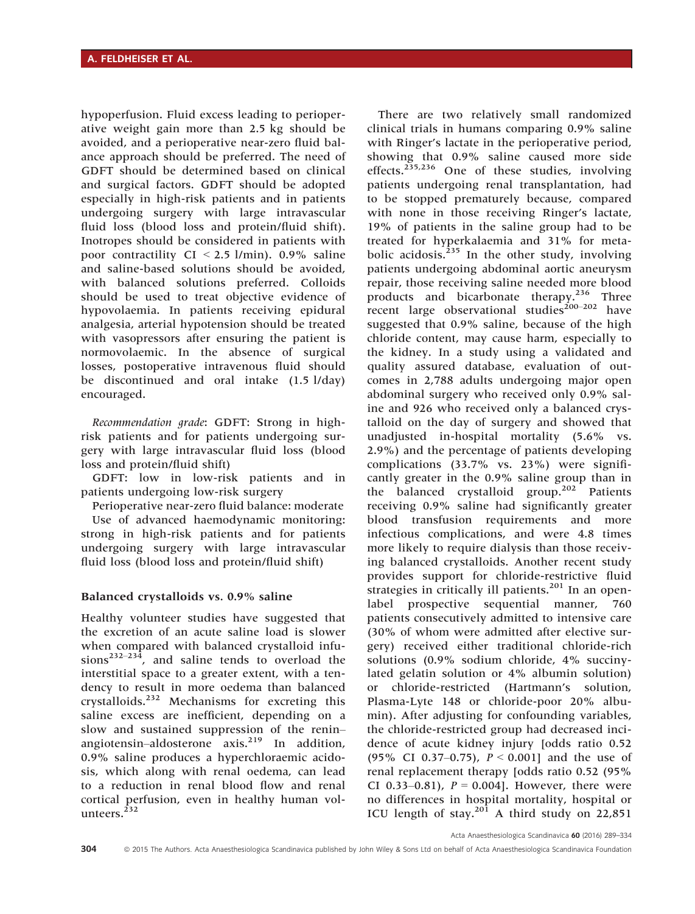hypoperfusion. Fluid excess leading to perioperative weight gain more than 2.5 kg should be avoided, and a perioperative near-zero fluid balance approach should be preferred. The need of GDFT should be determined based on clinical and surgical factors. GDFT should be adopted especially in high-risk patients and in patients undergoing surgery with large intravascular fluid loss (blood loss and protein/fluid shift). Inotropes should be considered in patients with poor contractility CI < 2.5 l/min). 0.9% saline and saline-based solutions should be avoided, with balanced solutions preferred. Colloids should be used to treat objective evidence of hypovolaemia. In patients receiving epidural analgesia, arterial hypotension should be treated with vasopressors after ensuring the patient is normovolaemic. In the absence of surgical losses, postoperative intravenous fluid should be discontinued and oral intake (1.5 l/day) encouraged.

*Recommendation grade*: GDFT: Strong in high-risk patients and for patients undergoing surgery with large intravascular fluid loss (blood loss and protein/fluid shift)

GDFT: low in low-risk patients and in patients undergoing low-risk surgery

Perioperative near-zero fluid balance: moderate

Use of advanced haemodynamic monitoring: strong in high-risk patients and for patients undergoing surgery with large intravascular fluid loss (blood loss and protein/fluid shift)

### Balanced crystalloids vs. 0.9% saline

Healthy volunteer studies have suggested that the excretion of an acute saline load is slower when compared with balanced crystalloid infusions[232–234], and saline tends to overload the interstitial space to a greater extent, with a tendency to result in more oedema than balanced crystalloids.[232] Mechanisms for excreting this saline excess are inefficient, depending on a slow and sustained suppression of the renin–angiotensin–aldosterone axis.[219] In addition, 0.9% saline produces a hyperchloraemic acidosis, which along with renal oedema, can lead to a reduction in renal blood flow and renal cortical perfusion, even in healthy human volunteers.[232]

There are two relatively small randomized clinical trials in humans comparing 0.9% saline with Ringer's lactate in the perioperative period, showing that 0.9% saline caused more side effects.[235,236] One of these studies, involving patients undergoing renal transplantation, had to be stopped prematurely because, compared with none in those receiving Ringer's lactate, 19% of patients in the saline group had to be treated for hyperkalaemia and 31% for metabolic acidosis.[235] In the other study, involving patients undergoing abdominal aortic aneurysm repair, those receiving saline needed more blood products and bicarbonate therapy.[236] Three recent large observational studies[200–202] have suggested that 0.9% saline, because of the high chloride content, may cause harm, especially to the kidney. In a study using a validated and quality assured database, evaluation of outcomes in 2,788 adults undergoing major open abdominal surgery who received only 0.9% saline and 926 who received only a balanced crystalloid on the day of surgery and showed that unadjusted in-hospital mortality (5.6% vs. 2.9%) and the percentage of patients developing complications (33.7% vs. 23%) were significantly greater in the 0.9% saline group than in the balanced crystalloid group.[202] Patients receiving 0.9% saline had significantly greater blood transfusion requirements and more infectious complications, and were 4.8 times more likely to require dialysis than those receiving balanced crystalloids. Another recent study provides support for chloride-restrictive fluid strategies in critically ill patients.[201] In an open-label prospective sequential manner, 760 patients consecutively admitted to intensive care (30% of whom were admitted after elective surgery) received either traditional chloride-rich solutions (0.9% sodium chloride, 4% succinylated gelatin solution or 4% albumin solution) or chloride-restricted (Hartmann's solution, Plasma-Lyte 148 or chloride-poor 20% albumin). After adjusting for confounding variables, the chloride-restricted group had decreased incidence of acute kidney injury [odds ratio 0.52 (95% CI 0.37–0.75), $P < 0.001$] and the use of renal replacement therapy [odds ratio 0.52 (95% CI 0.33–0.81), $P = 0.004$]. However, there were no differences in hospital mortality, hospital or ICU length of stay.[201] A third study on 22,851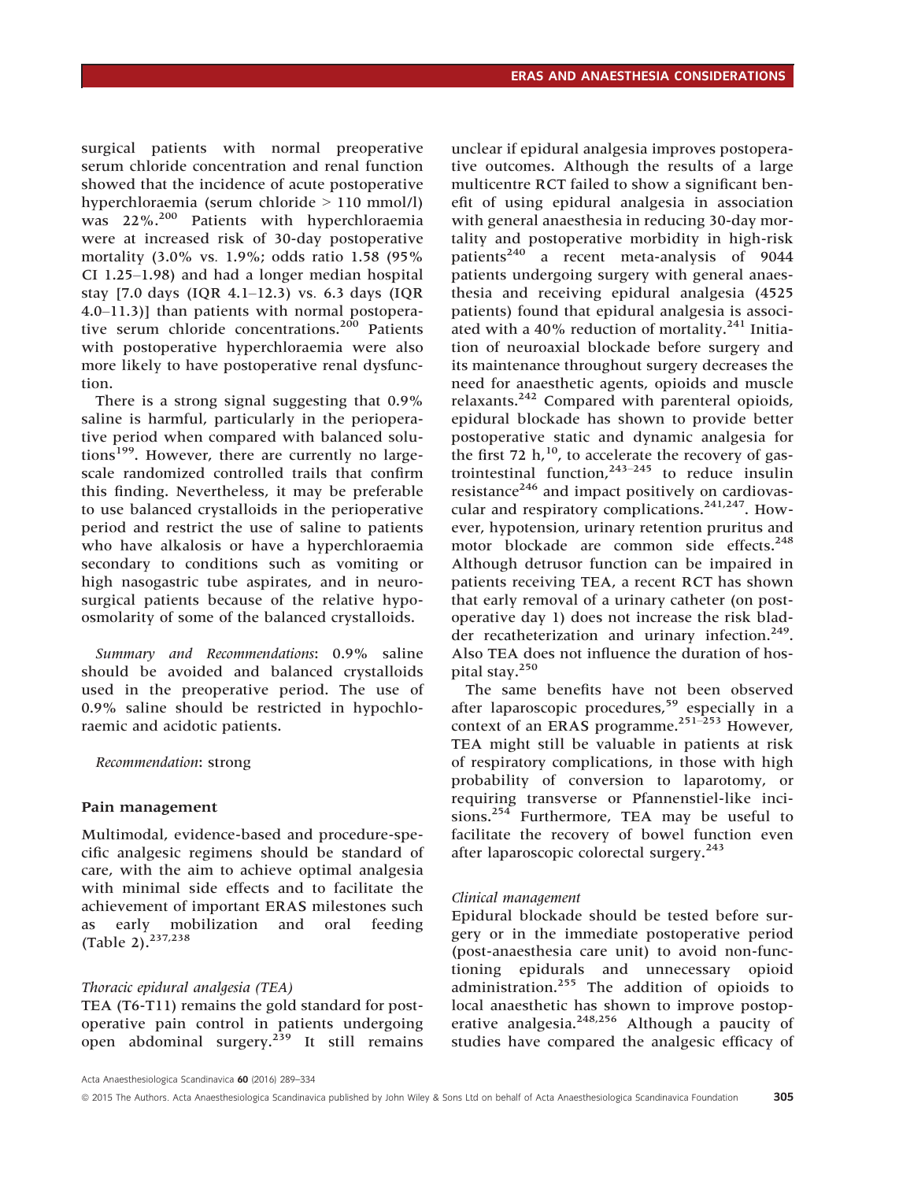surgical patients with normal preoperative serum chloride concentration and renal function showed that the incidence of acute postoperative hyperchloraemia (serum chloride > 110 mmol/l) was 22%.[200] Patients with hyperchloraemia were at increased risk of 30-day postoperative mortality (3.0% vs. 1.9%; odds ratio 1.58 (95% CI 1.25–1.98) and had a longer median hospital stay [7.0 days (IQR 4.1–12.3) vs. 6.3 days (IQR 4.0–11.3)] than patients with normal postoperative serum chloride concentrations.[200] Patients with postoperative hyperchloraemia were also more likely to have postoperative renal dysfunction.

There is a strong signal suggesting that 0.9% saline is harmful, particularly in the perioperative period when compared with balanced solutions[199]. However, there are currently no large-scale randomized controlled trails that confirm this finding. Nevertheless, it may be preferable to use balanced crystalloids in the perioperative period and restrict the use of saline to patients who have alkalosis or have a hyperchloraemia secondary to conditions such as vomiting or high nasogastric tube aspirates, and in neurosurgical patients because of the relative hypoosmolarity of some of the balanced crystalloids.

*Summary and Recommendations*: 0.9% saline should be avoided and balanced crystalloids used in the preoperative period. The use of 0.9% saline should be restricted in hypochloraemic and acidotic patients.

*Recommendation*: strong

### Pain management

Multimodal, evidence-based and procedure-specific analgesic regimens should be standard of care, with the aim to achieve optimal analgesia with minimal side effects and to facilitate the achievement of important ERAS milestones such as early mobilization and oral feeding (Table 2).[237,238]

#### *Thoracic epidural analgesia (TEA)*

TEA (T6-T11) remains the gold standard for postoperative pain control in patients undergoing open abdominal surgery.[239] It still remains unclear if epidural analgesia improves postoperative outcomes. Although the results of a large multicentre RCT failed to show a significant benefit of using epidural analgesia in association with general anaesthesia in reducing 30-day mortality and postoperative morbidity in high-risk patients[240] a recent meta-analysis of 9044 patients undergoing surgery with general anaesthesia and receiving epidural analgesia (4525 patients) found that epidural analgesia is associated with a 40% reduction of mortality.[241] Initiation of neuroaxial blockade before surgery and its maintenance throughout surgery decreases the need for anaesthetic agents, opioids and muscle relaxants.[242] Compared with parenteral opioids, epidural blockade has shown to provide better postoperative static and dynamic analgesia for the first 72 h,[10], to accelerate the recovery of gastrointestinal function,[243–245] to reduce insulin resistance[246] and impact positively on cardiovascular and respiratory complications.[241,247]. However, hypotension, urinary retention pruritus and motor blockade are common side effects.[248] Although detrusor function can be impaired in patients receiving TEA, a recent RCT has shown that early removal of a urinary catheter (on postoperative day 1) does not increase the risk bladder recatheterization and urinary infection.[249]. Also TEA does not influence the duration of hospital stay.[250]

The same benefits have not been observed after laparoscopic procedures,[59] especially in a context of an ERAS programme.[251–253] However, TEA might still be valuable in patients at risk of respiratory complications, in those with high probability of conversion to laparotomy, or requiring transverse or Pfannenstiel-like incisions.[254] Furthermore, TEA may be useful to facilitate the recovery of bowel function even after laparoscopic colorectal surgery.[243]

#### *Clinical management*

Epidural blockade should be tested before surgery or in the immediate postoperative period (post-anaesthesia care unit) to avoid non-functioning epidurals and unnecessary opioid administration.[255] The addition of opioids to local anaesthetic has shown to improve postoperative analgesia.[248,256] Although a paucity of studies have compared the analgesic efficacy of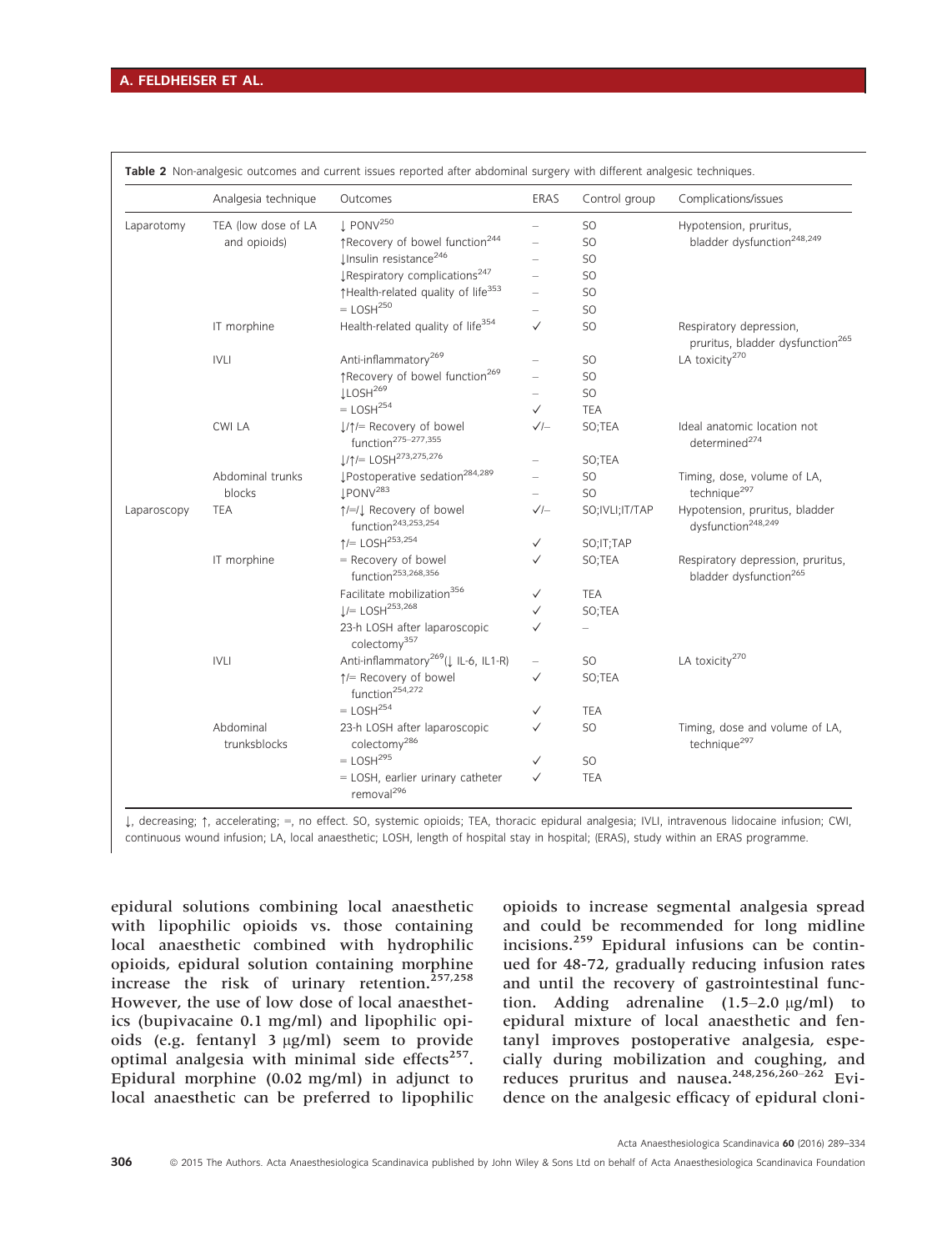Table 2 Non-analgesic outcomes and current issues reported after abdominal surgery with different analgesic techniques.

| | Analgesia technique | Outcomes | ERAS | Control group | Complications/issues |
|---|---|---|---|---|---|
| Laparotomy | TEA (low dose of LA and opioids) | ↓ PONV[250] | – | SO | Hypotension, pruritus, bladder dysfunction[248,249] |
| | | ↑Recovery of bowel function[244] | – | SO | |
| | | ↓Insulin resistance[246] | – | SO | |
| | | ↓Respiratory complications[247] | – | SO | |
| | | ↑Health-related quality of life[353] | – | SO | |
| | | = LOSH[250] | – | SO | |
| | IT morphine | Health-related quality of life[354] | ✓ | SO | Respiratory depression, pruritus, bladder dysfunction[265] |
| | IVLI | Anti-inflammatory[269] | – | SO | LA toxicity[270] |
| | | ↑Recovery of bowel function[269] | – | SO | |
| | | ↓LOSH[269] | – | SO | |
| | | = LOSH[254] | ✓ | TEA | |
| | CWI LA | ↓/↑/= Recovery of bowel function[275–277,355] | ✓/– | SO;TEA | Ideal anatomic location not determined[274] |
| | | ↓/↑/= LOSH[273,275,276] | – | SO;TEA | |
| | Abdominal trunks blocks | ↓Postoperative sedation[284,289] | – | SO | Timing, dose, volume of LA, technique[297] |
| | | ↓PONV[283] | – | SO | |
| Laparoscopy | TEA | ↑/=/↓ Recovery of bowel function[243,253,254] | ✓/– | SO;IVLI;IT/TAP | Hypotension, pruritus, bladder dysfunction[248,249] |
| | | ↑/= LOSH[253,254] | ✓ | SO;IT;TAP | |
| | IT morphine | = Recovery of bowel function[253,268,356] | ✓ | SO;TEA | Respiratory depression, pruritus, bladder dysfunction[265] |
| | | Facilitate mobilization[356] | ✓ | TEA | |
| | | ↓/= LOSH[253,268] | ✓ | SO;TEA | |
| | | 23-h LOSH after laparoscopic colectomy[357] | ✓ | – | |
| | IVLI | Anti-inflammatory[269](↓ IL-6, IL1-R) | – | SO | LA toxicity[270] |
| | | ↑/= Recovery of bowel function[254,272] | ✓ | SO;TEA | |
| | | = LOSH[254] | ✓ | TEA | |
| | Abdominal trunksblocks | 23-h LOSH after laparoscopic colectomy[286] | ✓ | SO | Timing, dose and volume of LA, technique[297] |
| | | = LOSH[295] | ✓ | SO | |
| | | = LOSH, earlier urinary catheter removal[296] | ✓ | TEA | |

↓, decreasing; ↑, accelerating; =, no effect. SO, systemic opioids; TEA, thoracic epidural analgesia; IVLI, intravenous lidocaine infusion; CWI, continuous wound infusion; LA, local anaesthetic; LOSH, length of hospital stay in hospital; (ERAS), study within an ERAS programme.

epidural solutions combining local anaesthetic with lipophilic opioids vs. those containing local anaesthetic combined with hydrophilic opioids, epidural solution containing morphine increase the risk of urinary retention.[257,258] However, the use of low dose of local anaesthetics (bupivacaine 0.1 mg/ml) and lipophilic opioids (e.g. fentanyl 3 μg/ml) seem to provide optimal analgesia with minimal side effects[257]. Epidural morphine (0.02 mg/ml) in adjunct to local anaesthetic can be preferred to lipophilic opioids to increase segmental analgesia spread and could be recommended for long midline incisions.[259] Epidural infusions can be continued for 48-72, gradually reducing infusion rates and until the recovery of gastrointestinal function. Adding adrenaline (1.5–2.0 μg/ml) to epidural mixture of local anaesthetic and fentanyl improves postoperative analgesia, especially during mobilization and coughing, and reduces pruritus and nausea.[248,256,260–262] Evidence on the analgesic efficacy of epidural cloni-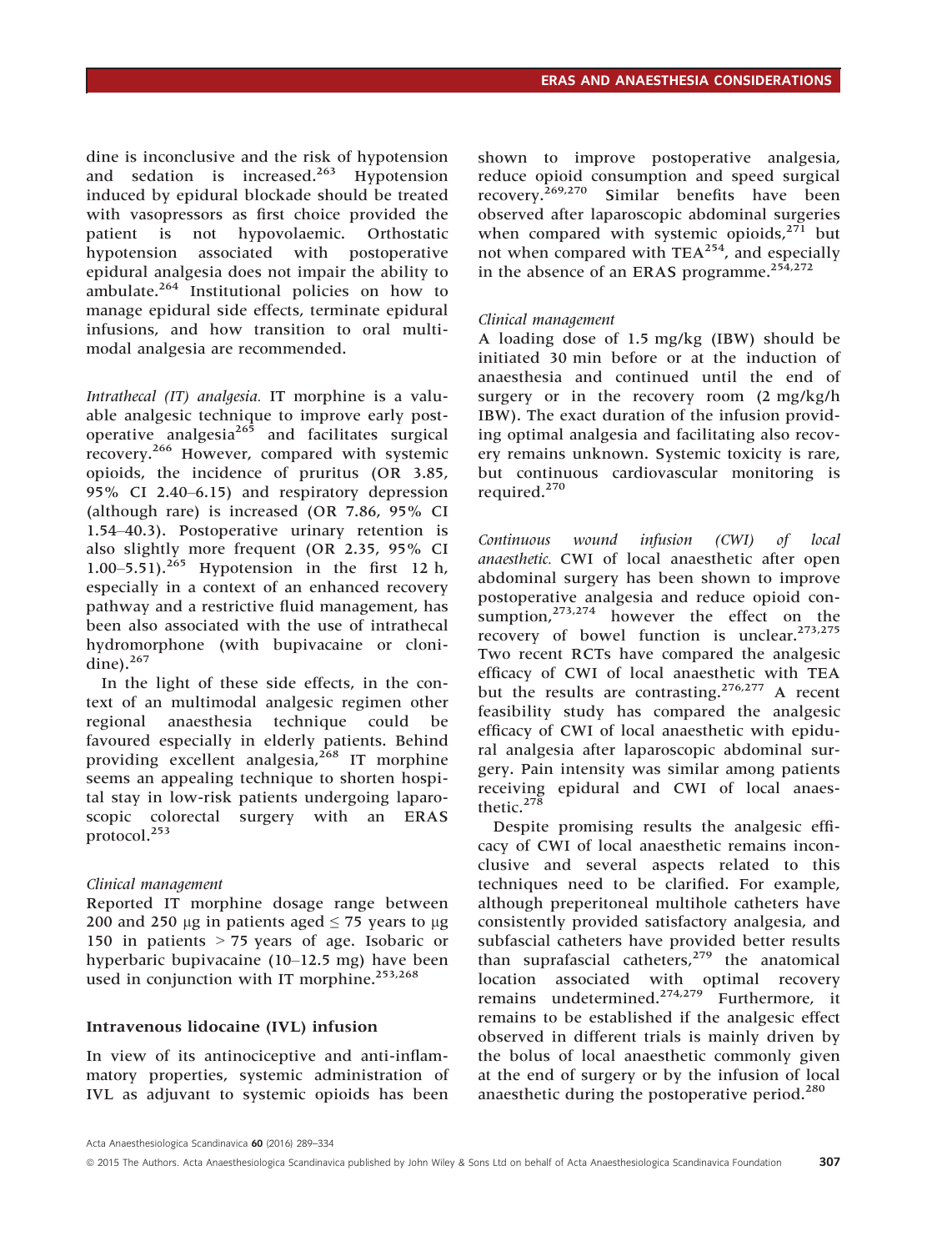dine is inconclusive and the risk of hypotension and sedation is increased.[263] Hypotension induced by epidural blockade should be treated with vasopressors as first choice provided the patient is not hypovolaemic. Orthostatic hypotension associated with postoperative epidural analgesia does not impair the ability to ambulate.[264] Institutional policies on how to manage epidural side effects, terminate epidural infusions, and how transition to oral multimodal analgesia are recommended.

*Intrathecal (IT) analgesia.* IT morphine is a valuable analgesic technique to improve early postoperative analgesia[265] and facilitates surgical recovery.[266] However, compared with systemic opioids, the incidence of pruritus (OR 3.85, 95% CI 2.40–6.15) and respiratory depression (although rare) is increased (OR 7.86, 95% CI 1.54–40.3). Postoperative urinary retention is also slightly more frequent (OR 2.35, 95% CI 1.00–5.51).[265] Hypotension in the first 12 h, especially in a context of an enhanced recovery pathway and a restrictive fluid management, has been also associated with the use of intrathecal hydromorphone (with bupivacaine or clonidine).[267]

In the light of these side effects, in the context of an multimodal analgesic regimen other regional anaesthesia technique could be favoured especially in elderly patients. Behind providing excellent analgesia,[268] IT morphine seems an appealing technique to shorten hospital stay in low-risk patients undergoing laparoscopic colorectal surgery with an ERAS protocol.[253]

*Clinical management*

Reported IT morphine dosage range between 200 and 250 μg in patients aged ≤ 75 years to μg 150 in patients > 75 years of age. Isobaric or hyperbaric bupivacaine (10–12.5 mg) have been used in conjunction with IT morphine.[253,268]

### Intravenous lidocaine (IVL) infusion

In view of its antinociceptive and anti-inflammatory properties, systemic administration of IVL as adjuvant to systemic opioids has been shown to improve postoperative analgesia, reduce opioid consumption and speed surgical recovery.[269,270] Similar benefits have been observed after laparoscopic abdominal surgeries when compared with systemic opioids,[271] but not when compared with TEA[254], and especially in the absence of an ERAS programme.[254,272]

*Clinical management*

A loading dose of 1.5 mg/kg (IBW) should be initiated 30 min before or at the induction of anaesthesia and continued until the end of surgery or in the recovery room (2 mg/kg/h IBW). The exact duration of the infusion providing optimal analgesia and facilitating also recovery remains unknown. Systemic toxicity is rare, but continuous cardiovascular monitoring is required.[270]

*Continuous wound infusion (CWI) of local anaesthetic.* CWI of local anaesthetic after open abdominal surgery has been shown to improve postoperative analgesia and reduce opioid consumption,[273,274] however the effect on the recovery of bowel function is unclear.[273,275] Two recent RCTs have compared the analgesic efficacy of CWI of local anaesthetic with TEA but the results are contrasting.[276,277] A recent feasibility study has compared the analgesic efficacy of CWI of local anaesthetic with epidural analgesia after laparoscopic abdominal surgery. Pain intensity was similar among patients receiving epidural and CWI of local anaesthetic.[278]

Despite promising results the analgesic efficacy of CWI of local anaesthetic remains inconclusive and several aspects related to this techniques need to be clarified. For example, although preperitoneal multihole catheters have consistently provided satisfactory analgesia, and subfascial catheters have provided better results than suprafascial catheters,[279] the anatomical location associated with optimal recovery remains undetermined.[274,279] Furthermore, it remains to be established if the analgesic effect observed in different trials is mainly driven by the bolus of local anaesthetic commonly given at the end of surgery or by the infusion of local anaesthetic during the postoperative period.[280]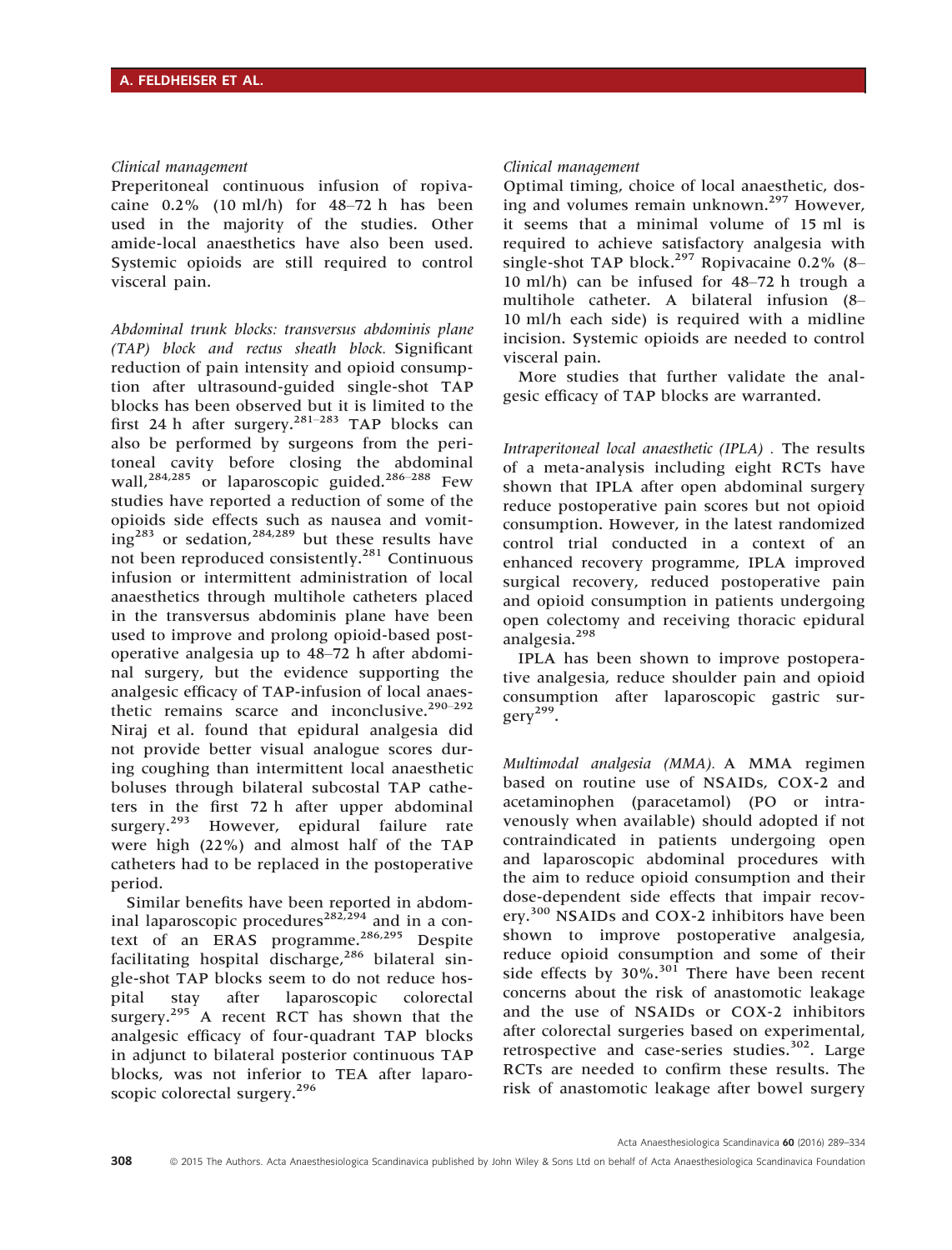*Clinical management*

Preperitoneal continuous infusion of ropivacaine 0.2% (10 ml/h) for 48–72 h has been used in the majority of the studies. Other amide-local anaesthetics have also been used. Systemic opioids are still required to control visceral pain.

*Abdominal trunk blocks: transversus abdominis plane (TAP) block and rectus sheath block.* Significant reduction of pain intensity and opioid consumption after ultrasound-guided single-shot TAP blocks has been observed but it is limited to the first 24 h after surgery.[281–283] TAP blocks can also be performed by surgeons from the peritoneal cavity before closing the abdominal wall,[284,285] or laparoscopic guided.[286–288] Few studies have reported a reduction of some of the opioids side effects such as nausea and vomiting[283] or sedation,[284,289] but these results have not been reproduced consistently.[281] Continuous infusion or intermittent administration of local anaesthetics through multihole catheters placed in the transversus abdominis plane have been used to improve and prolong opioid-based postoperative analgesia up to 48–72 h after abdominal surgery, but the evidence supporting the analgesic efficacy of TAP-infusion of local anaesthetic remains scarce and inconclusive.[290–292] Niraj et al. found that epidural analgesia did not provide better visual analogue scores during coughing than intermittent local anaesthetic boluses through bilateral subcostal TAP catheters in the first 72 h after upper abdominal surgery.[293] However, epidural failure rate were high (22%) and almost half of the TAP catheters had to be replaced in the postoperative period.

Similar benefits have been reported in abdominal laparoscopic procedures[282,294] and in a context of an ERAS programme.[286,295] Despite facilitating hospital discharge,[286] bilateral single-shot TAP blocks seem to do not reduce hospital stay after laparoscopic colorectal surgery.[295] A recent RCT has shown that the analgesic efficacy of four-quadrant TAP blocks in adjunct to bilateral posterior continuous TAP blocks, was not inferior to TEA after laparoscopic colorectal surgery.[296]

*Clinical management*

Optimal timing, choice of local anaesthetic, dosing and volumes remain unknown.[297] However, it seems that a minimal volume of 15 ml is required to achieve satisfactory analgesia with single-shot TAP block.[297] Ropivacaine 0.2% (8–10 ml/h) can be infused for 48–72 h trough a multihole catheter. A bilateral infusion (8–10 ml/h each side) is required with a midline incision. Systemic opioids are needed to control visceral pain.

More studies that further validate the analgesic efficacy of TAP blocks are warranted.

*Intraperitoneal local anaesthetic (IPLA) .* The results of a meta-analysis including eight RCTs have shown that IPLA after open abdominal surgery reduce postoperative pain scores but not opioid consumption. However, in the latest randomized control trial conducted in a context of an enhanced recovery programme, IPLA improved surgical recovery, reduced postoperative pain and opioid consumption in patients undergoing open colectomy and receiving thoracic epidural analgesia.[298]

IPLA has been shown to improve postoperative analgesia, reduce shoulder pain and opioid consumption after laparoscopic gastric surgery[299].

*Multimodal analgesia (MMA).* A MMA regimen based on routine use of NSAIDs, COX-2 and acetaminophen (paracetamol) (PO or intravenously when available) should be adopted if not contraindicated in patients undergoing open and laparoscopic abdominal procedures with the aim to reduce opioid consumption and their dose-dependent side effects that impair recovery.[300] NSAIDs and COX-2 inhibitors have been shown to improve postoperative analgesia, reduce opioid consumption and some of their side effects by 30%.[301] There have been recent concerns about the risk of anastomotic leakage and the use of NSAIDs or COX-2 inhibitors after colorectal surgeries based on experimental, retrospective and case-series studies.[302]. Large RCTs are needed to confirm these results. The risk of anastomotic leakage after bowel surgery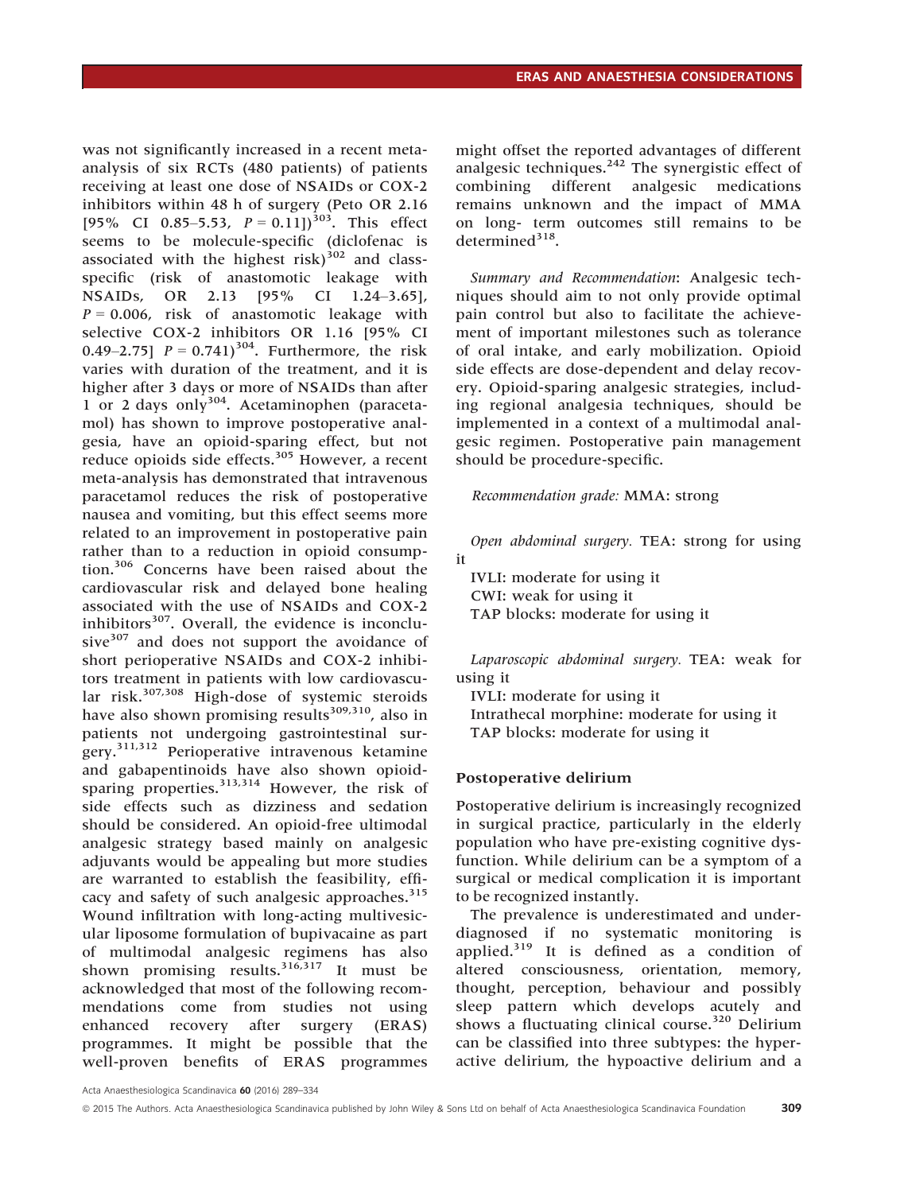was not significantly increased in a recent meta-analysis of six RCTs (480 patients) of patients receiving at least one dose of NSAIDs or COX-2 inhibitors within 48 h of surgery (Peto OR 2.16 [95% CI 0.85–5.53, $P = 0.11$])[303]. This effect seems to be molecule-specific (diclofenac is associated with the highest risk)[302] and class-specific (risk of anastomotic leakage with NSAIDs, OR 2.13 [95% CI 1.24–3.65], $P = 0.006$, risk of anastomotic leakage with selective COX-2 inhibitors OR 1.16 [95% CI 0.49–2.75] $P = 0.741$)[304]. Furthermore, the risk varies with duration of the treatment, and it is higher after 3 days or more of NSAIDs than after 1 or 2 days only[304]. Acetaminophen (paracetamol) has shown to improve postoperative analgesia, have an opioid-sparing effect, but not reduce opioids side effects.[305] However, a recent meta-analysis has demonstrated that intravenous paracetamol reduces the risk of postoperative nausea and vomiting, but this effect seems more related to an improvement in postoperative pain rather than to a reduction in opioid consumption.[306] Concerns have been raised about the cardiovascular risk and delayed bone healing associated with the use of NSAIDs and COX-2 inhibitors[307]. Overall, the evidence is inconclusive[307] and does not support the avoidance of short perioperative NSAIDs and COX-2 inhibitors treatment in patients with low cardiovascular risk.[307,308] High-dose of systemic steroids have also shown promising results[309,310], also in patients not undergoing gastrointestinal surgery.[311,312] Perioperative intravenous ketamine and gabapentinoids have also shown opioid-sparing properties.[313,314] However, the risk of side effects such as dizziness and sedation should be considered. An opioid-free ultimodal analgesic strategy based mainly on analgesic adjuvants would be appealing but more studies are warranted to establish the feasibility, efficacy and safety of such analgesic approaches.[315] Wound infiltration with long-acting multivesicular liposome formulation of bupivacaine as part of multimodal analgesic regimens has also shown promising results.[316,317] It must be acknowledged that most of the following recommendations come from studies not using enhanced recovery after surgery (ERAS) programmes. It might be possible that the well-proven benefits of ERAS programmes might offset the reported advantages of different analgesic techniques.[242] The synergistic effect of combining different analgesic medications remains unknown and the impact of MMA on long- term outcomes still remains to be determined[318].

*Summary and Recommendation*: Analgesic techniques should aim to not only provide optimal pain control but also to facilitate the achievement of important milestones such as tolerance of oral intake, and early mobilization. Opioid side effects are dose-dependent and delay recovery. Opioid-sparing analgesic strategies, including regional analgesia techniques, should be implemented in a context of a multimodal analgesic regimen. Postoperative pain management should be procedure-specific.

*Recommendation grade:* MMA: strong

*Open abdominal surgery.* TEA: strong for using it
IVLI: moderate for using it
CWI: weak for using it
TAP blocks: moderate for using it

*Laparoscopic abdominal surgery.* TEA: weak for using it
IVLI: moderate for using it
Intrathecal morphine: moderate for using it
TAP blocks: moderate for using it

## Postoperative delirium

Postoperative delirium is increasingly recognized in surgical practice, particularly in the elderly population who have pre-existing cognitive dysfunction. While delirium can be a symptom of a surgical or medical complication it is important to be recognized instantly.

The prevalence is underestimated and underdiagnosed if no systematic monitoring is applied.[319] It is defined as a condition of altered consciousness, orientation, memory, thought, perception, behaviour and possibly sleep pattern which develops acutely and shows a fluctuating clinical course.[320] Delirium can be classified into three subtypes: the hyperactive delirium, the hypoactive delirium and a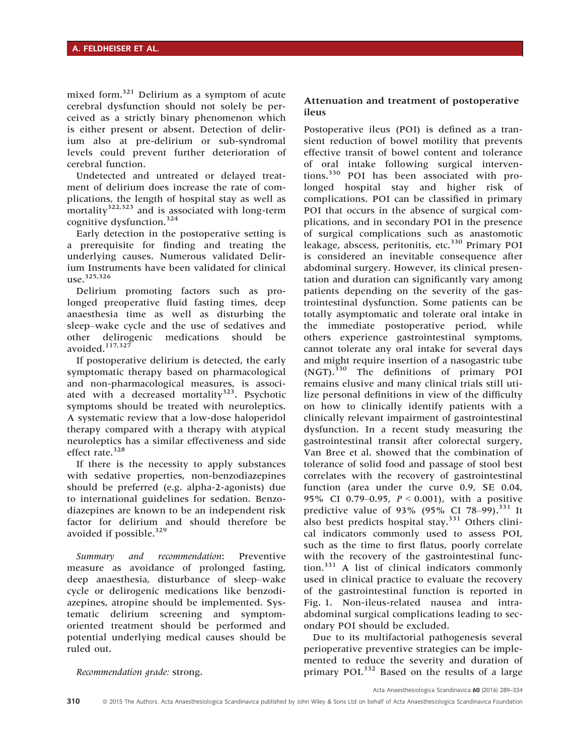mixed form.[321] Delirium as a symptom of acute cerebral dysfunction should not solely be perceived as a strictly binary phenomenon which is either present or absent. Detection of delirium also at pre-delirium or sub-syndromal levels could prevent further deterioration of cerebral function.

Undetected and untreated or delayed treatment of delirium does increase the rate of complications, the length of hospital stay as well as mortality[322,323] and is associated with long-term cognitive dysfunction.[324]

Early detection in the postoperative setting is a prerequisite for finding and treating the underlying causes. Numerous validated Delirium Instruments have been validated for clinical use.[325,326]

Delirium promoting factors such as prolonged preoperative fluid fasting times, deep anaesthesia time as well as disturbing the sleep–wake cycle and the use of sedatives and other delirogenic medications should be avoided.[117,327]

If postoperative delirium is detected, the early symptomatic therapy based on pharmacological and non-pharmacological measures, is associated with a decreased mortality[323]. Psychotic symptoms should be treated with neuroleptics. A systematic review that a low-dose haloperidol therapy compared with a therapy with atypical neuroleptics has a similar effectiveness and side effect rate.[328]

If there is the necessity to apply substances with sedative properties, non-benzodiazepines should be preferred (e.g. alpha-2-agonists) due to international guidelines for sedation. Benzodiazepines are known to be an independent risk factor for delirium and should therefore be avoided if possible.[329]

*Summary and recommendation*: Preventive measure as avoidance of prolonged fasting, deep anaesthesia, disturbance of sleep–wake cycle or delirogenic medications like benzodiazepines, atropine should be implemented. Systematic delirium screening and symptom-oriented treatment should be performed and potential underlying medical causes should be ruled out.

*Recommendation grade:* strong.

## Attenuation and treatment of postoperative ileus

Postoperative ileus (POI) is defined as a transient reduction of bowel motility that prevents effective transit of bowel content and tolerance of oral intake following surgical interventions.[330] POI has been associated with prolonged hospital stay and higher risk of complications. POI can be classified in primary POI that occurs in the absence of surgical complications, and in secondary POI in the presence of surgical complications such as anastomotic leakage, abscess, peritonitis, etc.[330] Primary POI is considered an inevitable consequence after abdominal surgery. However, its clinical presentation and duration can significantly vary among patients depending on the severity of the gastrointestinal dysfunction. Some patients can be totally asymptomatic and tolerate oral intake in the immediate postoperative period, while others experience gastrointestinal symptoms, cannot tolerate any oral intake for several days and might require insertion of a nasogastric tube (NGT).[330] The definitions of primary POI remains elusive and many clinical trials still utilize personal definitions in view of the difficulty on how to clinically identify patients with a clinically relevant impairment of gastrointestinal dysfunction. In a recent study measuring the gastrointestinal transit after colorectal surgery, Van Bree et al. showed that the combination of tolerance of solid food and passage of stool best correlates with the recovery of gastrointestinal function (area under the curve 0.9, SE 0.04, 95% CI 0.79–0.95, $P < 0.001$), with a positive predictive value of 93% (95% CI 78–99).[331] It also best predicts hospital stay.[331] Others clinical indicators commonly used to assess POI, such as the time to first flatus, poorly correlate with the recovery of the gastrointestinal function.[331] A list of clinical indicators commonly used in clinical practice to evaluate the recovery of the gastrointestinal function is reported in Fig. 1. Non-ileus-related nausea and intra-abdominal surgical complications leading to secondary POI should be excluded.

Due to its multifactorial pathogenesis several perioperative preventive strategies can be implemented to reduce the severity and duration of primary POI.[332] Based on the results of a large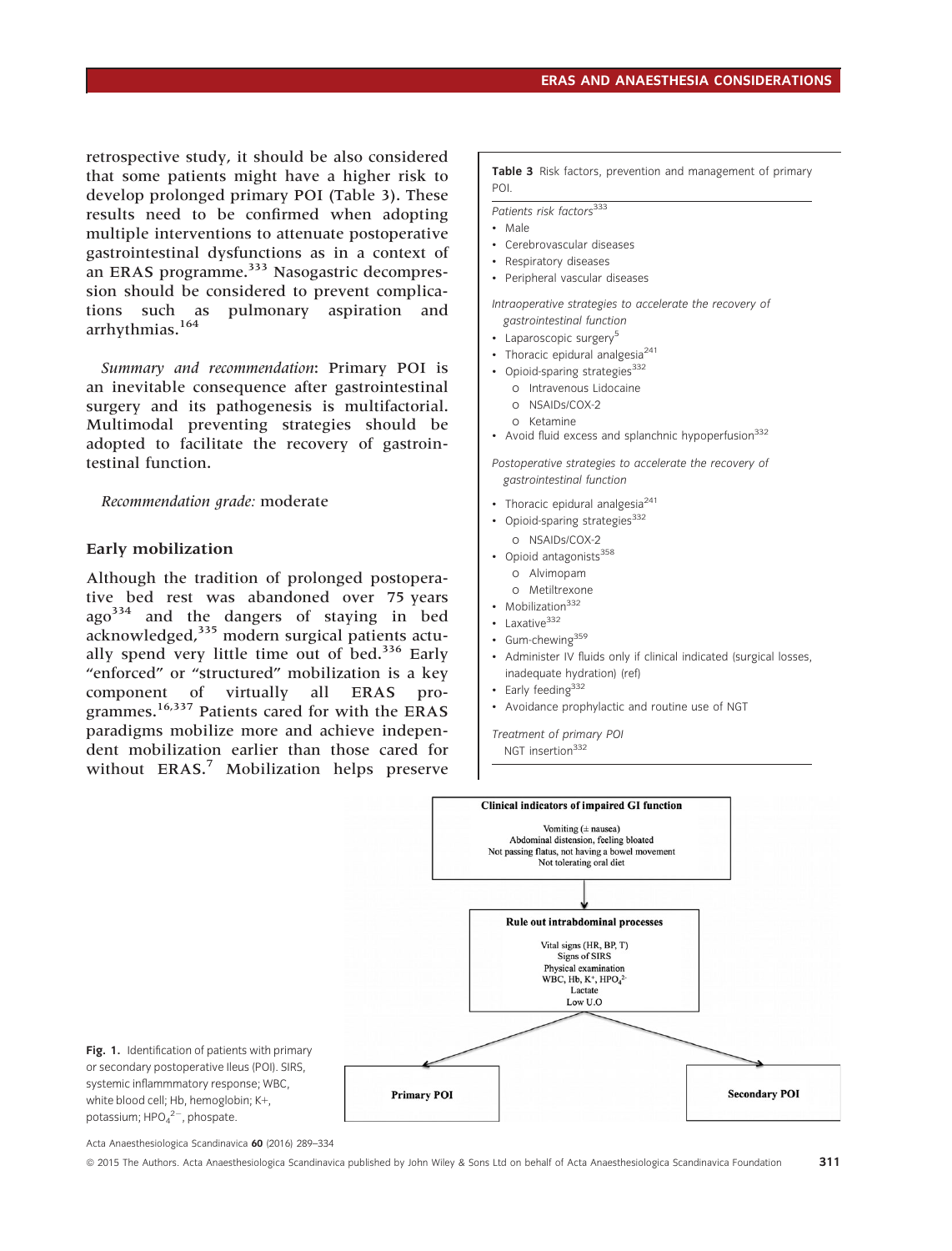retrospective study, it should be also considered that some patients might have a higher risk to develop prolonged primary POI (Table 3). These results need to be confirmed when adopting multiple interventions to attenuate postoperative gastrointestinal dysfunctions as in a context of an ERAS programme.[333] Nasogastric decompression should be considered to prevent complications such as pulmonary aspiration and arrhythmias.[164]

*Summary and recommendation*: Primary POI is an inevitable consequence after gastrointestinal surgery and its pathogenesis is multifactorial. Multimodal preventing strategies should be adopted to facilitate the recovery of gastrointestinal function.

*Recommendation grade:* moderate

## Early mobilization

Although the tradition of prolonged postoperative bed rest was abandoned over 75 years ago[334] and the dangers of staying in bed acknowledged,[335] modern surgical patients actually spend very little time out of bed.[336] Early "enforced" or "structured" mobilization is a key component of virtually all ERAS programmes.[16,337] Patients cared for with the ERAS paradigms mobilize more and achieve independent mobilization earlier than those cared for without ERAS.[7] Mobilization helps preserve

**Table 3** Risk factors, prevention and management of primary POI.

*Patients risk factors*[333]

- Male
- Cerebrovascular diseases
- Respiratory diseases
- Peripheral vascular diseases

*Intraoperative strategies to accelerate the recovery of gastrointestinal function*

- Laparoscopic surgery[5]
- Thoracic epidural analgesia[241]
- Opioid-sparing strategies[332]
  - Intravenous Lidocaine
  - NSAIDs/COX-2
  - Ketamine
- Avoid fluid excess and splanchnic hypoperfusion[332]

*Postoperative strategies to accelerate the recovery of gastrointestinal function*

- Thoracic epidural analgesia[241]
- Opioid-sparing strategies[332]
  - NSAIDs/COX-2
- Opioid antagonists[358]
  - Alvimopam
  - Metiltrexone
- Mobilization[332]
- Laxative[332]
- Gum-chewing[359]
- Administer IV fluids only if clinical indicated (surgical losses, inadequate hydration) (ref)
- Early feeding[332]
- Avoidance prophylactic and routine use of NGT

*Treatment of primary POI*

NGT insertion[332]

**Clinical indicators of impaired GI function**

Vomiting (± nausea)
Abdominal distension, feeling bloated
Not passing flatus, not having a bowel movement
Not tolerating oral diet

↓

**Rule out intrabdominal processes**

Vital signs (HR, BP, T)
Signs of SIRS
Physical examination
WBC, Hb, $K^+$, $HPO_4^{2-}$
Lactate
Low U.O

↙ **Primary POI** ↘ **Secondary POI**

**Fig. 1.** Identification of patients with primary or secondary postoperative Ileus (POI). SIRS, systemic inflammmatory response; WBC, white blood cell; Hb, hemoglobin; K+, potassium; $HPO_4^{2-}$, phospate.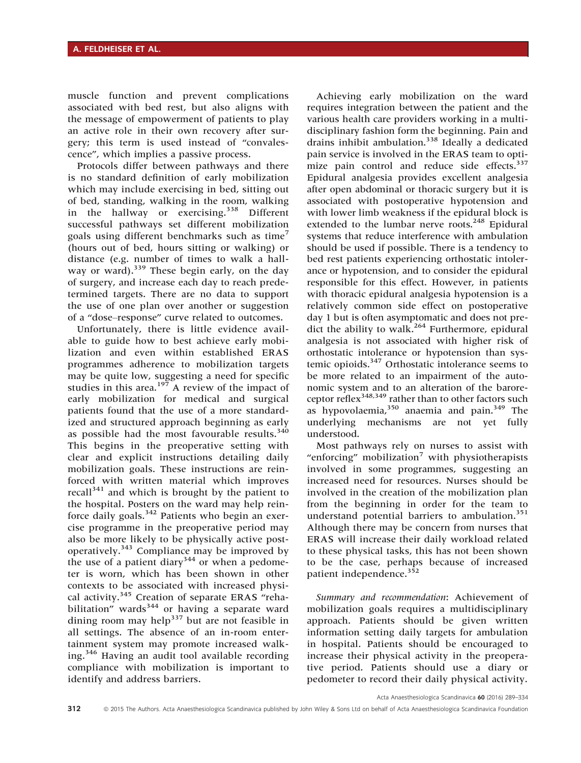muscle function and prevent complications associated with bed rest, but also aligns with the message of empowerment of patients to play an active role in their own recovery after surgery; this term is used instead of "convalescence", which implies a passive process.

Protocols differ between pathways and there is no standard definition of early mobilization which may include exercising in bed, sitting out of bed, standing, walking in the room, walking in the hallway or exercising.[338] Different successful pathways set different mobilization goals using different benchmarks such as time[7] (hours out of bed, hours sitting or walking) or distance (e.g. number of times to walk a hallway or ward).[339] These begin early, on the day of surgery, and increase each day to reach predetermined targets. There are no data to support the use of one plan over another or suggestion of a "dose–response" curve related to outcomes.

Unfortunately, there is little evidence available to guide how to best achieve early mobilization and even within established ERAS programmes adherence to mobilization targets may be quite low, suggesting a need for specific studies in this area.[197] A review of the impact of early mobilization for medical and surgical patients found that the use of a more standardized and structured approach beginning as early as possible had the most favourable results.[340] This begins in the preoperative setting with clear and explicit instructions detailing daily mobilization goals. These instructions are reinforced with written material which improves recall[341] and which is brought by the patient to the hospital. Posters on the ward may help reinforce daily goals.[342] Patients who begin an exercise programme in the preoperative period may also be more likely to be physically active postoperatively.[343] Compliance may be improved by the use of a patient diary[344] or when a pedometer is worn, which has been shown in other contexts to be associated with increased physical activity.[345] Creation of separate ERAS "rehabilitation" wards[344] or having a separate ward dining room may help[337] but are not feasible in all settings. The absence of an in-room entertainment system may promote increased walking.[346] Having an audit tool available recording compliance with mobilization is important to identify and address barriers.

Achieving early mobilization on the ward requires integration between the patient and the various health care providers working in a multidisciplinary fashion form the beginning. Pain and drains inhibit ambulation.[338] Ideally a dedicated pain service is involved in the ERAS team to optimize pain control and reduce side effects.[337] Epidural analgesia provides excellent analgesia after open abdominal or thoracic surgery but it is associated with postoperative hypotension and with lower limb weakness if the epidural block is extended to the lumbar nerve roots.[248] Epidural systems that reduce interference with ambulation should be used if possible. There is a tendency to bed rest patients experiencing orthostatic intolerance or hypotension, and to consider the epidural responsible for this effect. However, in patients with thoracic epidural analgesia hypotension is a relatively common side effect on postoperative day 1 but is often asymptomatic and does not predict the ability to walk.[264] Furthermore, epidural analgesia is not associated with higher risk of orthostatic intolerance or hypotension than systemic opioids.[347] Orthostatic intolerance seems to be more related to an impairment of the autonomic system and to an alteration of the baroreceptor reflex[348,349] rather than to other factors such as hypovolaemia,[350] anaemia and pain.[349] The underlying mechanisms are not yet fully understood.

Most pathways rely on nurses to assist with "enforcing" mobilization[7] with physiotherapists involved in some programmes, suggesting an increased need for resources. Nurses should be involved in the creation of the mobilization plan from the beginning in order for the team to understand potential barriers to ambulation.[351] Although there may be concern from nurses that ERAS will increase their daily workload related to these physical tasks, this has not been shown to be the case, perhaps because of increased patient independence.[352]

*Summary and recommendation*: Achievement of mobilization goals requires a multidisciplinary approach. Patients should be given written information setting daily targets for ambulation in hospital. Patients should be encouraged to increase their physical activity in the preoperative period. Patients should use a diary or pedometer to record their daily physical activity.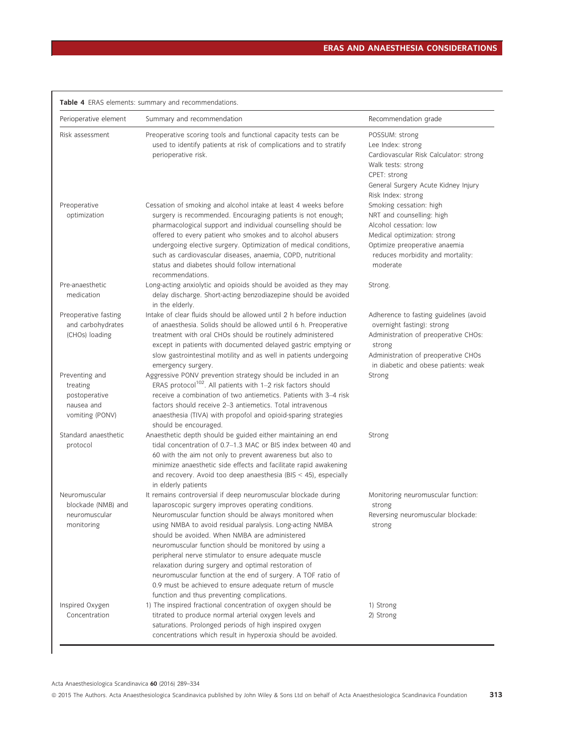**Table 4** ERAS elements: summary and recommendations.

| Perioperative element | Summary and recommendation | Recommendation grade |
|---|---|---|
| Risk assessment | Preoperative scoring tools and functional capacity tests can be used to identify patients at risk of complications and to stratify perioperative risk. | POSSUM: strong<br>Lee Index: strong<br>Cardiovascular Risk Calculator: strong<br>Walk tests: strong<br>CPET: strong<br>General Surgery Acute Kidney Injury Risk Index: strong |
| Preoperative optimization | Cessation of smoking and alcohol intake at least 4 weeks before surgery is recommended. Encouraging patients is not enough; pharmacological support and individual counselling should be offered to every patient who smokes and to alcohol abusers undergoing elective surgery. Optimization of medical conditions, such as cardiovascular diseases, anaemia, COPD, nutritional status and diabetes should follow international recommendations. | Smoking cessation: high<br>NRT and counselling: high<br>Alcohol cessation: low<br>Medical optimization: strong<br>Optimize preoperative anaemia reduces morbidity and mortality: moderate |
| Pre-anaesthetic medication | Long-acting anxiolytic and opioids should be avoided as they may delay discharge. Short-acting benzodiazepine should be avoided in the elderly. | Strong. |
| Preoperative fasting and carbohydrates (CHOs) loading | Intake of clear fluids should be allowed until 2 h before induction of anaesthesia. Solids should be allowed until 6 h. Preoperative treatment with oral CHOs should be routinely administered except in patients with documented delayed gastric emptying or slow gastrointestinal motility and as well in patients undergoing emergency surgery. | Adherence to fasting guidelines (avoid overnight fasting): strong<br>Administration of preoperative CHOs: strong<br>Administration of preoperative CHOs in diabetic and obese patients: weak |
| Preventing and treating postoperative nausea and vomiting (PONV) | Aggressive PONV prevention strategy should be included in an ERAS protocol[102]. All patients with 1–2 risk factors should receive a combination of two antiemetics. Patients with 3–4 risk factors should receive 2–3 antiemetics. Total intravenous anaesthesia (TIVA) with propofol and opioid-sparing strategies should be encouraged. | Strong |
| Standard anaesthetic protocol | Anaesthetic depth should be guided either maintaining an end tidal concentration of 0.7–1.3 MAC or BIS index between 40 and 60 with the aim not only to prevent awareness but also to minimize anaesthetic side effects and facilitate rapid awakening and recovery. Avoid too deep anaesthesia (BIS < 45), especially in elderly patients | Strong |
| Neuromuscular blockade (NMB) and neuromuscular monitoring | It remains controversial if deep neuromuscular blockade during laparoscopic surgery improves operating conditions. Neuromuscular function should be always monitored when using NMBA to avoid residual paralysis. Long-acting NMBA should be avoided. When NMBA are administered neuromuscular function should be monitored by using a peripheral nerve stimulator to ensure adequate muscle relaxation during surgery and optimal restoration of neuromuscular function at the end of surgery. A TOF ratio of 0.9 must be achieved to ensure adequate return of muscle function and thus preventing complications. | Monitoring neuromuscular function: strong<br>Reversing neuromuscular blockade: strong |
| Inspired Oxygen Concentration | 1) The inspired fractional concentration of oxygen should be titrated to produce normal arterial oxygen levels and saturations. Prolonged periods of high inspired oxygen concentrations which result in hyperoxia should be avoided. | 1) Strong<br>2) Strong |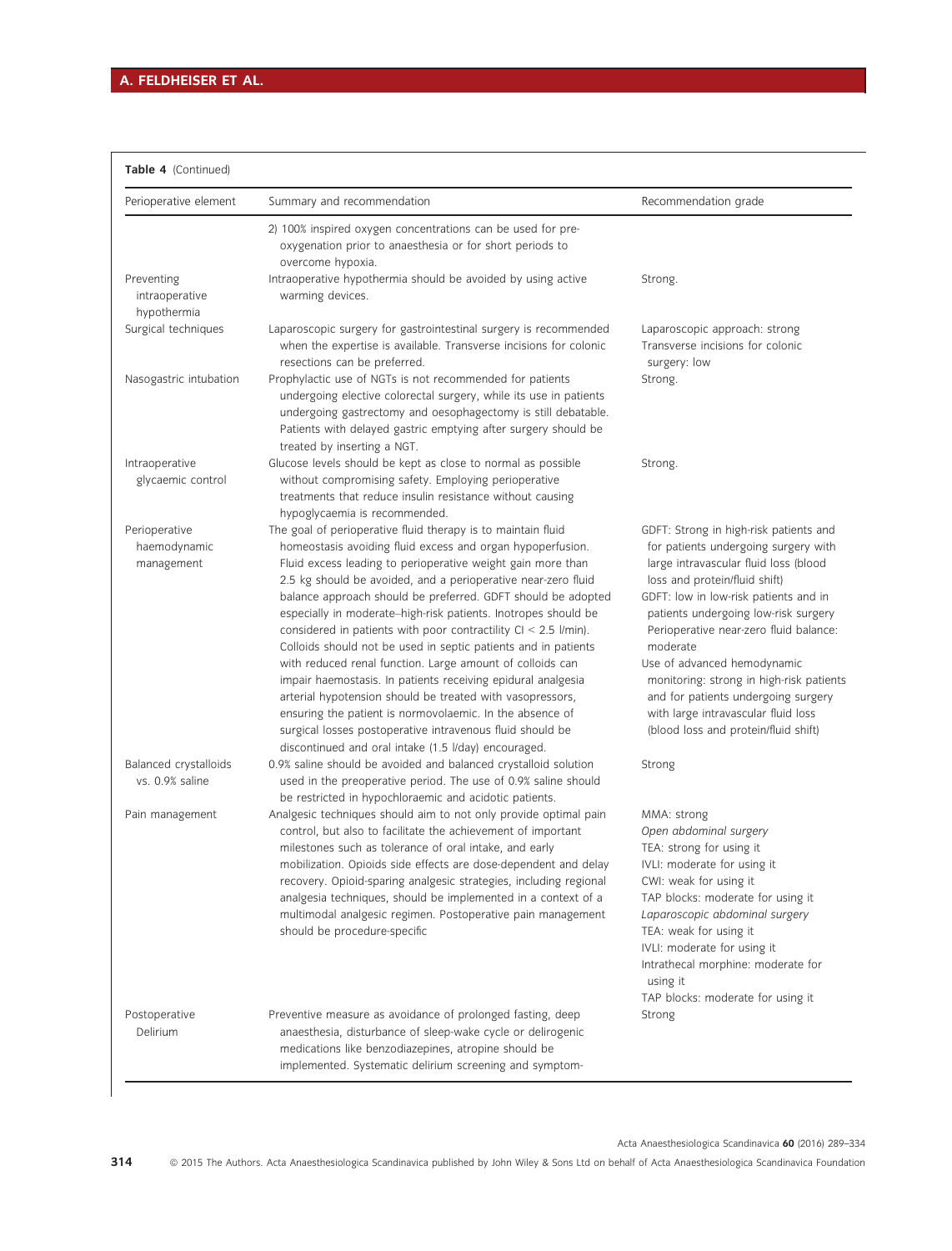**Table 4** (Continued)

| Perioperative element | Summary and recommendation | Recommendation grade |
|---|---|---|
| | 2) 100% inspired oxygen concentrations can be used for pre-oxygenation prior to anaesthesia or for short periods to overcome hypoxia. | |
| Preventing intraoperative hypothermia | Intraoperative hypothermia should be avoided by using active warming devices. | Strong. |
| Surgical techniques | Laparoscopic surgery for gastrointestinal surgery is recommended when the expertise is available. Transverse incisions for colonic resections can be preferred. | Laparoscopic approach: strong<br>Transverse incisions for colonic surgery: low |
| Nasogastric intubation | Prophylactic use of NGTs is not recommended for patients undergoing elective colorectal surgery, while its use in patients undergoing gastrectomy and oesophagectomy is still debatable. Patients with delayed gastric emptying after surgery should be treated by inserting a NGT. | Strong. |
| Intraoperative glycaemic control | Glucose levels should be kept as close to normal as possible without compromising safety. Employing perioperative treatments that reduce insulin resistance without causing hypoglycaemia is recommended. | Strong. |
| Perioperative haemodynamic management | The goal of perioperative fluid therapy is to maintain fluid homeostasis avoiding fluid excess and organ hypoperfusion. Fluid excess leading to perioperative weight gain more than 2.5 kg should be avoided, and a perioperative near-zero fluid balance approach should be preferred. GDFT should be adopted especially in moderate–high-risk patients. Inotropes should be considered in patients with poor contractility CI < 2.5 l/min). Colloids should not be used in septic patients and in patients with reduced renal function. Large amount of colloids can impair haemostasis. In patients receiving epidural analgesia arterial hypotension should be treated with vasopressors, ensuring the patient is normovolaemic. In the absence of surgical losses postoperative intravenous fluid should be discontinued and oral intake (1.5 l/day) encouraged. | GDFT: Strong in high-risk patients and for patients undergoing surgery with large intravascular fluid loss (blood loss and protein/fluid shift)<br>GDFT: low in low-risk patients and in patients undergoing low-risk surgery<br>Perioperative near-zero fluid balance: moderate<br>Use of advanced hemodynamic monitoring: strong in high-risk patients and for patients undergoing surgery with large intravascular fluid loss (blood loss and protein/fluid shift) |
| Balanced crystalloids vs. 0.9% saline | 0.9% saline should be avoided and balanced crystalloid solution used in the preoperative period. The use of 0.9% saline should be restricted in hypochloraemic and acidotic patients. | Strong |
| Pain management | Analgesic techniques should aim to not only provide optimal pain control, but also to facilitate the achievement of important milestones such as tolerance of oral intake, and early mobilization. Opioids side effects are dose-dependent and delay recovery. Opioid-sparing analgesic strategies, including regional analgesia techniques, should be implemented in a context of a multimodal analgesic regimen. Postoperative pain management should be procedure-specific | MMA: strong<br>*Open abdominal surgery*<br>TEA: strong for using it<br>IVLI: moderate for using it<br>CWI: weak for using it<br>TAP blocks: moderate for using it<br>*Laparoscopic abdominal surgery*<br>TEA: weak for using it<br>IVLI: moderate for using it<br>Intrathecal morphine: moderate for using it<br>TAP blocks: moderate for using it |
| Postoperative Delirium | Preventive measure as avoidance of prolonged fasting, deep anaesthesia, disturbance of sleep-wake cycle or delirogenic medications like benzodiazepines, atropine should be implemented. Systematic delirium screening and symptom- | Strong |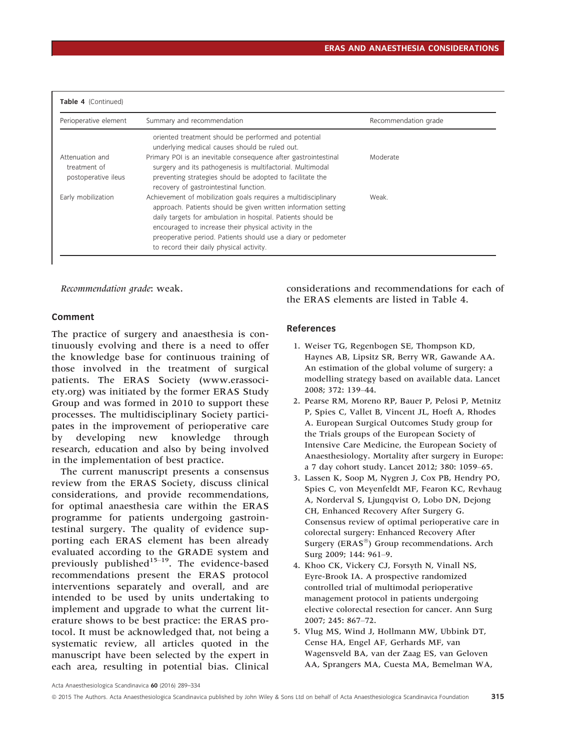Table 4 (Continued)

| Perioperative element | Summary and recommendation | Recommendation grade |
|---|---|---|
| | oriented treatment should be performed and potential underlying medical causes should be ruled out. | |
| Attenuation and treatment of postoperative ileus | Primary POI is an inevitable consequence after gastrointestinal surgery and its pathogenesis is multifactorial. Multimodal preventing strategies should be adopted to facilitate the recovery of gastrointestinal function. | Moderate |
| Early mobilization | Achievement of mobilization goals requires a multidisciplinary approach. Patients should be given written information setting daily targets for ambulation in hospital. Patients should be encouraged to increase their physical activity in the preoperative period. Patients should use a diary or pedometer to record their daily physical activity. | Weak. |

*Recommendation grade*: weak.

### Comment

The practice of surgery and anaesthesia is continuously evolving and there is a need to offer the knowledge base for continuous training of those involved in the treatment of surgical patients. The ERAS Society (www.erassociety.org) was initiated by the former ERAS Study Group and was formed in 2010 to support these processes. The multidisciplinary Society participates in the improvement of perioperative care by developing new knowledge through research, education and also by being involved in the implementation of best practice.

The current manuscript presents a consensus review from the ERAS Society, discuss clinical considerations, and provide recommendations, for optimal anaesthesia care within the ERAS programme for patients undergoing gastrointestinal surgery. The quality of evidence supporting each ERAS element has been already evaluated according to the GRADE system and previously published[15–19]. The evidence-based recommendations present the ERAS protocol interventions separately and overall, and are intended to be used by units undertaking to implement and upgrade to what the current literature shows to be best practice: the ERAS protocol. It must be acknowledged that, not being a systematic review, all articles quoted in the manuscript have been selected by the expert in each area, resulting in potential bias. Clinical considerations and recommendations for each of the ERAS elements are listed in Table 4.

### References

1. Weiser TG, Regenbogen SE, Thompson KD, Haynes AB, Lipsitz SR, Berry WR, Gawande AA. An estimation of the global volume of surgery: a modelling strategy based on available data. Lancet 2008; 372: 139–44.
2. Pearse RM, Moreno RP, Bauer P, Pelosi P, Metnitz P, Spies C, Vallet B, Vincent JL, Hoeft A, Rhodes A. European Surgical Outcomes Study group for the Trials groups of the European Society of Intensive Care Medicine, the European Society of Anaesthesiology. Mortality after surgery in Europe: a 7 day cohort study. Lancet 2012; 380: 1059–65.
3. Lassen K, Soop M, Nygren J, Cox PB, Hendry PO, Spies C, von Meyenfeldt MF, Fearon KC, Revhaug A, Norderval S, Ljungqvist O, Lobo DN, Dejong CH, Enhanced Recovery After Surgery G. Consensus review of optimal perioperative care in colorectal surgery: Enhanced Recovery After Surgery (ERAS®) Group recommendations. Arch Surg 2009; 144: 961–9.
4. Khoo CK, Vickery CJ, Forsyth N, Vinall NS, Eyre-Brook IA. A prospective randomized controlled trial of multimodal perioperative management protocol in patients undergoing elective colorectal resection for cancer. Ann Surg 2007; 245: 867–72.
5. Vlug MS, Wind J, Hollmann MW, Ubbink DT, Cense HA, Engel AF, Gerhards MF, van Wagensveld BA, van der Zaag ES, van Geloven AA, Sprangers MA, Cuesta MA, Bemelman WA,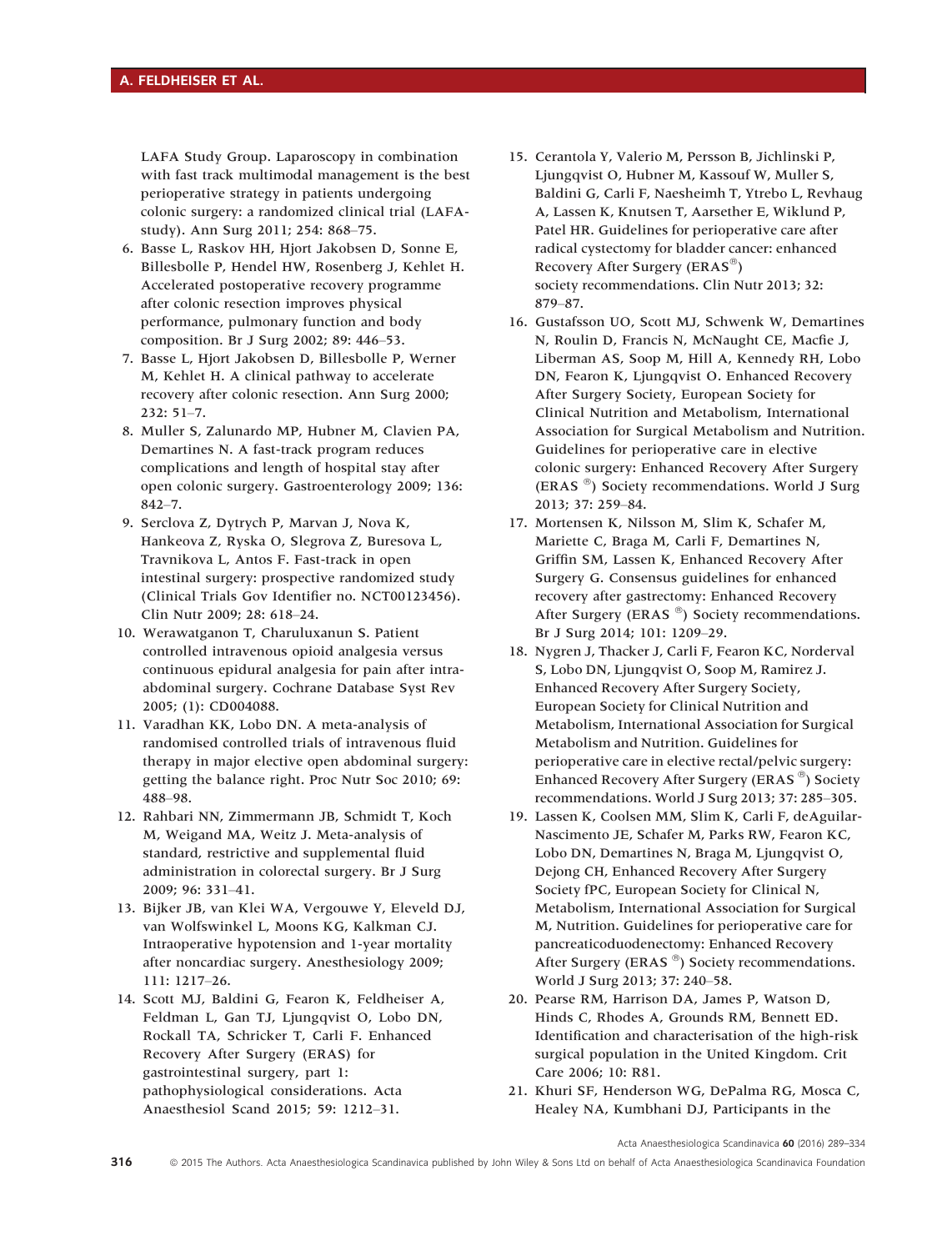LAFA Study Group. Laparoscopy in combination with fast track multimodal management is the best perioperative strategy in patients undergoing colonic surgery: a randomized clinical trial (LAFA-study). Ann Surg 2011; 254: 868–75.

6. Basse L, Raskov HH, Hjort Jakobsen D, Sonne E, Billesbolle P, Hendel HW, Rosenberg J, Kehlet H. Accelerated postoperative recovery programme after colonic resection improves physical performance, pulmonary function and body composition. Br J Surg 2002; 89: 446–53.
7. Basse L, Hjort Jakobsen D, Billesbolle P, Werner M, Kehlet H. A clinical pathway to accelerate recovery after colonic resection. Ann Surg 2000; 232: 51–7.
8. Muller S, Zalunardo MP, Hubner M, Clavien PA, Demartines N. A fast-track program reduces complications and length of hospital stay after open colonic surgery. Gastroenterology 2009; 136: 842–7.
9. Serclova Z, Dytrych P, Marvan J, Nova K, Hankeova Z, Ryska O, Slegrova Z, Buresova L, Travnikova L, Antos F. Fast-track in open intestinal surgery: prospective randomized study (Clinical Trials Gov Identifier no. NCT00123456). Clin Nutr 2009; 28: 618–24.
10. Werawatganon T, Charuluxanun S. Patient controlled intravenous opioid analgesia versus continuous epidural analgesia for pain after intra-abdominal surgery. Cochrane Database Syst Rev 2005; (1): CD004088.
11. Varadhan KK, Lobo DN. A meta-analysis of randomised controlled trials of intravenous fluid therapy in major elective open abdominal surgery: getting the balance right. Proc Nutr Soc 2010; 69: 488–98.
12. Rahbari NN, Zimmermann JB, Schmidt T, Koch M, Weigand MA, Weitz J. Meta-analysis of standard, restrictive and supplemental fluid administration in colorectal surgery. Br J Surg 2009; 96: 331–41.
13. Bijker JB, van Klei WA, Vergouwe Y, Eleveld DJ, van Wolfswinkel L, Moons KG, Kalkman CJ. Intraoperative hypotension and 1-year mortality after noncardiac surgery. Anesthesiology 2009; 111: 1217–26.
14. Scott MJ, Baldini G, Fearon K, Feldheiser A, Feldman L, Gan TJ, Ljungqvist O, Lobo DN, Rockall TA, Schricker T, Carli F. Enhanced Recovery After Surgery (ERAS) for gastrointestinal surgery, part 1: pathophysiological considerations. Acta Anaesthesiol Scand 2015; 59: 1212–31.
15. Cerantola Y, Valerio M, Persson B, Jichlinski P, Ljungqvist O, Hubner M, Kassouf W, Muller S, Baldini G, Carli F, Naesheimh T, Ytrebo L, Revhaug A, Lassen K, Knutsen T, Aarsether E, Wiklund P, Patel HR. Guidelines for perioperative care after radical cystectomy for bladder cancer: enhanced Recovery After Surgery (ERAS®) society recommendations. Clin Nutr 2013; 32: 879–87.
16. Gustafsson UO, Scott MJ, Schwenk W, Demartines N, Roulin D, Francis N, McNaught CE, Macfie J, Liberman AS, Soop M, Hill A, Kennedy RH, Lobo DN, Fearon K, Ljungqvist O. Enhanced Recovery After Surgery Society, European Society for Clinical Nutrition and Metabolism, International Association for Surgical Metabolism and Nutrition. Guidelines for perioperative care in elective colonic surgery: Enhanced Recovery After Surgery (ERAS ®) Society recommendations. World J Surg 2013; 37: 259–84.
17. Mortensen K, Nilsson M, Slim K, Schafer M, Mariette C, Braga M, Carli F, Demartines N, Griffin SM, Lassen K, Enhanced Recovery After Surgery G. Consensus guidelines for enhanced recovery after gastrectomy: Enhanced Recovery After Surgery (ERAS ®) Society recommendations. Br J Surg 2014; 101: 1209–29.
18. Nygren J, Thacker J, Carli F, Fearon KC, Norderval S, Lobo DN, Ljungqvist O, Soop M, Ramirez J. Enhanced Recovery After Surgery Society, European Society for Clinical Nutrition and Metabolism, International Association for Surgical Metabolism and Nutrition. Guidelines for perioperative care in elective rectal/pelvic surgery: Enhanced Recovery After Surgery (ERAS ®) Society recommendations. World J Surg 2013; 37: 285–305.
19. Lassen K, Coolsen MM, Slim K, Carli F, deAguilar-Nascimento JE, Schafer M, Parks RW, Fearon KC, Lobo DN, Demartines N, Braga M, Ljungqvist O, Dejong CH, Enhanced Recovery After Surgery Society fPC, European Society for Clinical N, Metabolism, International Association for Surgical M, Nutrition. Guidelines for perioperative care for pancreaticoduodenectomy: Enhanced Recovery After Surgery (ERAS ®) Society recommendations. World J Surg 2013; 37: 240–58.
20. Pearse RM, Harrison DA, James P, Watson D, Hinds C, Rhodes A, Grounds RM, Bennett ED. Identification and characterisation of the high-risk surgical population in the United Kingdom. Crit Care 2006; 10: R81.
21. Khuri SF, Henderson WG, DePalma RG, Mosca C, Healey NA, Kumbhani DJ, Participants in the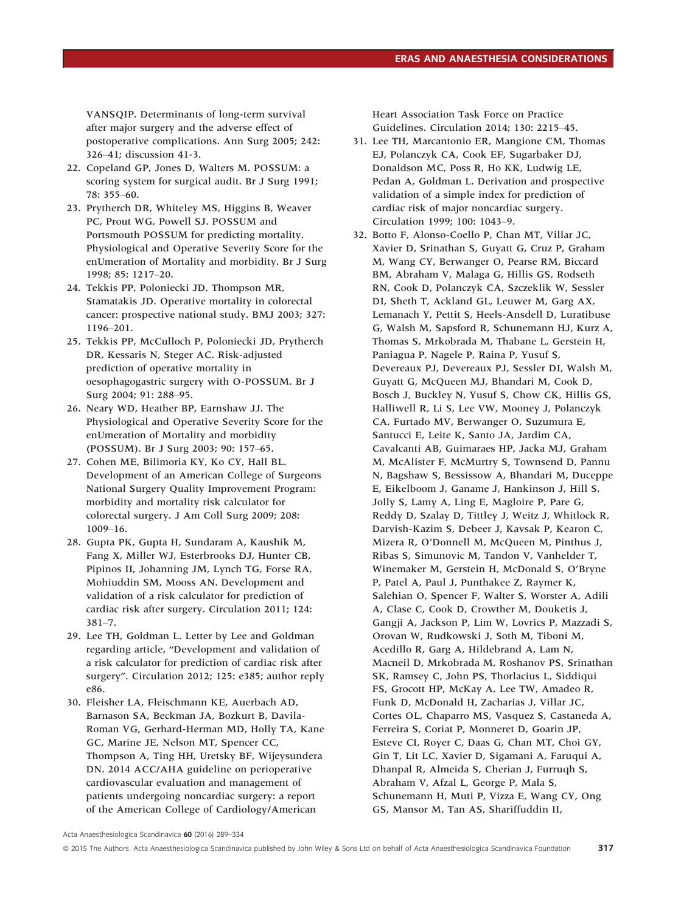VANSQIP. Determinants of long-term survival after major surgery and the adverse effect of postoperative complications. Ann Surg 2005; 242: 326–41; discussion 41-3.

22. Copeland GP, Jones D, Walters M. POSSUM: a scoring system for surgical audit. Br J Surg 1991; 78: 355–60.
23. Prytherch DR, Whiteley MS, Higgins B, Weaver PC, Prout WG, Powell SJ. POSSUM and Portsmouth POSSUM for predicting mortality. Physiological and Operative Severity Score for the enUmeration of Mortality and morbidity. Br J Surg 1998; 85: 1217–20.
24. Tekkis PP, Poloniecki JD, Thompson MR, Stamatakis JD. Operative mortality in colorectal cancer: prospective national study. BMJ 2003; 327: 1196–201.
25. Tekkis PP, McCulloch P, Poloniecki JD, Prytherch DR, Kessaris N, Steger AC. Risk-adjusted prediction of operative mortality in oesophagogastric surgery with O-POSSUM. Br J Surg 2004; 91: 288–95.
26. Neary WD, Heather BP, Earnshaw JJ. The Physiological and Operative Severity Score for the enUmeration of Mortality and morbidity (POSSUM). Br J Surg 2003; 90: 157–65.
27. Cohen ME, Bilimoria KY, Ko CY, Hall BL. Development of an American College of Surgeons National Surgery Quality Improvement Program: morbidity and mortality risk calculator for colorectal surgery. J Am Coll Surg 2009; 208: 1009–16.
28. Gupta PK, Gupta H, Sundaram A, Kaushik M, Fang X, Miller WJ, Esterbrooks DJ, Hunter CB, Pipinos II, Johanning JM, Lynch TG, Forse RA, Mohiuddin SM, Mooss AN. Development and validation of a risk calculator for prediction of cardiac risk after surgery. Circulation 2011; 124: 381–7.
29. Lee TH, Goldman L. Letter by Lee and Goldman regarding article, "Development and validation of a risk calculator for prediction of cardiac risk after surgery". Circulation 2012; 125: e385; author reply e86.
30. Fleisher LA, Fleischmann KE, Auerbach AD, Barnason SA, Beckman JA, Bozkurt B, Davila-Roman VG, Gerhard-Herman MD, Holly TA, Kane GC, Marine JE, Nelson MT, Spencer CC, Thompson A, Ting HH, Uretsky BF, Wijeysundera DN. 2014 ACC/AHA guideline on perioperative cardiovascular evaluation and management of patients undergoing noncardiac surgery: a report of the American College of Cardiology/American Heart Association Task Force on Practice Guidelines. Circulation 2014; 130: 2215–45.
31. Lee TH, Marcantonio ER, Mangione CM, Thomas EJ, Polanczyk CA, Cook EF, Sugarbaker DJ, Donaldson MC, Poss R, Ho KK, Ludwig LE, Pedan A, Goldman L. Derivation and prospective validation of a simple index for prediction of cardiac risk of major noncardiac surgery. Circulation 1999; 100: 1043–9.
32. Botto F, Alonso-Coello P, Chan MT, Villar JC, Xavier D, Srinathan S, Guyatt G, Cruz P, Graham M, Wang CY, Berwanger O, Pearse RM, Biccard BM, Abraham V, Malaga G, Hillis GS, Rodseth RN, Cook D, Polanczyk CA, Szczeklik W, Sessler DI, Sheth T, Ackland GL, Leuwer M, Garg AX, Lemanach Y, Pettit S, Heels-Ansdell D, Luratibuse G, Walsh M, Sapsford R, Schunemann HJ, Kurz A, Thomas S, Mrkobrada M, Thabane L, Gerstein H, Paniagua P, Nagele P, Raina P, Yusuf S, Devereaux PJ, Devereaux PJ, Sessler DI, Walsh M, Guyatt G, McQueen MJ, Bhandari M, Cook D, Bosch J, Buckley N, Yusuf S, Chow CK, Hillis GS, Halliwell R, Li S, Lee VW, Mooney J, Polanczyk CA, Furtado MV, Berwanger O, Suzumura E, Santucci E, Leite K, Santo JA, Jardim CA, Cavalcanti AB, Guimaraes HP, Jacka MJ, Graham M, McAlister F, McMurtry S, Townsend D, Pannu N, Bagshaw S, Bessissow A, Bhandari M, Duceppe E, Eikelboom J, Ganame J, Hankinson J, Hill S, Jolly S, Lamy A, Ling E, Magloire P, Pare G, Reddy D, Szalay D, Tittley J, Weitz J, Whitlock R, Darvish-Kazim S, Debeer J, Kavsak P, Kearon C, Mizera R, O'Donnell M, McQueen M, Pinthus J, Ribas S, Simunovic M, Tandon V, Vanhelder T, Winemaker M, Gerstein H, McDonald S, O'Bryne P, Patel A, Paul J, Punthakee Z, Raymer K, Salehian O, Spencer F, Walter S, Worster A, Adili A, Clase C, Cook D, Crowther M, Douketis J, Gangji A, Jackson P, Lim W, Lovrics P, Mazzadi S, Orovan W, Rudkowski J, Soth M, Tiboni M, Acedillo R, Garg A, Hildebrand A, Lam N, Macneil D, Mrkobrada M, Roshanov PS, Srinathan SK, Ramsey C, John PS, Thorlacius L, Siddiqui FS, Grocott HP, McKay A, Lee TW, Amadeo R, Funk D, McDonald H, Zacharias J, Villar JC, Cortes OL, Chaparro MS, Vasquez S, Castaneda A, Ferreira S, Coriat P, Monneret D, Goarin JP, Esteve CI, Royer C, Daas G, Chan MT, Choi GY, Gin T, Lit LC, Xavier D, Sigamani A, Faruqui A, Dhanpal R, Almeida S, Cherian J, Furruqh S, Abraham V, Afzal L, George P, Mala S, Schunemann H, Muti P, Vizza E, Wang CY, Ong GS, Mansor M, Tan AS, Shariffuddin II,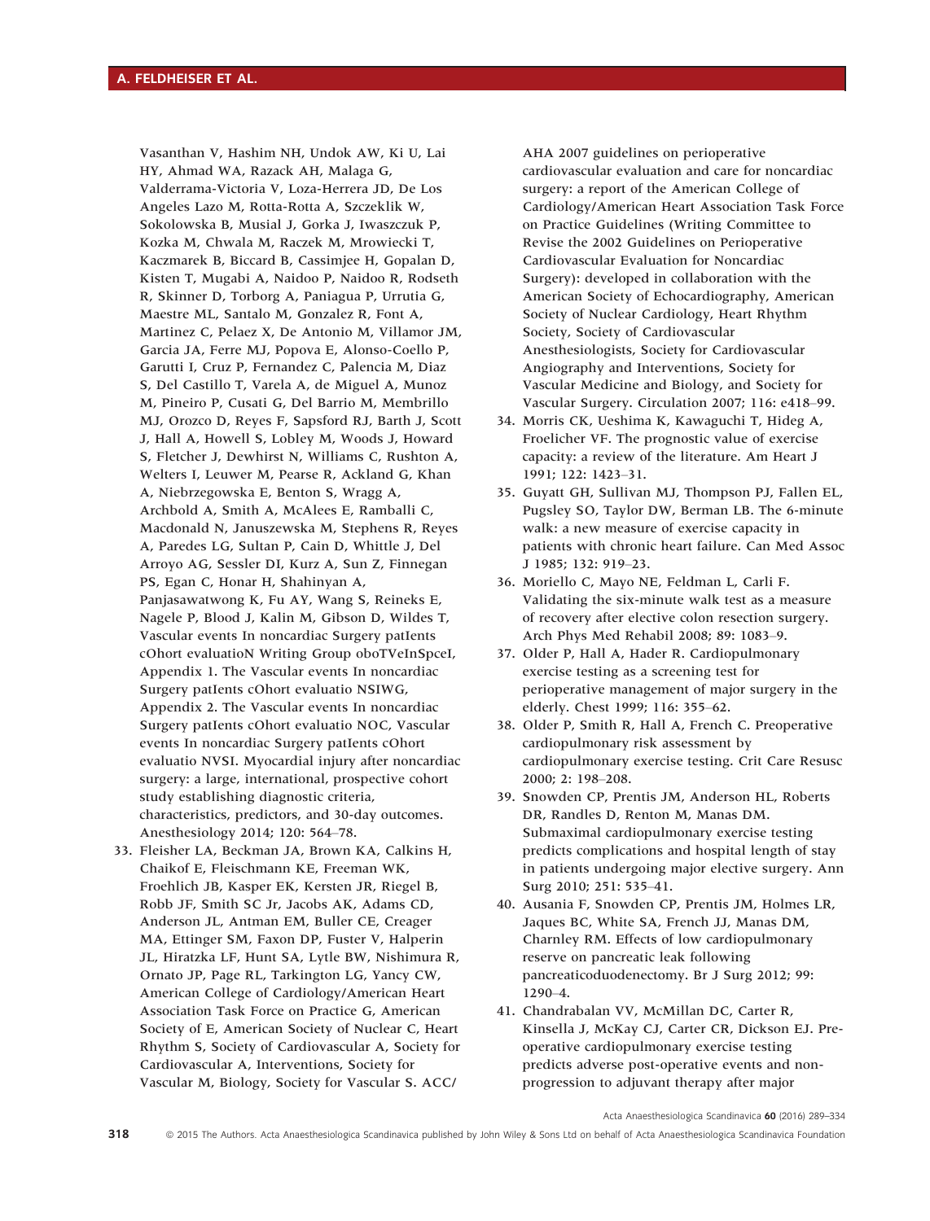Vasanthan V, Hashim NH, Undok AW, Ki U, Lai HY, Ahmad WA, Razack AH, Malaga G, Valderrama-Victoria V, Loza-Herrera JD, De Los Angeles Lazo M, Rotta-Rotta A, Szczeklik W, Sokolowska B, Musial J, Gorka J, Iwaszczuk P, Kozka M, Chwala M, Raczek M, Mrowiecki T, Kaczmarek B, Biccard B, Cassimjee H, Gopalan D, Kisten T, Mugabi A, Naidoo P, Naidoo R, Rodseth R, Skinner D, Torborg A, Paniagua P, Urrutia G, Maestre ML, Santalo M, Gonzalez R, Font A, Martinez C, Pelaez X, De Antonio M, Villamor JM, Garcia JA, Ferre MJ, Popova E, Alonso-Coello P, Garutti I, Cruz P, Fernandez C, Palencia M, Diaz S, Del Castillo T, Varela A, de Miguel A, Munoz M, Pineiro P, Cusati G, Del Barrio M, Membrillo MJ, Orozco D, Reyes F, Sapsford RJ, Barth J, Scott J, Hall A, Howell S, Lobley M, Woods J, Howard S, Fletcher J, Dewhirst N, Williams C, Rushton A, Welters I, Leuwer M, Pearse R, Ackland G, Khan A, Niebrzegowska E, Benton S, Wragg A, Archbold A, Smith A, McAlees E, Ramballi C, Macdonald N, Januszewska M, Stephens R, Reyes A, Paredes LG, Sultan P, Cain D, Whittle J, Del Arroyo AG, Sessler DI, Kurz A, Sun Z, Finnegan PS, Egan C, Honar H, Shahinyan A, Panjasawatwong K, Fu AY, Wang S, Reineks E, Nagele P, Blood J, Kalin M, Gibson D, Wildes T, Vascular events In noncardiac Surgery patIents cOhort evaluatioN Writing Group oboTVeInSpceI, Appendix 1. The Vascular events In noncardiac Surgery patIents cOhort evaluatio NSIWG, Appendix 2. The Vascular events In noncardiac Surgery patIents cOhort evaluatio NOC, Vascular events In noncardiac Surgery patIents cOhort evaluatio NVSI. Myocardial injury after noncardiac surgery: a large, international, prospective cohort study establishing diagnostic criteria, characteristics, predictors, and 30-day outcomes. Anesthesiology 2014; 120: 564–78.

33. Fleisher LA, Beckman JA, Brown KA, Calkins H, Chaikof E, Fleischmann KE, Freeman WK, Froehlich JB, Kasper EK, Kersten JR, Riegel B, Robb JF, Smith SC Jr, Jacobs AK, Adams CD, Anderson JL, Antman EM, Buller CE, Creager MA, Ettinger SM, Faxon DP, Fuster V, Halperin JL, Hiratzka LF, Hunt SA, Lytle BW, Nishimura R, Ornato JP, Page RL, Tarkington LG, Yancy CW, American College of Cardiology/American Heart Association Task Force on Practice G, American Society of E, American Society of Nuclear C, Heart Rhythm S, Society of Cardiovascular A, Society for Cardiovascular A, Interventions, Society for Vascular M, Biology, Society for Vascular S. ACC/AHA 2007 guidelines on perioperative cardiovascular evaluation and care for noncardiac surgery: a report of the American College of Cardiology/American Heart Association Task Force on Practice Guidelines (Writing Committee to Revise the 2002 Guidelines on Perioperative Cardiovascular Evaluation for Noncardiac Surgery): developed in collaboration with the American Society of Echocardiography, American Society of Nuclear Cardiology, Heart Rhythm Society, Society of Cardiovascular Anesthesiologists, Society for Cardiovascular Angiography and Interventions, Society for Vascular Medicine and Biology, and Society for Vascular Surgery. Circulation 2007; 116: e418–99.
34. Morris CK, Ueshima K, Kawaguchi T, Hideg A, Froelicher VF. The prognostic value of exercise capacity: a review of the literature. Am Heart J 1991; 122: 1423–31.
35. Guyatt GH, Sullivan MJ, Thompson PJ, Fallen EL, Pugsley SO, Taylor DW, Berman LB. The 6-minute walk: a new measure of exercise capacity in patients with chronic heart failure. Can Med Assoc J 1985; 132: 919–23.
36. Moriello C, Mayo NE, Feldman L, Carli F. Validating the six-minute walk test as a measure of recovery after elective colon resection surgery. Arch Phys Med Rehabil 2008; 89: 1083–9.
37. Older P, Hall A, Hader R. Cardiopulmonary exercise testing as a screening test for perioperative management of major surgery in the elderly. Chest 1999; 116: 355–62.
38. Older P, Smith R, Hall A, French C. Preoperative cardiopulmonary risk assessment by cardiopulmonary exercise testing. Crit Care Resusc 2000; 2: 198–208.
39. Snowden CP, Prentis JM, Anderson HL, Roberts DR, Randles D, Renton M, Manas DM. Submaximal cardiopulmonary exercise testing predicts complications and hospital length of stay in patients undergoing major elective surgery. Ann Surg 2010; 251: 535–41.
40. Ausania F, Snowden CP, Prentis JM, Holmes LR, Jaques BC, White SA, French JJ, Manas DM, Charnley RM. Effects of low cardiopulmonary reserve on pancreatic leak following pancreaticoduodenectomy. Br J Surg 2012; 99: 1290–4.
41. Chandrabalan VV, McMillan DC, Carter R, Kinsella J, McKay CJ, Carter CR, Dickson EJ. Pre-operative cardiopulmonary exercise testing predicts adverse post-operative events and non-progression to adjuvant therapy after major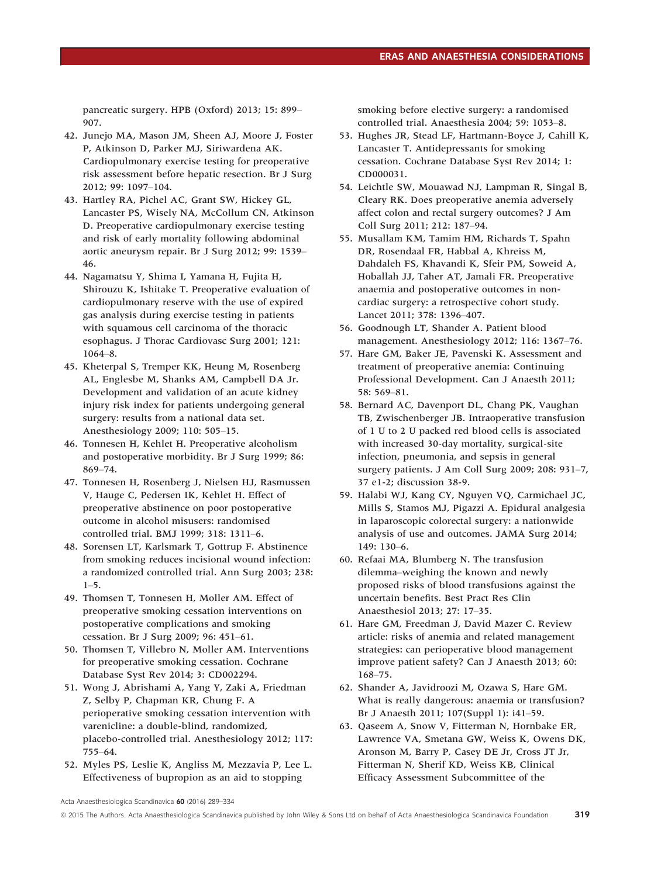pancreatic surgery. HPB (Oxford) 2013; 15: 899–907.

42. Junejo MA, Mason JM, Sheen AJ, Moore J, Foster P, Atkinson D, Parker MJ, Siriwardena AK. Cardiopulmonary exercise testing for preoperative risk assessment before hepatic resection. Br J Surg 2012; 99: 1097–104.
43. Hartley RA, Pichel AC, Grant SW, Hickey GL, Lancaster PS, Wisely NA, McCollum CN, Atkinson D. Preoperative cardiopulmonary exercise testing and risk of early mortality following abdominal aortic aneurysm repair. Br J Surg 2012; 99: 1539–46.
44. Nagamatsu Y, Shima I, Yamana H, Fujita H, Shirouzu K, Ishitake T. Preoperative evaluation of cardiopulmonary reserve with the use of expired gas analysis during exercise testing in patients with squamous cell carcinoma of the thoracic esophagus. J Thorac Cardiovasc Surg 2001; 121: 1064–8.
45. Kheterpal S, Tremper KK, Heung M, Rosenberg AL, Englesbe M, Shanks AM, Campbell DA Jr. Development and validation of an acute kidney injury risk index for patients undergoing general surgery: results from a national data set. Anesthesiology 2009; 110: 505–15.
46. Tonnesen H, Kehlet H. Preoperative alcoholism and postoperative morbidity. Br J Surg 1999; 86: 869–74.
47. Tonnesen H, Rosenberg J, Nielsen HJ, Rasmussen V, Hauge C, Pedersen IK, Kehlet H. Effect of preoperative abstinence on poor postoperative outcome in alcohol misusers: randomised controlled trial. BMJ 1999; 318: 1311–6.
48. Sorensen LT, Karlsmark T, Gottrup F. Abstinence from smoking reduces incisional wound infection: a randomized controlled trial. Ann Surg 2003; 238: 1–5.
49. Thomsen T, Tonnesen H, Moller AM. Effect of preoperative smoking cessation interventions on postoperative complications and smoking cessation. Br J Surg 2009; 96: 451–61.
50. Thomsen T, Villebro N, Moller AM. Interventions for preoperative smoking cessation. Cochrane Database Syst Rev 2014; 3: CD002294.
51. Wong J, Abrishami A, Yang Y, Zaki A, Friedman Z, Selby P, Chapman KR, Chung F. A perioperative smoking cessation intervention with varenicline: a double-blind, randomized, placebo-controlled trial. Anesthesiology 2012; 117: 755–64.
52. Myles PS, Leslie K, Angliss M, Mezzavia P, Lee L. Effectiveness of bupropion as an aid to stopping smoking before elective surgery: a randomised controlled trial. Anaesthesia 2004; 59: 1053–8.
53. Hughes JR, Stead LF, Hartmann-Boyce J, Cahill K, Lancaster T. Antidepressants for smoking cessation. Cochrane Database Syst Rev 2014; 1: CD000031.
54. Leichtle SW, Mouawad NJ, Lampman R, Singal B, Cleary RK. Does preoperative anemia adversely affect colon and rectal surgery outcomes? J Am Coll Surg 2011; 212: 187–94.
55. Musallam KM, Tamim HM, Richards T, Spahn DR, Rosendaal FR, Habbal A, Khreiss M, Dahdaleh FS, Khavandi K, Sfeir PM, Soweid A, Hoballah JJ, Taher AT, Jamali FR. Preoperative anaemia and postoperative outcomes in non-cardiac surgery: a retrospective cohort study. Lancet 2011; 378: 1396–407.
56. Goodnough LT, Shander A. Patient blood management. Anesthesiology 2012; 116: 1367–76.
57. Hare GM, Baker JE, Pavenski K. Assessment and treatment of preoperative anemia: Continuing Professional Development. Can J Anaesth 2011; 58: 569–81.
58. Bernard AC, Davenport DL, Chang PK, Vaughan TB, Zwischenberger JB. Intraoperative transfusion of 1 U to 2 U packed red blood cells is associated with increased 30-day mortality, surgical-site infection, pneumonia, and sepsis in general surgery patients. J Am Coll Surg 2009; 208: 931–7, 37 e1-2; discussion 38-9.
59. Halabi WJ, Kang CY, Nguyen VQ, Carmichael JC, Mills S, Stamos MJ, Pigazzi A. Epidural analgesia in laparoscopic colorectal surgery: a nationwide analysis of use and outcomes. JAMA Surg 2014; 149: 130–6.
60. Refaai MA, Blumberg N. The transfusion dilemma–weighing the known and newly proposed risks of blood transfusions against the uncertain benefits. Best Pract Res Clin Anaesthesiol 2013; 27: 17–35.
61. Hare GM, Freedman J, David Mazer C. Review article: risks of anemia and related management strategies: can perioperative blood management improve patient safety? Can J Anaesth 2013; 60: 168–75.
62. Shander A, Javidroozi M, Ozawa S, Hare GM. What is really dangerous: anaemia or transfusion? Br J Anaesth 2011; 107(Suppl 1): i41–59.
63. Qaseem A, Snow V, Fitterman N, Hornbake ER, Lawrence VA, Smetana GW, Weiss K, Owens DK, Aronson M, Barry P, Casey DE Jr, Cross JT Jr, Fitterman N, Sherif KD, Weiss KB, Clinical Efficacy Assessment Subcommittee of the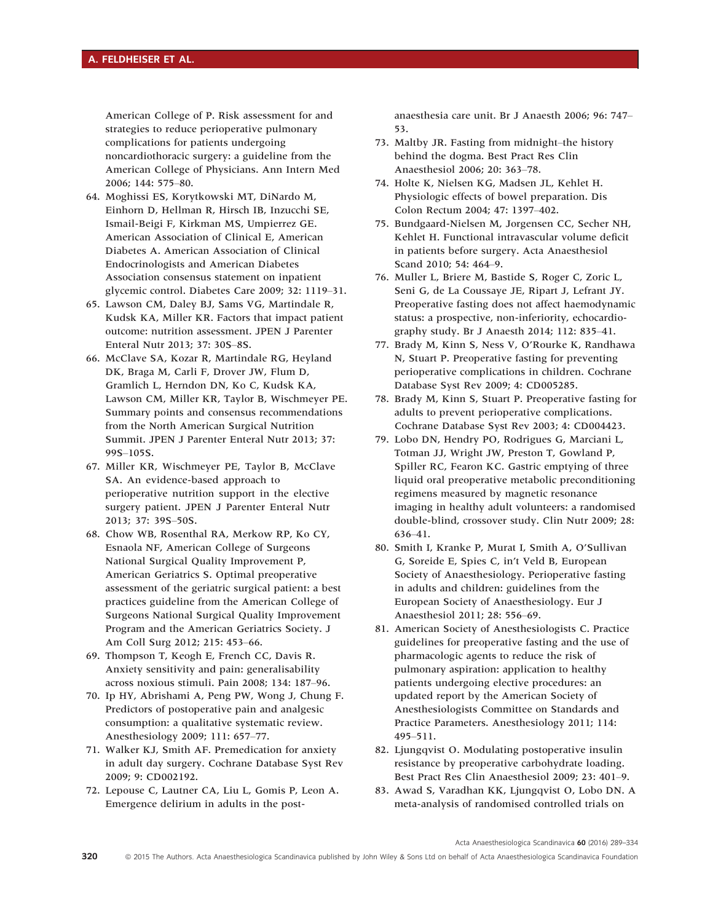American College of P. Risk assessment for and strategies to reduce perioperative pulmonary complications for patients undergoing noncardiothoracic surgery: a guideline from the American College of Physicians. Ann Intern Med 2006; 144: 575–80.

64. Moghissi ES, Korytkowski MT, DiNardo M, Einhorn D, Hellman R, Hirsch IB, Inzucchi SE, Ismail-Beigi F, Kirkman MS, Umpierrez GE. American Association of Clinical E, American Diabetes A. American Association of Clinical Endocrinologists and American Diabetes Association consensus statement on inpatient glycemic control. Diabetes Care 2009; 32: 1119–31.
65. Lawson CM, Daley BJ, Sams VG, Martindale R, Kudsk KA, Miller KR. Factors that impact patient outcome: nutrition assessment. JPEN J Parenter Enteral Nutr 2013; 37: 30S–8S.
66. McClave SA, Kozar R, Martindale RG, Heyland DK, Braga M, Carli F, Drover JW, Flum D, Gramlich L, Herndon DN, Ko C, Kudsk KA, Lawson CM, Miller KR, Taylor B, Wischmeyer PE. Summary points and consensus recommendations from the North American Surgical Nutrition Summit. JPEN J Parenter Enteral Nutr 2013; 37: 99S–105S.
67. Miller KR, Wischmeyer PE, Taylor B, McClave SA. An evidence-based approach to perioperative nutrition support in the elective surgery patient. JPEN J Parenter Enteral Nutr 2013; 37: 39S–50S.
68. Chow WB, Rosenthal RA, Merkow RP, Ko CY, Esnaola NF, American College of Surgeons National Surgical Quality Improvement P, American Geriatrics S. Optimal preoperative assessment of the geriatric surgical patient: a best practices guideline from the American College of Surgeons National Surgical Quality Improvement Program and the American Geriatrics Society. J Am Coll Surg 2012; 215: 453–66.
69. Thompson T, Keogh E, French CC, Davis R. Anxiety sensitivity and pain: generalisability across noxious stimuli. Pain 2008; 134: 187–96.
70. Ip HY, Abrishami A, Peng PW, Wong J, Chung F. Predictors of postoperative pain and analgesic consumption: a qualitative systematic review. Anesthesiology 2009; 111: 657–77.
71. Walker KJ, Smith AF. Premedication for anxiety in adult day surgery. Cochrane Database Syst Rev 2009; 9: CD002192.
72. Lepouse C, Lautner CA, Liu L, Gomis P, Leon A. Emergence delirium in adults in the post-anaesthesia care unit. Br J Anaesth 2006; 96: 747–53.
73. Maltby JR. Fasting from midnight–the history behind the dogma. Best Pract Res Clin Anaesthesiol 2006; 20: 363–78.
74. Holte K, Nielsen KG, Madsen JL, Kehlet H. Physiologic effects of bowel preparation. Dis Colon Rectum 2004; 47: 1397–402.
75. Bundgaard-Nielsen M, Jorgensen CC, Secher NH, Kehlet H. Functional intravascular volume deficit in patients before surgery. Acta Anaesthesiol Scand 2010; 54: 464–9.
76. Muller L, Briere M, Bastide S, Roger C, Zoric L, Seni G, de La Coussaye JE, Ripart J, Lefrant JY. Preoperative fasting does not affect haemodynamic status: a prospective, non-inferiority, echocardiography study. Br J Anaesth 2014; 112: 835–41.
77. Brady M, Kinn S, Ness V, O'Rourke K, Randhawa N, Stuart P. Preoperative fasting for preventing perioperative complications in children. Cochrane Database Syst Rev 2009; 4: CD005285.
78. Brady M, Kinn S, Stuart P. Preoperative fasting for adults to prevent perioperative complications. Cochrane Database Syst Rev 2003; 4: CD004423.
79. Lobo DN, Hendry PO, Rodrigues G, Marciani L, Totman JJ, Wright JW, Preston T, Gowland P, Spiller RC, Fearon KC. Gastric emptying of three liquid oral preoperative metabolic preconditioning regimens measured by magnetic resonance imaging in healthy adult volunteers: a randomised double-blind, crossover study. Clin Nutr 2009; 28: 636–41.
80. Smith I, Kranke P, Murat I, Smith A, O'Sullivan G, Soreide E, Spies C, in't Veld B, European Society of Anaesthesiology. Perioperative fasting in adults and children: guidelines from the European Society of Anaesthesiology. Eur J Anaesthesiol 2011; 28: 556–69.
81. American Society of Anesthesiologists C. Practice guidelines for preoperative fasting and the use of pharmacologic agents to reduce the risk of pulmonary aspiration: application to healthy patients undergoing elective procedures: an updated report by the American Society of Anesthesiologists Committee on Standards and Practice Parameters. Anesthesiology 2011; 114: 495–511.
82. Ljungqvist O. Modulating postoperative insulin resistance by preoperative carbohydrate loading. Best Pract Res Clin Anaesthesiol 2009; 23: 401–9.
83. Awad S, Varadhan KK, Ljungqvist O, Lobo DN. A meta-analysis of randomised controlled trials on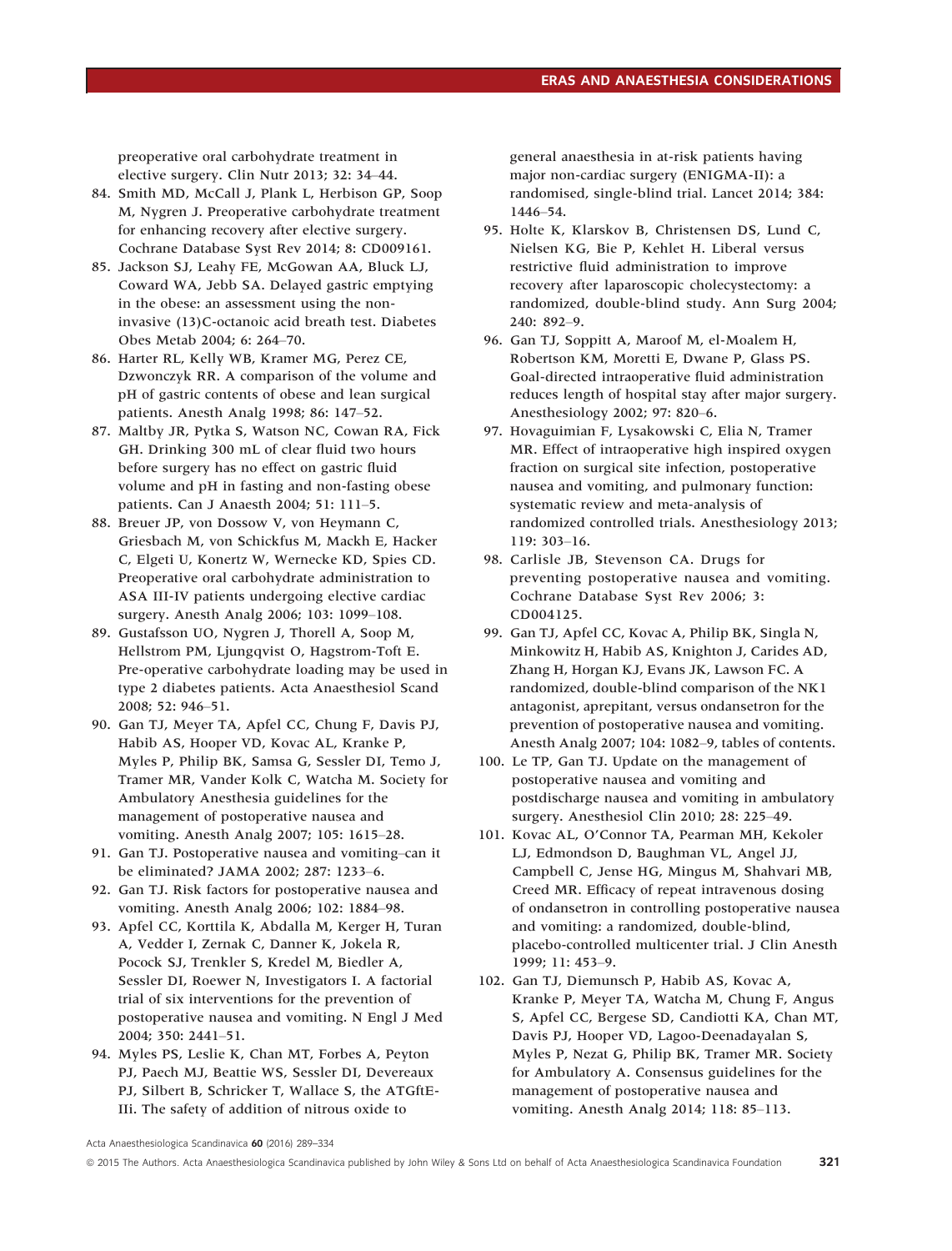preoperative oral carbohydrate treatment in elective surgery. Clin Nutr 2013; 32: 34–44.

84. Smith MD, McCall J, Plank L, Herbison GP, Soop M, Nygren J. Preoperative carbohydrate treatment for enhancing recovery after elective surgery. Cochrane Database Syst Rev 2014; 8: CD009161.
85. Jackson SJ, Leahy FE, McGowan AA, Bluck LJ, Coward WA, Jebb SA. Delayed gastric emptying in the obese: an assessment using the non-invasive (13)C-octanoic acid breath test. Diabetes Obes Metab 2004; 6: 264–70.
86. Harter RL, Kelly WB, Kramer MG, Perez CE, Dzwonczyk RR. A comparison of the volume and pH of gastric contents of obese and lean surgical patients. Anesth Analg 1998; 86: 147–52.
87. Maltby JR, Pytka S, Watson NC, Cowan RA, Fick GH. Drinking 300 mL of clear fluid two hours before surgery has no effect on gastric fluid volume and pH in fasting and non-fasting obese patients. Can J Anaesth 2004; 51: 111–5.
88. Breuer JP, von Dossow V, von Heymann C, Griesbach M, von Schickfus M, Mackh E, Hacker C, Elgeti U, Konertz W, Wernecke KD, Spies CD. Preoperative oral carbohydrate administration to ASA III-IV patients undergoing elective cardiac surgery. Anesth Analg 2006; 103: 1099–108.
89. Gustafsson UO, Nygren J, Thorell A, Soop M, Hellstrom PM, Ljungqvist O, Hagstrom-Toft E. Pre-operative carbohydrate loading may be used in type 2 diabetes patients. Acta Anaesthesiol Scand 2008; 52: 946–51.
90. Gan TJ, Meyer TA, Apfel CC, Chung F, Davis PJ, Habib AS, Hooper VD, Kovac AL, Kranke P, Myles P, Philip BK, Samsa G, Sessler DI, Temo J, Tramer MR, Vander Kolk C, Watcha M. Society for Ambulatory Anesthesia guidelines for the management of postoperative nausea and vomiting. Anesth Analg 2007; 105: 1615–28.
91. Gan TJ. Postoperative nausea and vomiting–can it be eliminated? JAMA 2002; 287: 1233–6.
92. Gan TJ. Risk factors for postoperative nausea and vomiting. Anesth Analg 2006; 102: 1884–98.
93. Apfel CC, Korttila K, Abdalla M, Kerger H, Turan A, Vedder I, Zernak C, Danner K, Jokela R, Pocock SJ, Trenkler S, Kredel M, Biedler A, Sessler DI, Roewer N, Investigators I. A factorial trial of six interventions for the prevention of postoperative nausea and vomiting. N Engl J Med 2004; 350: 2441–51.
94. Myles PS, Leslie K, Chan MT, Forbes A, Peyton PJ, Paech MJ, Beattie WS, Sessler DI, Devereaux PJ, Silbert B, Schricker T, Wallace S, the ATGftE-IIi. The safety of addition of nitrous oxide to general anaesthesia in at-risk patients having major non-cardiac surgery (ENIGMA-II): a randomised, single-blind trial. Lancet 2014; 384: 1446–54.
95. Holte K, Klarskov B, Christensen DS, Lund C, Nielsen KG, Bie P, Kehlet H. Liberal versus restrictive fluid administration to improve recovery after laparoscopic cholecystectomy: a randomized, double-blind study. Ann Surg 2004; 240: 892–9.
96. Gan TJ, Soppitt A, Maroof M, el-Moalem H, Robertson KM, Moretti E, Dwane P, Glass PS. Goal-directed intraoperative fluid administration reduces length of hospital stay after major surgery. Anesthesiology 2002; 97: 820–6.
97. Hovaguimian F, Lysakowski C, Elia N, Tramer MR. Effect of intraoperative high inspired oxygen fraction on surgical site infection, postoperative nausea and vomiting, and pulmonary function: systematic review and meta-analysis of randomized controlled trials. Anesthesiology 2013; 119: 303–16.
98. Carlisle JB, Stevenson CA. Drugs for preventing postoperative nausea and vomiting. Cochrane Database Syst Rev 2006; 3: CD004125.
99. Gan TJ, Apfel CC, Kovac A, Philip BK, Singla N, Minkowitz H, Habib AS, Knighton J, Carides AD, Zhang H, Horgan KJ, Evans JK, Lawson FC. A randomized, double-blind comparison of the NK1 antagonist, aprepitant, versus ondansetron for the prevention of postoperative nausea and vomiting. Anesth Analg 2007; 104: 1082–9, tables of contents.
100. Le TP, Gan TJ. Update on the management of postoperative nausea and vomiting and postdischarge nausea and vomiting in ambulatory surgery. Anesthesiol Clin 2010; 28: 225–49.
101. Kovac AL, O'Connor TA, Pearman MH, Kekoler LJ, Edmondson D, Baughman VL, Angel JJ, Campbell C, Jense HG, Mingus M, Shahvari MB, Creed MR. Efficacy of repeat intravenous dosing of ondansetron in controlling postoperative nausea and vomiting: a randomized, double-blind, placebo-controlled multicenter trial. J Clin Anesth 1999; 11: 453–9.
102. Gan TJ, Diemunsch P, Habib AS, Kovac A, Kranke P, Meyer TA, Watcha M, Chung F, Angus S, Apfel CC, Bergese SD, Candiotti KA, Chan MT, Davis PJ, Hooper VD, Lagoo-Deenadayalan S, Myles P, Nezat G, Philip BK, Tramer MR. Society for Ambulatory A. Consensus guidelines for the management of postoperative nausea and vomiting. Anesth Analg 2014; 118: 85–113.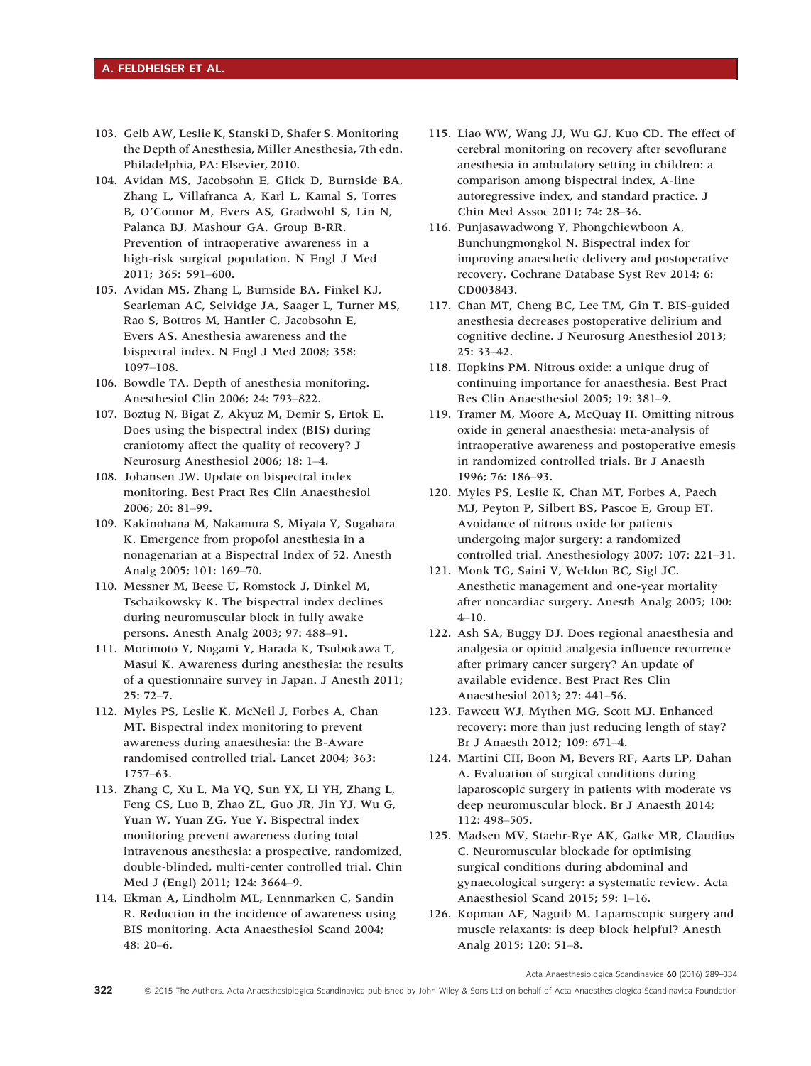103. Gelb AW, Leslie K, Stanski D, Shafer S. Monitoring the Depth of Anesthesia, Miller Anesthesia, 7th edn. Philadelphia, PA: Elsevier, 2010.
104. Avidan MS, Jacobsohn E, Glick D, Burnside BA, Zhang L, Villafranca A, Karl L, Kamal S, Torres B, O'Connor M, Evers AS, Gradwohl S, Lin N, Palanca BJ, Mashour GA. Group B-RR. Prevention of intraoperative awareness in a high-risk surgical population. N Engl J Med 2011; 365: 591–600.
105. Avidan MS, Zhang L, Burnside BA, Finkel KJ, Searleman AC, Selvidge JA, Saager L, Turner MS, Rao S, Bottros M, Hantler C, Jacobsohn E, Evers AS. Anesthesia awareness and the bispectral index. N Engl J Med 2008; 358: 1097–108.
106. Bowdle TA. Depth of anesthesia monitoring. Anesthesiol Clin 2006; 24: 793–822.
107. Boztug N, Bigat Z, Akyuz M, Demir S, Ertok E. Does using the bispectral index (BIS) during craniotomy affect the quality of recovery? J Neurosurg Anesthesiol 2006; 18: 1–4.
108. Johansen JW. Update on bispectral index monitoring. Best Pract Res Clin Anaesthesiol 2006; 20: 81–99.
109. Kakinohana M, Nakamura S, Miyata Y, Sugahara K. Emergence from propofol anesthesia in a nonagenarian at a Bispectral Index of 52. Anesth Analg 2005; 101: 169–70.
110. Messner M, Beese U, Romstock J, Dinkel M, Tschaikowsky K. The bispectral index declines during neuromuscular block in fully awake persons. Anesth Analg 2003; 97: 488–91.
111. Morimoto Y, Nogami Y, Harada K, Tsubokawa T, Masui K. Awareness during anesthesia: the results of a questionnaire survey in Japan. J Anesth 2011; 25: 72–7.
112. Myles PS, Leslie K, McNeil J, Forbes A, Chan MT. Bispectral index monitoring to prevent awareness during anaesthesia: the B-Aware randomised controlled trial. Lancet 2004; 363: 1757–63.
113. Zhang C, Xu L, Ma YQ, Sun YX, Li YH, Zhang L, Feng CS, Luo B, Zhao ZL, Guo JR, Jin YJ, Wu G, Yuan W, Yuan ZG, Yue Y. Bispectral index monitoring prevent awareness during total intravenous anesthesia: a prospective, randomized, double-blinded, multi-center controlled trial. Chin Med J (Engl) 2011; 124: 3664–9.
114. Ekman A, Lindholm ML, Lennmarken C, Sandin R. Reduction in the incidence of awareness using BIS monitoring. Acta Anaesthesiol Scand 2004; 48: 20–6.
115. Liao WW, Wang JJ, Wu GJ, Kuo CD. The effect of cerebral monitoring on recovery after sevoflurane anesthesia in ambulatory setting in children: a comparison among bispectral index, A-line autoregressive index, and standard practice. J Chin Med Assoc 2011; 74: 28–36.
116. Punjasawadwong Y, Phongchiewboon A, Bunchungmongkol N. Bispectral index for improving anaesthetic delivery and postoperative recovery. Cochrane Database Syst Rev 2014; 6: CD003843.
117. Chan MT, Cheng BC, Lee TM, Gin T. BIS-guided anesthesia decreases postoperative delirium and cognitive decline. J Neurosurg Anesthesiol 2013; 25: 33–42.
118. Hopkins PM. Nitrous oxide: a unique drug of continuing importance for anaesthesia. Best Pract Res Clin Anaesthesiol 2005; 19: 381–9.
119. Tramer M, Moore A, McQuay H. Omitting nitrous oxide in general anaesthesia: meta-analysis of intraoperative awareness and postoperative emesis in randomized controlled trials. Br J Anaesth 1996; 76: 186–93.
120. Myles PS, Leslie K, Chan MT, Forbes A, Paech MJ, Peyton P, Silbert BS, Pascoe E, Group ET. Avoidance of nitrous oxide for patients undergoing major surgery: a randomized controlled trial. Anesthesiology 2007; 107: 221–31.
121. Monk TG, Saini V, Weldon BC, Sigl JC. Anesthetic management and one-year mortality after noncardiac surgery. Anesth Analg 2005; 100: 4–10.
122. Ash SA, Buggy DJ. Does regional anaesthesia and analgesia or opioid analgesia influence recurrence after primary cancer surgery? An update of available evidence. Best Pract Res Clin Anaesthesiol 2013; 27: 441–56.
123. Fawcett WJ, Mythen MG, Scott MJ. Enhanced recovery: more than just reducing length of stay? Br J Anaesth 2012; 109: 671–4.
124. Martini CH, Boon M, Bevers RF, Aarts LP, Dahan A. Evaluation of surgical conditions during laparoscopic surgery in patients with moderate vs deep neuromuscular block. Br J Anaesth 2014; 112: 498–505.
125. Madsen MV, Staehr-Rye AK, Gatke MR, Claudius C. Neuromuscular blockade for optimising surgical conditions during abdominal and gynaecological surgery: a systematic review. Acta Anaesthesiol Scand 2015; 59: 1–16.
126. Kopman AF, Naguib M. Laparoscopic surgery and muscle relaxants: is deep block helpful? Anesth Analg 2015; 120: 51–8.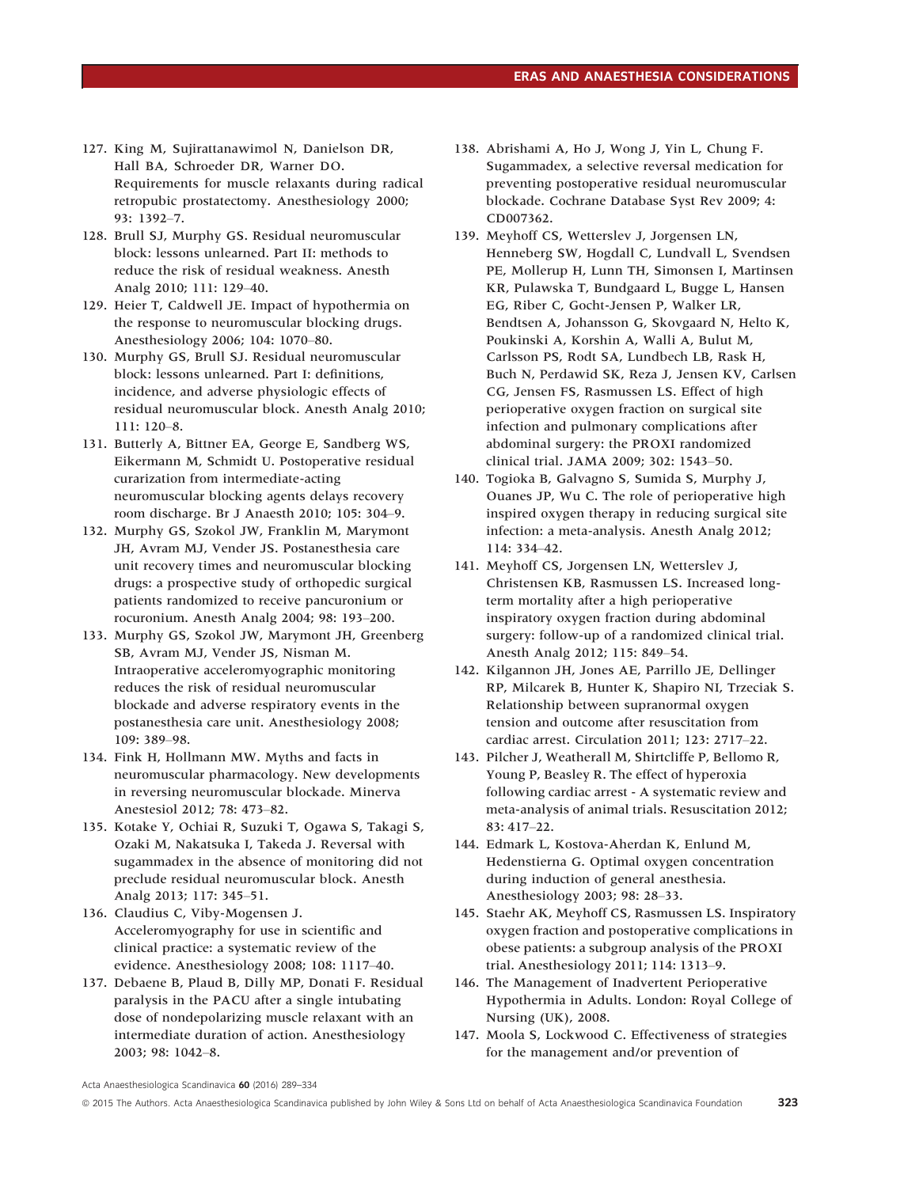127. King M, Sujirattanawimol N, Danielson DR, Hall BA, Schroeder DR, Warner DO. Requirements for muscle relaxants during radical retropubic prostatectomy. Anesthesiology 2000; 93: 1392–7.
128. Brull SJ, Murphy GS. Residual neuromuscular block: lessons unlearned. Part II: methods to reduce the risk of residual weakness. Anesth Analg 2010; 111: 129–40.
129. Heier T, Caldwell JE. Impact of hypothermia on the response to neuromuscular blocking drugs. Anesthesiology 2006; 104: 1070–80.
130. Murphy GS, Brull SJ. Residual neuromuscular block: lessons unlearned. Part I: definitions, incidence, and adverse physiologic effects of residual neuromuscular block. Anesth Analg 2010; 111: 120–8.
131. Butterly A, Bittner EA, George E, Sandberg WS, Eikermann M, Schmidt U. Postoperative residual curarization from intermediate-acting neuromuscular blocking agents delays recovery room discharge. Br J Anaesth 2010; 105: 304–9.
132. Murphy GS, Szokol JW, Franklin M, Marymont JH, Avram MJ, Vender JS. Postanesthesia care unit recovery times and neuromuscular blocking drugs: a prospective study of orthopedic surgical patients randomized to receive pancuronium or rocuronium. Anesth Analg 2004; 98: 193–200.
133. Murphy GS, Szokol JW, Marymont JH, Greenberg SB, Avram MJ, Vender JS, Nisman M. Intraoperative acceleromyographic monitoring reduces the risk of residual neuromuscular blockade and adverse respiratory events in the postanesthesia care unit. Anesthesiology 2008; 109: 389–98.
134. Fink H, Hollmann MW. Myths and facts in neuromuscular pharmacology. New developments in reversing neuromuscular blockade. Minerva Anestesiol 2012; 78: 473–82.
135. Kotake Y, Ochiai R, Suzuki T, Ogawa S, Takagi S, Ozaki M, Nakatsuka I, Takeda J. Reversal with sugammadex in the absence of monitoring did not preclude residual neuromuscular block. Anesth Analg 2013; 117: 345–51.
136. Claudius C, Viby-Mogensen J. Acceleromyography for use in scientific and clinical practice: a systematic review of the evidence. Anesthesiology 2008; 108: 1117–40.
137. Debaene B, Plaud B, Dilly MP, Donati F. Residual paralysis in the PACU after a single intubating dose of nondepolarizing muscle relaxant with an intermediate duration of action. Anesthesiology 2003; 98: 1042–8.
138. Abrishami A, Ho J, Wong J, Yin L, Chung F. Sugammadex, a selective reversal medication for preventing postoperative residual neuromuscular blockade. Cochrane Database Syst Rev 2009; 4: CD007362.
139. Meyhoff CS, Wetterslev J, Jorgensen LN, Henneberg SW, Hogdall C, Lundvall L, Svendsen PE, Mollerup H, Lunn TH, Simonsen I, Martinsen KR, Pulawska T, Bundgaard L, Bugge L, Hansen EG, Riber C, Gocht-Jensen P, Walker LR, Bendtsen A, Johansson G, Skovgaard N, Helto K, Poukinski A, Korshin A, Walli A, Bulut M, Carlsson PS, Rodt SA, Lundbech LB, Rask H, Buch N, Perdawid SK, Reza J, Jensen KV, Carlsen CG, Jensen FS, Rasmussen LS. Effect of high perioperative oxygen fraction on surgical site infection and pulmonary complications after abdominal surgery: the PROXI randomized clinical trial. JAMA 2009; 302: 1543–50.
140. Togioka B, Galvagno S, Sumida S, Murphy J, Ouanes JP, Wu C. The role of perioperative high inspired oxygen therapy in reducing surgical site infection: a meta-analysis. Anesth Analg 2012; 114: 334–42.
141. Meyhoff CS, Jorgensen LN, Wetterslev J, Christensen KB, Rasmussen LS. Increased long-term mortality after a high perioperative inspiratory oxygen fraction during abdominal surgery: follow-up of a randomized clinical trial. Anesth Analg 2012; 115: 849–54.
142. Kilgannon JH, Jones AE, Parrillo JE, Dellinger RP, Milcarek B, Hunter K, Shapiro NI, Trzeciak S. Relationship between supranormal oxygen tension and outcome after resuscitation from cardiac arrest. Circulation 2011; 123: 2717–22.
143. Pilcher J, Weatherall M, Shirtcliffe P, Bellomo R, Young P, Beasley R. The effect of hyperoxia following cardiac arrest - A systematic review and meta-analysis of animal trials. Resuscitation 2012; 83: 417–22.
144. Edmark L, Kostova-Aherdan K, Enlund M, Hedenstierna G. Optimal oxygen concentration during induction of general anesthesia. Anesthesiology 2003; 98: 28–33.
145. Staehr AK, Meyhoff CS, Rasmussen LS. Inspiratory oxygen fraction and postoperative complications in obese patients: a subgroup analysis of the PROXI trial. Anesthesiology 2011; 114: 1313–9.
146. The Management of Inadvertent Perioperative Hypothermia in Adults. London: Royal College of Nursing (UK), 2008.
147. Moola S, Lockwood C. Effectiveness of strategies for the management and/or prevention of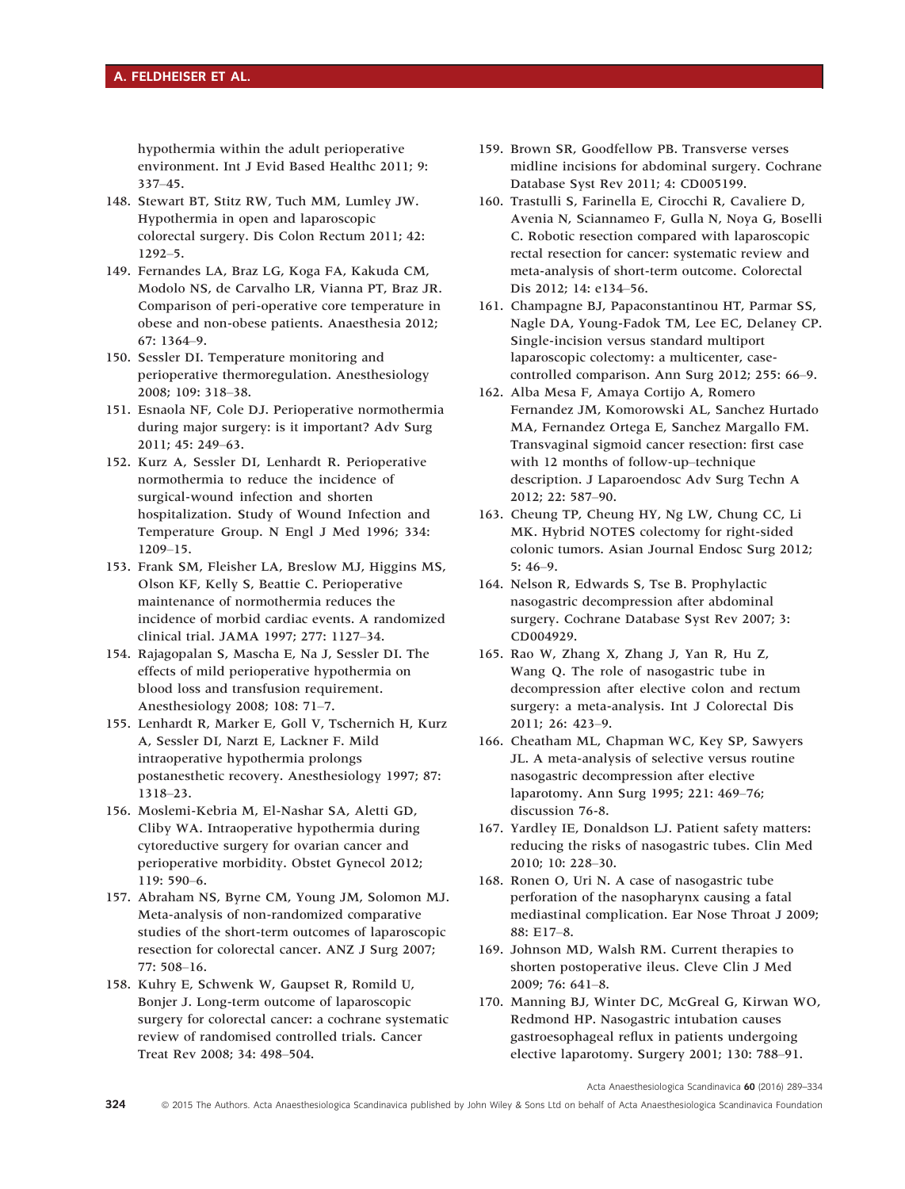hypothermia within the adult perioperative environment. Int J Evid Based Healthc 2011; 9: 337–45.

148. Stewart BT, Stitz RW, Tuch MM, Lumley JW. Hypothermia in open and laparoscopic colorectal surgery. Dis Colon Rectum 2011; 42: 1292–5.
149. Fernandes LA, Braz LG, Koga FA, Kakuda CM, Modolo NS, de Carvalho LR, Vianna PT, Braz JR. Comparison of peri-operative core temperature in obese and non-obese patients. Anaesthesia 2012; 67: 1364–9.
150. Sessler DI. Temperature monitoring and perioperative thermoregulation. Anesthesiology 2008; 109: 318–38.
151. Esnaola NF, Cole DJ. Perioperative normothermia during major surgery: is it important? Adv Surg 2011; 45: 249–63.
152. Kurz A, Sessler DI, Lenhardt R. Perioperative normothermia to reduce the incidence of surgical-wound infection and shorten hospitalization. Study of Wound Infection and Temperature Group. N Engl J Med 1996; 334: 1209–15.
153. Frank SM, Fleisher LA, Breslow MJ, Higgins MS, Olson KF, Kelly S, Beattie C. Perioperative maintenance of normothermia reduces the incidence of morbid cardiac events. A randomized clinical trial. JAMA 1997; 277: 1127–34.
154. Rajagopalan S, Mascha E, Na J, Sessler DI. The effects of mild perioperative hypothermia on blood loss and transfusion requirement. Anesthesiology 2008; 108: 71–7.
155. Lenhardt R, Marker E, Goll V, Tschernich H, Kurz A, Sessler DI, Narzt E, Lackner F. Mild intraoperative hypothermia prolongs postanesthetic recovery. Anesthesiology 1997; 87: 1318–23.
156. Moslemi-Kebria M, El-Nashar SA, Aletti GD, Cliby WA. Intraoperative hypothermia during cytoreductive surgery for ovarian cancer and perioperative morbidity. Obstet Gynecol 2012; 119: 590–6.
157. Abraham NS, Byrne CM, Young JM, Solomon MJ. Meta-analysis of non-randomized comparative studies of the short-term outcomes of laparoscopic resection for colorectal cancer. ANZ J Surg 2007; 77: 508–16.
158. Kuhry E, Schwenk W, Gaupset R, Romild U, Bonjer J. Long-term outcome of laparoscopic surgery for colorectal cancer: a cochrane systematic review of randomised controlled trials. Cancer Treat Rev 2008; 34: 498–504.
159. Brown SR, Goodfellow PB. Transverse verses midline incisions for abdominal surgery. Cochrane Database Syst Rev 2011; 4: CD005199.
160. Trastulli S, Farinella E, Cirocchi R, Cavaliere D, Avenia N, Sciannameo F, Gulla N, Noya G, Boselli C. Robotic resection compared with laparoscopic rectal resection for cancer: systematic review and meta-analysis of short-term outcome. Colorectal Dis 2012; 14: e134–56.
161. Champagne BJ, Papaconstantinou HT, Parmar SS, Nagle DA, Young-Fadok TM, Lee EC, Delaney CP. Single-incision versus standard multiport laparoscopic colectomy: a multicenter, case-controlled comparison. Ann Surg 2012; 255: 66–9.
162. Alba Mesa F, Amaya Cortijo A, Romero Fernandez JM, Komorowski AL, Sanchez Hurtado MA, Fernandez Ortega E, Sanchez Margallo FM. Transvaginal sigmoid cancer resection: first case with 12 months of follow-up–technique description. J Laparoendosc Adv Surg Techn A 2012; 22: 587–90.
163. Cheung TP, Cheung HY, Ng LW, Chung CC, Li MK. Hybrid NOTES colectomy for right-sided colonic tumors. Asian Journal Endosc Surg 2012; 5: 46–9.
164. Nelson R, Edwards S, Tse B. Prophylactic nasogastric decompression after abdominal surgery. Cochrane Database Syst Rev 2007; 3: CD004929.
165. Rao W, Zhang X, Zhang J, Yan R, Hu Z, Wang Q. The role of nasogastric tube in decompression after elective colon and rectum surgery: a meta-analysis. Int J Colorectal Dis 2011; 26: 423–9.
166. Cheatham ML, Chapman WC, Key SP, Sawyers JL. A meta-analysis of selective versus routine nasogastric decompression after elective laparotomy. Ann Surg 1995; 221: 469–76; discussion 76-8.
167. Yardley IE, Donaldson LJ. Patient safety matters: reducing the risks of nasogastric tubes. Clin Med 2010; 10: 228–30.
168. Ronen O, Uri N. A case of nasogastric tube perforation of the nasopharynx causing a fatal mediastinal complication. Ear Nose Throat J 2009; 88: E17–8.
169. Johnson MD, Walsh RM. Current therapies to shorten postoperative ileus. Cleve Clin J Med 2009; 76: 641–8.
170. Manning BJ, Winter DC, McGreal G, Kirwan WO, Redmond HP. Nasogastric intubation causes gastroesophageal reflux in patients undergoing elective laparotomy. Surgery 2001; 130: 788–91.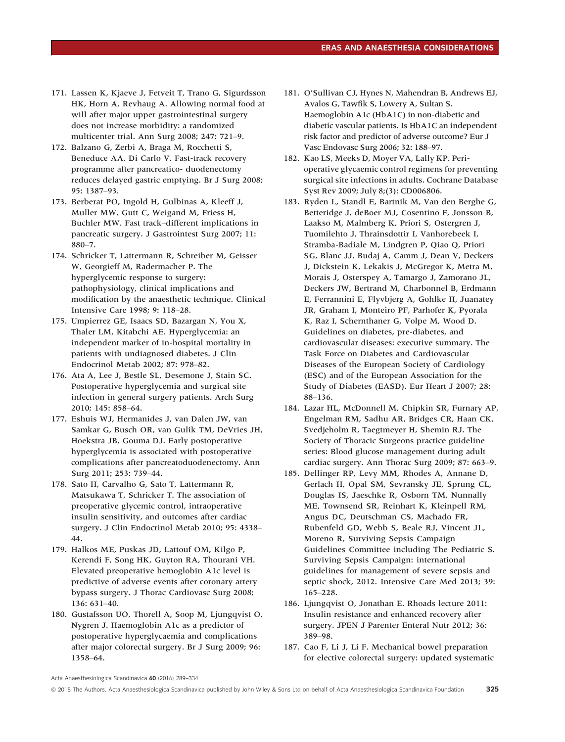171. Lassen K, Kjaeve J, Fetveit T, Trano G, Sigurdsson HK, Horn A, Revhaug A. Allowing normal food at will after major upper gastrointestinal surgery does not increase morbidity: a randomized multicenter trial. Ann Surg 2008; 247: 721–9.
172. Balzano G, Zerbi A, Braga M, Rocchetti S, Beneduce AA, Di Carlo V. Fast-track recovery programme after pancreatico- duodenectomy reduces delayed gastric emptying. Br J Surg 2008; 95: 1387–93.
173. Berberat PO, Ingold H, Gulbinas A, Kleeff J, Muller MW, Gutt C, Weigand M, Friess H, Buchler MW. Fast track–different implications in pancreatic surgery. J Gastrointest Surg 2007; 11: 880–7.
174. Schricker T, Lattermann R, Schreiber M, Geisser W, Georgieff M, Radermacher P. The hyperglycemic response to surgery: pathophysiology, clinical implications and modification by the anaesthetic technique. Clinical Intensive Care 1998; 9: 118–28.
175. Umpierrez GE, Isaacs SD, Bazargan N, You X, Thaler LM, Kitabchi AE. Hyperglycemia: an independent marker of in-hospital mortality in patients with undiagnosed diabetes. J Clin Endocrinol Metab 2002; 87: 978–82.
176. Ata A, Lee J, Bestle SL, Desemone J, Stain SC. Postoperative hyperglycemia and surgical site infection in general surgery patients. Arch Surg 2010; 145: 858–64.
177. Eshuis WJ, Hermanides J, van Dalen JW, van Samkar G, Busch OR, van Gulik TM, DeVries JH, Hoekstra JB, Gouma DJ. Early postoperative hyperglycemia is associated with postoperative complications after pancreatoduodenectomy. Ann Surg 2011; 253: 739–44.
178. Sato H, Carvalho G, Sato T, Lattermann R, Matsukawa T, Schricker T. The association of preoperative glycemic control, intraoperative insulin sensitivity, and outcomes after cardiac surgery. J Clin Endocrinol Metab 2010; 95: 4338–44.
179. Halkos ME, Puskas JD, Lattouf OM, Kilgo P, Kerendi F, Song HK, Guyton RA, Thourani VH. Elevated preoperative hemoglobin A1c level is predictive of adverse events after coronary artery bypass surgery. J Thorac Cardiovasc Surg 2008; 136: 631–40.
180. Gustafsson UO, Thorell A, Soop M, Ljungqvist O, Nygren J. Haemoglobin A1c as a predictor of postoperative hyperglycaemia and complications after major colorectal surgery. Br J Surg 2009; 96: 1358–64.
181. O'Sullivan CJ, Hynes N, Mahendran B, Andrews EJ, Avalos G, Tawfik S, Lowery A, Sultan S. Haemoglobin A1c (HbA1C) in non-diabetic and diabetic vascular patients. Is HbA1C an independent risk factor and predictor of adverse outcome? Eur J Vasc Endovasc Surg 2006; 32: 188–97.
182. Kao LS, Meeks D, Moyer VA, Lally KP. Peri-operative glycaemic control regimens for preventing surgical site infections in adults. Cochrane Database Syst Rev 2009; July 8;(3): CD006806.
183. Ryden L, Standl E, Bartnik M, Van den Berghe G, Betteridge J, deBoer MJ, Cosentino F, Jonsson B, Laakso M, Malmberg K, Priori S, Ostergren J, Tuomilehto J, Thrainsdottir I, Vanhorebeek I, Stramba-Badiale M, Lindgren P, Qiao Q, Priori SG, Blanc JJ, Budaj A, Camm J, Dean V, Deckers J, Dickstein K, Lekakis J, McGregor K, Metra M, Morais J, Osterspey A, Tamargo J, Zamorano JL, Deckers JW, Bertrand M, Charbonnel B, Erdmann E, Ferrannini E, Flyvbjerg A, Gohlke H, Juanatey JR, Graham I, Monteiro PF, Parhofer K, Pyorala K, Raz I, Schernthaner G, Volpe M, Wood D. Guidelines on diabetes, pre-diabetes, and cardiovascular diseases: executive summary. The Task Force on Diabetes and Cardiovascular Diseases of the European Society of Cardiology (ESC) and of the European Association for the Study of Diabetes (EASD). Eur Heart J 2007; 28: 88–136.
184. Lazar HL, McDonnell M, Chipkin SR, Furnary AP, Engelman RM, Sadhu AR, Bridges CR, Haan CK, Svedjeholm R, Taegtmeyer H, Shemin RJ. The Society of Thoracic Surgeons practice guideline series: Blood glucose management during adult cardiac surgery. Ann Thorac Surg 2009; 87: 663–9.
185. Dellinger RP, Levy MM, Rhodes A, Annane D, Gerlach H, Opal SM, Sevransky JE, Sprung CL, Douglas IS, Jaeschke R, Osborn TM, Nunnally ME, Townsend SR, Reinhart K, Kleinpell RM, Angus DC, Deutschman CS, Machado FR, Rubenfeld GD, Webb S, Beale RJ, Vincent JL, Moreno R, Surviving Sepsis Campaign Guidelines Committee including The Pediatric S. Surviving Sepsis Campaign: international guidelines for management of severe sepsis and septic shock, 2012. Intensive Care Med 2013; 39: 165–228.
186. Ljungqvist O, Jonathan E. Rhoads lecture 2011: Insulin resistance and enhanced recovery after surgery. JPEN J Parenter Enteral Nutr 2012; 36: 389–98.
187. Cao F, Li J, Li F. Mechanical bowel preparation for elective colorectal surgery: updated systematic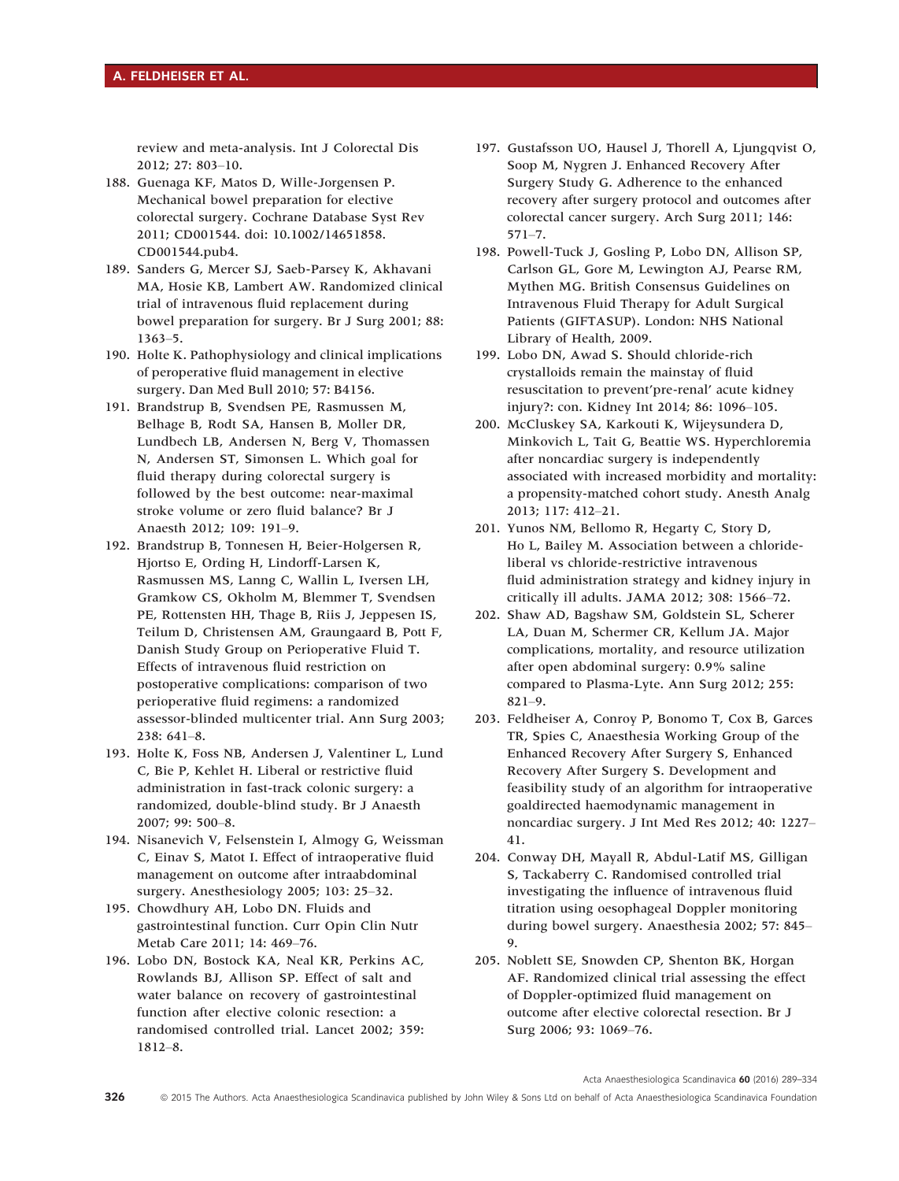review and meta-analysis. Int J Colorectal Dis 2012; 27: 803–10.

188. Guenaga KF, Matos D, Wille-Jorgensen P. Mechanical bowel preparation for elective colorectal surgery. Cochrane Database Syst Rev 2011; CD001544. doi: 10.1002/14651858.CD001544.pub4.
189. Sanders G, Mercer SJ, Saeb-Parsey K, Akhavani MA, Hosie KB, Lambert AW. Randomized clinical trial of intravenous fluid replacement during bowel preparation for surgery. Br J Surg 2001; 88: 1363–5.
190. Holte K. Pathophysiology and clinical implications of peroperative fluid management in elective surgery. Dan Med Bull 2010; 57: B4156.
191. Brandstrup B, Svendsen PE, Rasmussen M, Belhage B, Rodt SA, Hansen B, Moller DR, Lundbech LB, Andersen N, Berg V, Thomassen N, Andersen ST, Simonsen L. Which goal for fluid therapy during colorectal surgery is followed by the best outcome: near-maximal stroke volume or zero fluid balance? Br J Anaesth 2012; 109: 191–9.
192. Brandstrup B, Tonnesen H, Beier-Holgersen R, Hjortso E, Ording H, Lindorff-Larsen K, Rasmussen MS, Lanng C, Wallin L, Iversen LH, Gramkow CS, Okholm M, Blemmer T, Svendsen PE, Rottensten HH, Thage B, Riis J, Jeppesen IS, Teilum D, Christensen AM, Graungaard B, Pott F, Danish Study Group on Perioperative Fluid T. Effects of intravenous fluid restriction on postoperative complications: comparison of two perioperative fluid regimens: a randomized assessor-blinded multicenter trial. Ann Surg 2003; 238: 641–8.
193. Holte K, Foss NB, Andersen J, Valentiner L, Lund C, Bie P, Kehlet H. Liberal or restrictive fluid administration in fast-track colonic surgery: a randomized, double-blind study. Br J Anaesth 2007; 99: 500–8.
194. Nisanevich V, Felsenstein I, Almogy G, Weissman C, Einav S, Matot I. Effect of intraoperative fluid management on outcome after intraabdominal surgery. Anesthesiology 2005; 103: 25–32.
195. Chowdhury AH, Lobo DN. Fluids and gastrointestinal function. Curr Opin Clin Nutr Metab Care 2011; 14: 469–76.
196. Lobo DN, Bostock KA, Neal KR, Perkins AC, Rowlands BJ, Allison SP. Effect of salt and water balance on recovery of gastrointestinal function after elective colonic resection: a randomised controlled trial. Lancet 2002; 359: 1812–8.
197. Gustafsson UO, Hausel J, Thorell A, Ljungqvist O, Soop M, Nygren J. Enhanced Recovery After Surgery Study G. Adherence to the enhanced recovery after surgery protocol and outcomes after colorectal cancer surgery. Arch Surg 2011; 146: 571–7.
198. Powell-Tuck J, Gosling P, Lobo DN, Allison SP, Carlson GL, Gore M, Lewington AJ, Pearse RM, Mythen MG. British Consensus Guidelines on Intravenous Fluid Therapy for Adult Surgical Patients (GIFTASUP). London: NHS National Library of Health, 2009.
199. Lobo DN, Awad S. Should chloride-rich crystalloids remain the mainstay of fluid resuscitation to prevent'pre-renal' acute kidney injury?: con. Kidney Int 2014; 86: 1096–105.
200. McCluskey SA, Karkouti K, Wijeysundera D, Minkovich L, Tait G, Beattie WS. Hyperchloremia after noncardiac surgery is independently associated with increased morbidity and mortality: a propensity-matched cohort study. Anesth Analg 2013; 117: 412–21.
201. Yunos NM, Bellomo R, Hegarty C, Story D, Ho L, Bailey M. Association between a chloride-liberal vs chloride-restrictive intravenous fluid administration strategy and kidney injury in critically ill adults. JAMA 2012; 308: 1566–72.
202. Shaw AD, Bagshaw SM, Goldstein SL, Scherer LA, Duan M, Schermer CR, Kellum JA. Major complications, mortality, and resource utilization after open abdominal surgery: 0.9% saline compared to Plasma-Lyte. Ann Surg 2012; 255: 821–9.
203. Feldheiser A, Conroy P, Bonomo T, Cox B, Garces TR, Spies C, Anaesthesia Working Group of the Enhanced Recovery After Surgery S, Enhanced Recovery After Surgery S. Development and feasibility study of an algorithm for intraoperative goaldirected haemodynamic management in noncardiac surgery. J Int Med Res 2012; 40: 1227–41.
204. Conway DH, Mayall R, Abdul-Latif MS, Gilligan S, Tackaberry C. Randomised controlled trial investigating the influence of intravenous fluid titration using oesophageal Doppler monitoring during bowel surgery. Anaesthesia 2002; 57: 845–9.
205. Noblett SE, Snowden CP, Shenton BK, Horgan AF. Randomized clinical trial assessing the effect of Doppler-optimized fluid management on outcome after elective colorectal resection. Br J Surg 2006; 93: 1069–76.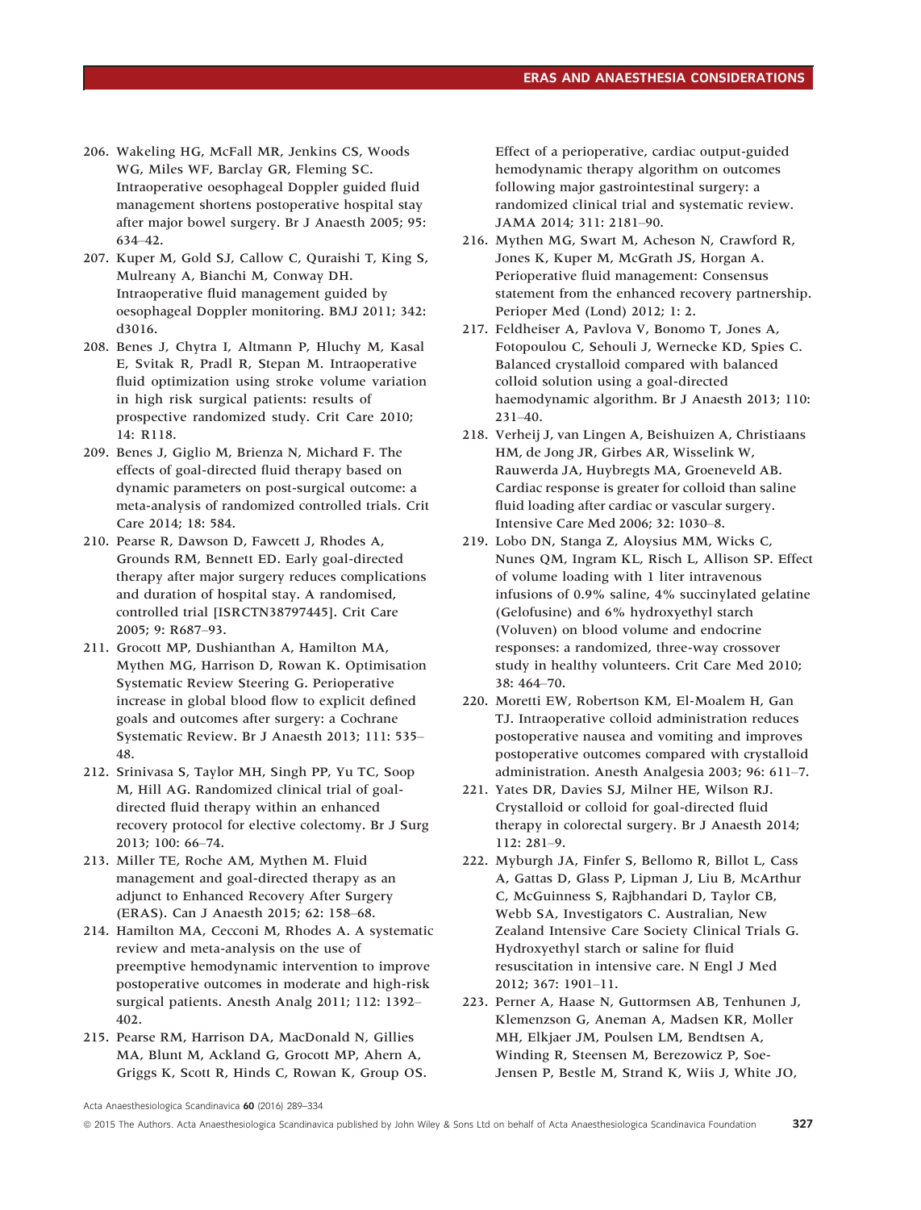206. Wakeling HG, McFall MR, Jenkins CS, Woods WG, Miles WF, Barclay GR, Fleming SC. Intraoperative oesophageal Doppler guided fluid management shortens postoperative hospital stay after major bowel surgery. Br J Anaesth 2005; 95: 634–42.
207. Kuper M, Gold SJ, Callow C, Quraishi T, King S, Mulreany A, Bianchi M, Conway DH. Intraoperative fluid management guided by oesophageal Doppler monitoring. BMJ 2011; 342: d3016.
208. Benes J, Chytra I, Altmann P, Hluchy M, Kasal E, Svitak R, Pradl R, Stepan M. Intraoperative fluid optimization using stroke volume variation in high risk surgical patients: results of prospective randomized study. Crit Care 2010; 14: R118.
209. Benes J, Giglio M, Brienza N, Michard F. The effects of goal-directed fluid therapy based on dynamic parameters on post-surgical outcome: a meta-analysis of randomized controlled trials. Crit Care 2014; 18: 584.
210. Pearse R, Dawson D, Fawcett J, Rhodes A, Grounds RM, Bennett ED. Early goal-directed therapy after major surgery reduces complications and duration of hospital stay. A randomised, controlled trial [ISRCTN38797445]. Crit Care 2005; 9: R687–93.
211. Grocott MP, Dushianthan A, Hamilton MA, Mythen MG, Harrison D, Rowan K. Optimisation Systematic Review Steering G. Perioperative increase in global blood flow to explicit defined goals and outcomes after surgery: a Cochrane Systematic Review. Br J Anaesth 2013; 111: 535–48.
212. Srinivasa S, Taylor MH, Singh PP, Yu TC, Soop M, Hill AG. Randomized clinical trial of goal-directed fluid therapy within an enhanced recovery protocol for elective colectomy. Br J Surg 2013; 100: 66–74.
213. Miller TE, Roche AM, Mythen M. Fluid management and goal-directed therapy as an adjunct to Enhanced Recovery After Surgery (ERAS). Can J Anaesth 2015; 62: 158–68.
214. Hamilton MA, Cecconi M, Rhodes A. A systematic review and meta-analysis on the use of preemptive hemodynamic intervention to improve postoperative outcomes in moderate and high-risk surgical patients. Anesth Analg 2011; 112: 1392–402.
215. Pearse RM, Harrison DA, MacDonald N, Gillies MA, Blunt M, Ackland G, Grocott MP, Ahern A, Griggs K, Scott R, Hinds C, Rowan K, Group OS. Effect of a perioperative, cardiac output-guided hemodynamic therapy algorithm on outcomes following major gastrointestinal surgery: a randomized clinical trial and systematic review. JAMA 2014; 311: 2181–90.
216. Mythen MG, Swart M, Acheson N, Crawford R, Jones K, Kuper M, McGrath JS, Horgan A. Perioperative fluid management: Consensus statement from the enhanced recovery partnership. Perioper Med (Lond) 2012; 1: 2.
217. Feldheiser A, Pavlova V, Bonomo T, Jones A, Fotopoulou C, Sehouli J, Wernecke KD, Spies C. Balanced crystalloid compared with balanced colloid solution using a goal-directed haemodynamic algorithm. Br J Anaesth 2013; 110: 231–40.
218. Verheij J, van Lingen A, Beishuizen A, Christiaans HM, de Jong JR, Girbes AR, Wisselink W, Rauwerda JA, Huybregts MA, Groeneveld AB. Cardiac response is greater for colloid than saline fluid loading after cardiac or vascular surgery. Intensive Care Med 2006; 32: 1030–8.
219. Lobo DN, Stanga Z, Aloysius MM, Wicks C, Nunes QM, Ingram KL, Risch L, Allison SP. Effect of volume loading with 1 liter intravenous infusions of 0.9% saline, 4% succinylated gelatine (Gelofusine) and 6% hydroxyethyl starch (Voluven) on blood volume and endocrine responses: a randomized, three-way crossover study in healthy volunteers. Crit Care Med 2010; 38: 464–70.
220. Moretti EW, Robertson KM, El-Moalem H, Gan TJ. Intraoperative colloid administration reduces postoperative nausea and vomiting and improves postoperative outcomes compared with crystalloid administration. Anesth Analgesia 2003; 96: 611–7.
221. Yates DR, Davies SJ, Milner HE, Wilson RJ. Crystalloid or colloid for goal-directed fluid therapy in colorectal surgery. Br J Anaesth 2014; 112: 281–9.
222. Myburgh JA, Finfer S, Bellomo R, Billot L, Cass A, Gattas D, Glass P, Lipman J, Liu B, McArthur C, McGuinness S, Rajbhandari D, Taylor CB, Webb SA, Investigators C. Australian, New Zealand Intensive Care Society Clinical Trials G. Hydroxyethyl starch or saline for fluid resuscitation in intensive care. N Engl J Med 2012; 367: 1901–11.
223. Perner A, Haase N, Guttormsen AB, Tenhunen J, Klemenzson G, Aneman A, Madsen KR, Moller MH, Elkjaer JM, Poulsen LM, Bendtsen A, Winding R, Steensen M, Berezowicz P, Soe-Jensen P, Bestle M, Strand K, Wiis J, White JO,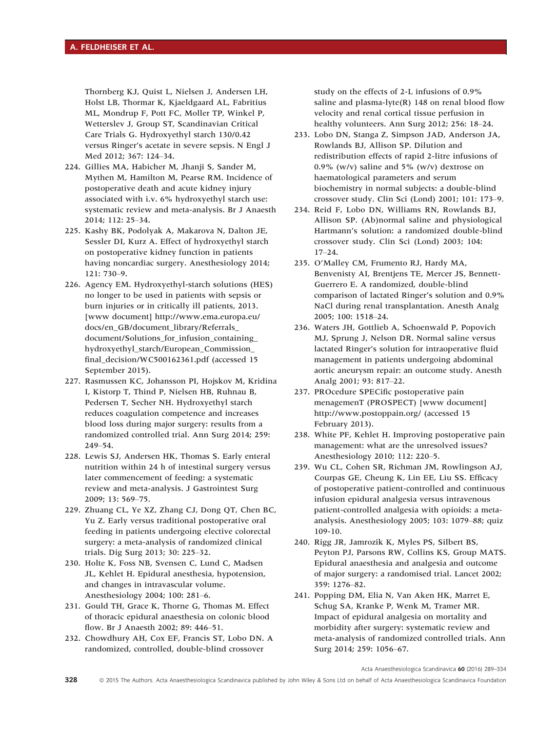Thornberg KJ, Quist L, Nielsen J, Andersen LH, Holst LB, Thormar K, Kjaeldgaard AL, Fabritius ML, Mondrup F, Pott FC, Moller TP, Winkel P, Wetterslev J, Group ST, Scandinavian Critical Care Trials G. Hydroxyethyl starch 130/0.42 versus Ringer's acetate in severe sepsis. N Engl J Med 2012; 367: 124–34.

224. Gillies MA, Habicher M, Jhanji S, Sander M, Mythen M, Hamilton M, Pearse RM. Incidence of postoperative death and acute kidney injury associated with i.v. 6% hydroxyethyl starch use: systematic review and meta-analysis. Br J Anaesth 2014; 112: 25–34.
225. Kashy BK, Podolyak A, Makarova N, Dalton JE, Sessler DI, Kurz A. Effect of hydroxyethyl starch on postoperative kidney function in patients having noncardiac surgery. Anesthesiology 2014; 121: 730–9.
226. Agency EM. Hydroxyethyl-starch solutions (HES) no longer to be used in patients with sepsis or burn injuries or in critically ill patients, 2013. [www document] http://www.ema.europa.eu/docs/en_GB/document_library/Referrals_document/Solutions_for_infusion_containing_hydroxyethyl_starch/European_Commission_final_decision/WC500162361.pdf (accessed 15 September 2015).
227. Rasmussen KC, Johansson PI, Hojskov M, Kridina I, Kistorp T, Thind P, Nielsen HB, Ruhnau B, Pedersen T, Secher NH. Hydroxyethyl starch reduces coagulation competence and increases blood loss during major surgery: results from a randomized controlled trial. Ann Surg 2014; 259: 249–54.
228. Lewis SJ, Andersen HK, Thomas S. Early enteral nutrition within 24 h of intestinal surgery versus later commencement of feeding: a systematic review and meta-analysis. J Gastrointest Surg 2009; 13: 569–75.
229. Zhuang CL, Ye XZ, Zhang CJ, Dong QT, Chen BC, Yu Z. Early versus traditional postoperative oral feeding in patients undergoing elective colorectal surgery: a meta-analysis of randomized clinical trials. Dig Surg 2013; 30: 225–32.
230. Holte K, Foss NB, Svensen C, Lund C, Madsen JL, Kehlet H. Epidural anesthesia, hypotension, and changes in intravascular volume. Anesthesiology 2004; 100: 281–6.
231. Gould TH, Grace K, Thorne G, Thomas M. Effect of thoracic epidural anaesthesia on colonic blood flow. Br J Anaesth 2002; 89: 446–51.
232. Chowdhury AH, Cox EF, Francis ST, Lobo DN. A randomized, controlled, double-blind crossover study on the effects of 2-L infusions of 0.9% saline and plasma-lyte(R) 148 on renal blood flow velocity and renal cortical tissue perfusion in healthy volunteers. Ann Surg 2012; 256: 18–24.
233. Lobo DN, Stanga Z, Simpson JAD, Anderson JA, Rowlands BJ, Allison SP. Dilution and redistribution effects of rapid 2-litre infusions of 0.9% (w/v) saline and 5% (w/v) dextrose on haematological parameters and serum biochemistry in normal subjects: a double-blind crossover study. Clin Sci (Lond) 2001; 101: 173–9.
234. Reid F, Lobo DN, Williams RN, Rowlands BJ, Allison SP. (Ab)normal saline and physiological Hartmann's solution: a randomized double-blind crossover study. Clin Sci (Lond) 2003; 104: 17–24.
235. O'Malley CM, Frumento RJ, Hardy MA, Benvenisty AI, Brentjens TE, Mercer JS, Bennett-Guerrero E. A randomized, double-blind comparison of lactated Ringer's solution and 0.9% NaCl during renal transplantation. Anesth Analg 2005; 100: 1518–24.
236. Waters JH, Gottlieb A, Schoenwald P, Popovich MJ, Sprung J, Nelson DR. Normal saline versus lactated Ringer's solution for intraoperative fluid management in patients undergoing abdominal aortic aneurysm repair: an outcome study. Anesth Analg 2001; 93: 817–22.
237. PROcedure SPECific postoperative pain managemenT (PROSPECT) [www document] http://www.postoppain.org/ (accessed 15 February 2013).
238. White PF, Kehlet H. Improving postoperative pain management: what are the unresolved issues? Anesthesiology 2010; 112: 220–5.
239. Wu CL, Cohen SR, Richman JM, Rowlingson AJ, Courpas GE, Cheung K, Lin EE, Liu SS. Efficacy of postoperative patient-controlled and continuous infusion epidural analgesia versus intravenous patient-controlled analgesia with opioids: a meta-analysis. Anesthesiology 2005; 103: 1079–88; quiz 109-10.
240. Rigg JR, Jamrozik K, Myles PS, Silbert BS, Peyton PJ, Parsons RW, Collins KS, Group MATS. Epidural anaesthesia and analgesia and outcome of major surgery: a randomised trial. Lancet 2002; 359: 1276–82.
241. Popping DM, Elia N, Van Aken HK, Marret E, Schug SA, Kranke P, Wenk M, Tramer MR. Impact of epidural analgesia on mortality and morbidity after surgery: systematic review and meta-analysis of randomized controlled trials. Ann Surg 2014; 259: 1056–67.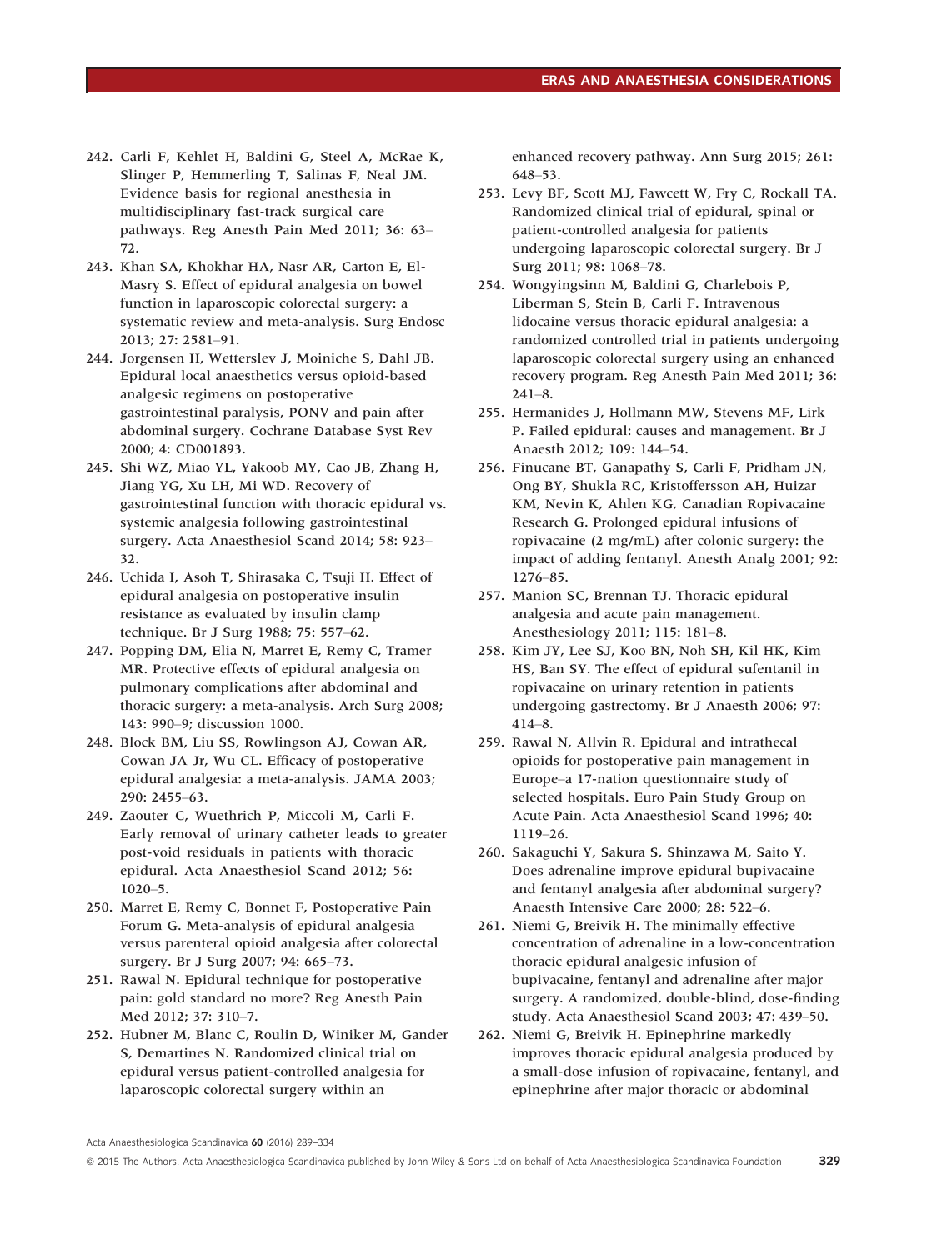242. Carli F, Kehlet H, Baldini G, Steel A, McRae K, Slinger P, Hemmerling T, Salinas F, Neal JM. Evidence basis for regional anesthesia in multidisciplinary fast-track surgical care pathways. Reg Anesth Pain Med 2011; 36: 63–72.
243. Khan SA, Khokhar HA, Nasr AR, Carton E, El-Masry S. Effect of epidural analgesia on bowel function in laparoscopic colorectal surgery: a systematic review and meta-analysis. Surg Endosc 2013; 27: 2581–91.
244. Jorgensen H, Wetterslev J, Moiniche S, Dahl JB. Epidural local anaesthetics versus opioid-based analgesic regimens on postoperative gastrointestinal paralysis, PONV and pain after abdominal surgery. Cochrane Database Syst Rev 2000; 4: CD001893.
245. Shi WZ, Miao YL, Yakoob MY, Cao JB, Zhang H, Jiang YG, Xu LH, Mi WD. Recovery of gastrointestinal function with thoracic epidural vs. systemic analgesia following gastrointestinal surgery. Acta Anaesthesiol Scand 2014; 58: 923–32.
246. Uchida I, Asoh T, Shirasaka C, Tsuji H. Effect of epidural analgesia on postoperative insulin resistance as evaluated by insulin clamp technique. Br J Surg 1988; 75: 557–62.
247. Popping DM, Elia N, Marret E, Remy C, Tramer MR. Protective effects of epidural analgesia on pulmonary complications after abdominal and thoracic surgery: a meta-analysis. Arch Surg 2008; 143: 990–9; discussion 1000.
248. Block BM, Liu SS, Rowlingson AJ, Cowan AR, Cowan JA Jr, Wu CL. Efficacy of postoperative epidural analgesia: a meta-analysis. JAMA 2003; 290: 2455–63.
249. Zaouter C, Wuethrich P, Miccoli M, Carli F. Early removal of urinary catheter leads to greater post-void residuals in patients with thoracic epidural. Acta Anaesthesiol Scand 2012; 56: 1020–5.
250. Marret E, Remy C, Bonnet F, Postoperative Pain Forum G. Meta-analysis of epidural analgesia versus parenteral opioid analgesia after colorectal surgery. Br J Surg 2007; 94: 665–73.
251. Rawal N. Epidural technique for postoperative pain: gold standard no more? Reg Anesth Pain Med 2012; 37: 310–7.
252. Hubner M, Blanc C, Roulin D, Winiker M, Gander S, Demartines N. Randomized clinical trial on epidural versus patient-controlled analgesia for laparoscopic colorectal surgery within an enhanced recovery pathway. Ann Surg 2015; 261: 648–53.
253. Levy BF, Scott MJ, Fawcett W, Fry C, Rockall TA. Randomized clinical trial of epidural, spinal or patient-controlled analgesia for patients undergoing laparoscopic colorectal surgery. Br J Surg 2011; 98: 1068–78.
254. Wongyingsinn M, Baldini G, Charlebois P, Liberman S, Stein B, Carli F. Intravenous lidocaine versus thoracic epidural analgesia: a randomized controlled trial in patients undergoing laparoscopic colorectal surgery using an enhanced recovery program. Reg Anesth Pain Med 2011; 36: 241–8.
255. Hermanides J, Hollmann MW, Stevens MF, Lirk P. Failed epidural: causes and management. Br J Anaesth 2012; 109: 144–54.
256. Finucane BT, Ganapathy S, Carli F, Pridham JN, Ong BY, Shukla RC, Kristoffersson AH, Huizar KM, Nevin K, Ahlen KG, Canadian Ropivacaine Research G. Prolonged epidural infusions of ropivacaine (2 mg/mL) after colonic surgery: the impact of adding fentanyl. Anesth Analg 2001; 92: 1276–85.
257. Manion SC, Brennan TJ. Thoracic epidural analgesia and acute pain management. Anesthesiology 2011; 115: 181–8.
258. Kim JY, Lee SJ, Koo BN, Noh SH, Kil HK, Kim HS, Ban SY. The effect of epidural sufentanil in ropivacaine on urinary retention in patients undergoing gastrectomy. Br J Anaesth 2006; 97: 414–8.
259. Rawal N, Allvin R. Epidural and intrathecal opioids for postoperative pain management in Europe–a 17-nation questionnaire study of selected hospitals. Euro Pain Study Group on Acute Pain. Acta Anaesthesiol Scand 1996; 40: 1119–26.
260. Sakaguchi Y, Sakura S, Shinzawa M, Saito Y. Does adrenaline improve epidural bupivacaine and fentanyl analgesia after abdominal surgery? Anaesth Intensive Care 2000; 28: 522–6.
261. Niemi G, Breivik H. The minimally effective concentration of adrenaline in a low-concentration thoracic epidural analgesic infusion of bupivacaine, fentanyl and adrenaline after major surgery. A randomized, double-blind, dose-finding study. Acta Anaesthesiol Scand 2003; 47: 439–50.
262. Niemi G, Breivik H. Epinephrine markedly improves thoracic epidural analgesia produced by a small-dose infusion of ropivacaine, fentanyl, and epinephrine after major thoracic or abdominal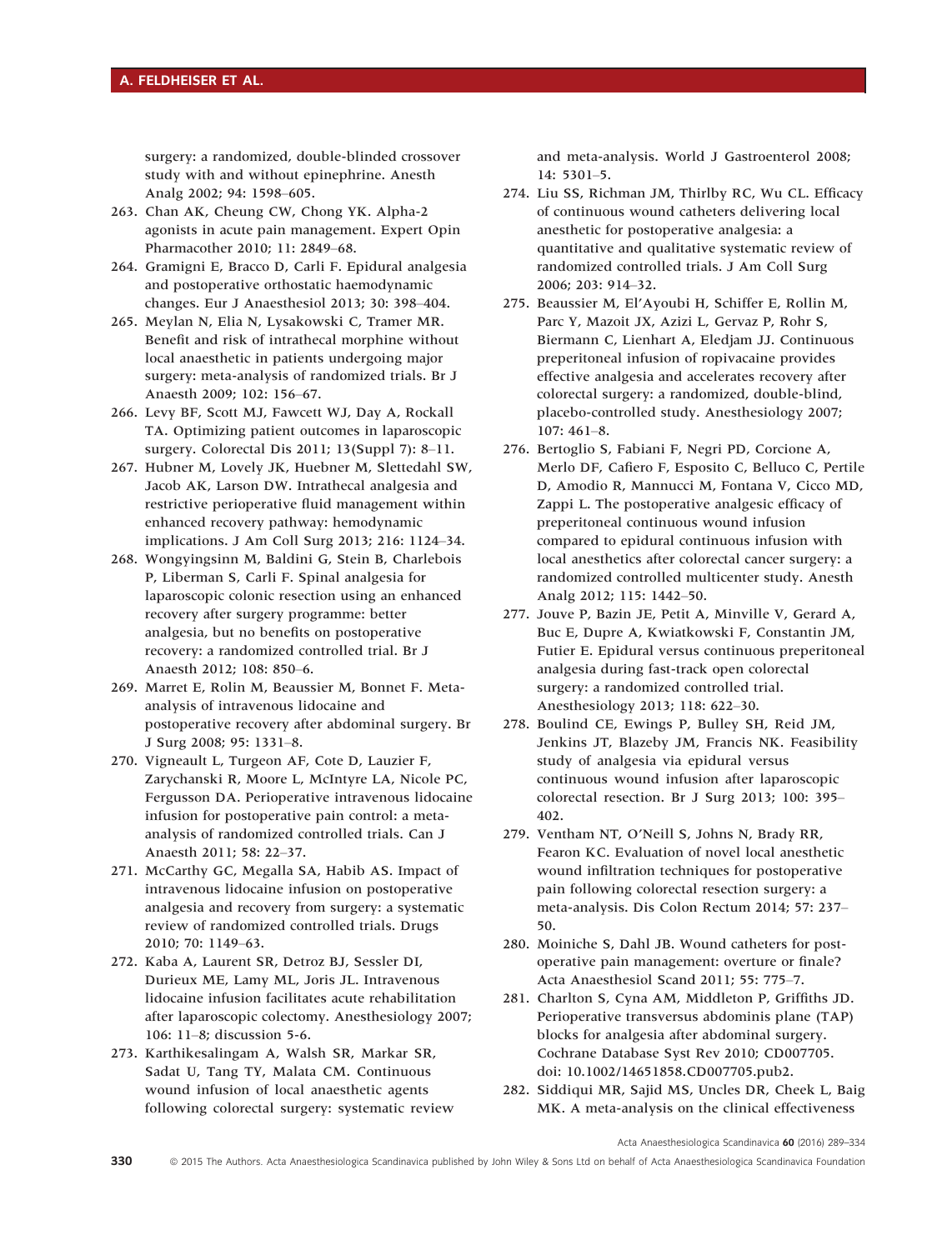surgery: a randomized, double-blinded crossover study with and without epinephrine. Anesth Analg 2002; 94: 1598–605.

263. Chan AK, Cheung CW, Chong YK. Alpha-2 agonists in acute pain management. Expert Opin Pharmacother 2010; 11: 2849–68.
264. Gramigni E, Bracco D, Carli F. Epidural analgesia and postoperative orthostatic haemodynamic changes. Eur J Anaesthesiol 2013; 30: 398–404.
265. Meylan N, Elia N, Lysakowski C, Tramer MR. Benefit and risk of intrathecal morphine without local anaesthetic in patients undergoing major surgery: meta-analysis of randomized trials. Br J Anaesth 2009; 102: 156–67.
266. Levy BF, Scott MJ, Fawcett WJ, Day A, Rockall TA. Optimizing patient outcomes in laparoscopic surgery. Colorectal Dis 2011; 13(Suppl 7): 8–11.
267. Hubner M, Lovely JK, Huebner M, Slettedahl SW, Jacob AK, Larson DW. Intrathecal analgesia and restrictive perioperative fluid management within enhanced recovery pathway: hemodynamic implications. J Am Coll Surg 2013; 216: 1124–34.
268. Wongyingsinn M, Baldini G, Stein B, Charlebois P, Liberman S, Carli F. Spinal analgesia for laparoscopic colonic resection using an enhanced recovery after surgery programme: better analgesia, but no benefits on postoperative recovery: a randomized controlled trial. Br J Anaesth 2012; 108: 850–6.
269. Marret E, Rolin M, Beaussier M, Bonnet F. Meta-analysis of intravenous lidocaine and postoperative recovery after abdominal surgery. Br J Surg 2008; 95: 1331–8.
270. Vigneault L, Turgeon AF, Cote D, Lauzier F, Zarychanski R, Moore L, McIntyre LA, Nicole PC, Fergusson DA. Perioperative intravenous lidocaine infusion for postoperative pain control: a meta-analysis of randomized controlled trials. Can J Anaesth 2011; 58: 22–37.
271. McCarthy GC, Megalla SA, Habib AS. Impact of intravenous lidocaine infusion on postoperative analgesia and recovery from surgery: a systematic review of randomized controlled trials. Drugs 2010; 70: 1149–63.
272. Kaba A, Laurent SR, Detroz BJ, Sessler DI, Durieux ME, Lamy ML, Joris JL. Intravenous lidocaine infusion facilitates acute rehabilitation after laparoscopic colectomy. Anesthesiology 2007; 106: 11–8; discussion 5-6.
273. Karthikesalingam A, Walsh SR, Markar SR, Sadat U, Tang TY, Malata CM. Continuous wound infusion of local anaesthetic agents following colorectal surgery: systematic review and meta-analysis. World J Gastroenterol 2008; 14: 5301–5.
274. Liu SS, Richman JM, Thirlby RC, Wu CL. Efficacy of continuous wound catheters delivering local anesthetic for postoperative analgesia: a quantitative and qualitative systematic review of randomized controlled trials. J Am Coll Surg 2006; 203: 914–32.
275. Beaussier M, El'Ayoubi H, Schiffer E, Rollin M, Parc Y, Mazoit JX, Azizi L, Gervaz P, Rohr S, Biermann C, Lienhart A, Eledjam JJ. Continuous preperitoneal infusion of ropivacaine provides effective analgesia and accelerates recovery after colorectal surgery: a randomized, double-blind, placebo-controlled study. Anesthesiology 2007; 107: 461–8.
276. Bertoglio S, Fabiani F, Negri PD, Corcione A, Merlo DF, Cafiero F, Esposito C, Belluco C, Pertile D, Amodio R, Mannucci M, Fontana V, Cicco MD, Zappi L. The postoperative analgesic efficacy of preperitoneal continuous wound infusion compared to epidural continuous infusion with local anesthetics after colorectal cancer surgery: a randomized controlled multicenter study. Anesth Analg 2012; 115: 1442–50.
277. Jouve P, Bazin JE, Petit A, Minville V, Gerard A, Buc E, Dupre A, Kwiatkowski F, Constantin JM, Futier E. Epidural versus continuous preperitoneal analgesia during fast-track open colorectal surgery: a randomized controlled trial. Anesthesiology 2013; 118: 622–30.
278. Boulind CE, Ewings P, Bulley SH, Reid JM, Jenkins JT, Blazeby JM, Francis NK. Feasibility study of analgesia via epidural versus continuous wound infusion after laparoscopic colorectal resection. Br J Surg 2013; 100: 395–402.
279. Ventham NT, O'Neill S, Johns N, Brady RR, Fearon KC. Evaluation of novel local anesthetic wound infiltration techniques for postoperative pain following colorectal resection surgery: a meta-analysis. Dis Colon Rectum 2014; 57: 237–50.
280. Moiniche S, Dahl JB. Wound catheters for post-operative pain management: overture or finale? Acta Anaesthesiol Scand 2011; 55: 775–7.
281. Charlton S, Cyna AM, Middleton P, Griffiths JD. Perioperative transversus abdominis plane (TAP) blocks for analgesia after abdominal surgery. Cochrane Database Syst Rev 2010; CD007705. doi: 10.1002/14651858.CD007705.pub2.
282. Siddiqui MR, Sajid MS, Uncles DR, Cheek L, Baig MK. A meta-analysis on the clinical effectiveness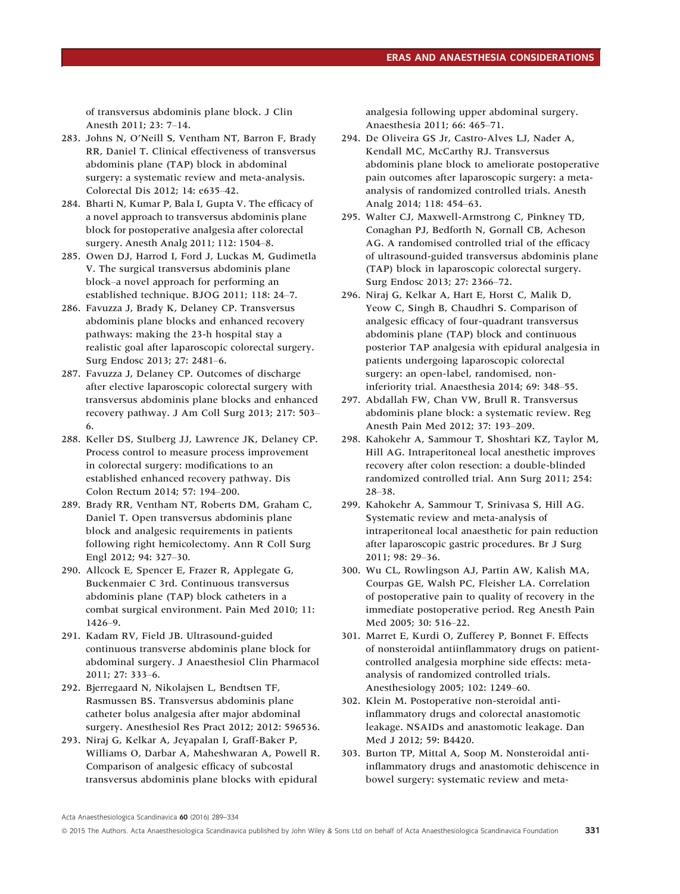of transversus abdominis plane block. J Clin Anesth 2011; 23: 7–14.

283. Johns N, O'Neill S, Ventham NT, Barron F, Brady RR, Daniel T. Clinical effectiveness of transversus abdominis plane (TAP) block in abdominal surgery: a systematic review and meta-analysis. Colorectal Dis 2012; 14: e635–42.
284. Bharti N, Kumar P, Bala I, Gupta V. The efficacy of a novel approach to transversus abdominis plane block for postoperative analgesia after colorectal surgery. Anesth Analg 2011; 112: 1504–8.
285. Owen DJ, Harrod I, Ford J, Luckas M, Gudimetla V. The surgical transversus abdominis plane block–a novel approach for performing an established technique. BJOG 2011; 118: 24–7.
286. Favuzza J, Brady K, Delaney CP. Transversus abdominis plane blocks and enhanced recovery pathways: making the 23-h hospital stay a realistic goal after laparoscopic colorectal surgery. Surg Endosc 2013; 27: 2481–6.
287. Favuzza J, Delaney CP. Outcomes of discharge after elective laparoscopic colorectal surgery with transversus abdominis plane blocks and enhanced recovery pathway. J Am Coll Surg 2013; 217: 503–6.
288. Keller DS, Stulberg JJ, Lawrence JK, Delaney CP. Process control to measure process improvement in colorectal surgery: modifications to an established enhanced recovery pathway. Dis Colon Rectum 2014; 57: 194–200.
289. Brady RR, Ventham NT, Roberts DM, Graham C, Daniel T. Open transversus abdominis plane block and analgesic requirements in patients following right hemicolectomy. Ann R Coll Surg Engl 2012; 94: 327–30.
290. Allcock E, Spencer E, Frazer R, Applegate G, Buckenmaier C 3rd. Continuous transversus abdominis plane (TAP) block catheters in a combat surgical environment. Pain Med 2010; 11: 1426–9.
291. Kadam RV, Field JB. Ultrasound-guided continuous transverse abdominis plane block for abdominal surgery. J Anaesthesiol Clin Pharmacol 2011; 27: 333–6.
292. Bjerregaard N, Nikolajsen L, Bendtsen TF, Rasmussen BS. Transversus abdominis plane catheter bolus analgesia after major abdominal surgery. Anesthesiol Res Pract 2012; 2012: 596536.
293. Niraj G, Kelkar A, Jeyapalan I, Graff-Baker P, Williams O, Darbar A, Maheshwaran A, Powell R. Comparison of analgesic efficacy of subcostal transversus abdominis plane blocks with epidural analgesia following upper abdominal surgery. Anaesthesia 2011; 66: 465–71.
294. De Oliveira GS Jr, Castro-Alves LJ, Nader A, Kendall MC, McCarthy RJ. Transversus abdominis plane block to ameliorate postoperative pain outcomes after laparoscopic surgery: a meta-analysis of randomized controlled trials. Anesth Analg 2014; 118: 454–63.
295. Walter CJ, Maxwell-Armstrong C, Pinkney TD, Conaghan PJ, Bedforth N, Gornall CB, Acheson AG. A randomised controlled trial of the efficacy of ultrasound-guided transversus abdominis plane (TAP) block in laparoscopic colorectal surgery. Surg Endosc 2013; 27: 2366–72.
296. Niraj G, Kelkar A, Hart E, Horst C, Malik D, Yeow C, Singh B, Chaudhri S. Comparison of analgesic efficacy of four-quadrant transversus abdominis plane (TAP) block and continuous posterior TAP analgesia with epidural analgesia in patients undergoing laparoscopic colorectal surgery: an open-label, randomised, non-inferiority trial. Anaesthesia 2014; 69: 348–55.
297. Abdallah FW, Chan VW, Brull R. Transversus abdominis plane block: a systematic review. Reg Anesth Pain Med 2012; 37: 193–209.
298. Kahokehr A, Sammour T, Shoshtari KZ, Taylor M, Hill AG. Intraperitoneal local anesthetic improves recovery after colon resection: a double-blinded randomized controlled trial. Ann Surg 2011; 254: 28–38.
299. Kahokehr A, Sammour T, Srinivasa S, Hill AG. Systematic review and meta-analysis of intraperitoneal local anaesthetic for pain reduction after laparoscopic gastric procedures. Br J Surg 2011; 98: 29–36.
300. Wu CL, Rowlingson AJ, Partin AW, Kalish MA, Courpas GE, Walsh PC, Fleisher LA. Correlation of postoperative pain to quality of recovery in the immediate postoperative period. Reg Anesth Pain Med 2005; 30: 516–22.
301. Marret E, Kurdi O, Zufferey P, Bonnet F. Effects of nonsteroidal antiinflammatory drugs on patient-controlled analgesia morphine side effects: meta-analysis of randomized controlled trials. Anesthesiology 2005; 102: 1249–60.
302. Klein M. Postoperative non-steroidal anti-inflammatory drugs and colorectal anastomotic leakage. NSAIDs and anastomotic leakage. Dan Med J 2012; 59: B4420.
303. Burton TP, Mittal A, Soop M. Nonsteroidal anti-inflammatory drugs and anastomotic dehiscence in bowel surgery: systematic review and meta-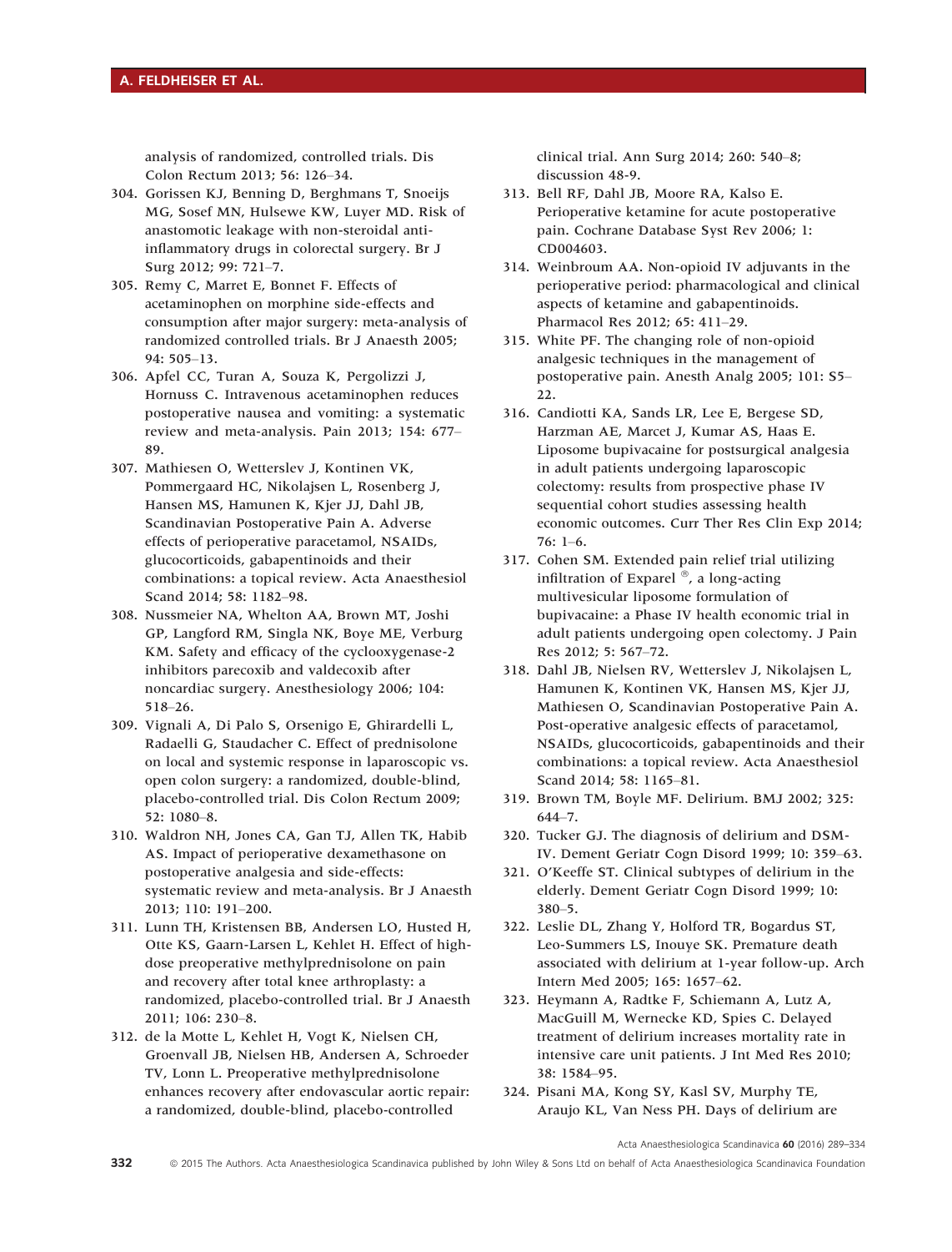analysis of randomized, controlled trials. Dis Colon Rectum 2013; 56: 126–34.

304. Gorissen KJ, Benning D, Berghmans T, Snoeijs MG, Sosef MN, Hulsewe KW, Luyer MD. Risk of anastomotic leakage with non-steroidal anti-inflammatory drugs in colorectal surgery. Br J Surg 2012; 99: 721–7.
305. Remy C, Marret E, Bonnet F. Effects of acetaminophen on morphine side-effects and consumption after major surgery: meta-analysis of randomized controlled trials. Br J Anaesth 2005; 94: 505–13.
306. Apfel CC, Turan A, Souza K, Pergolizzi J, Hornuss C. Intravenous acetaminophen reduces postoperative nausea and vomiting: a systematic review and meta-analysis. Pain 2013; 154: 677–89.
307. Mathiesen O, Wetterslev J, Kontinen VK, Pommergaard HC, Nikolajsen L, Rosenberg J, Hansen MS, Hamunen K, Kjer JJ, Dahl JB, Scandinavian Postoperative Pain A. Adverse effects of perioperative paracetamol, NSAIDs, glucocorticoids, gabapentinoids and their combinations: a topical review. Acta Anaesthesiol Scand 2014; 58: 1182–98.
308. Nussmeier NA, Whelton AA, Brown MT, Joshi GP, Langford RM, Singla NK, Boye ME, Verburg KM. Safety and efficacy of the cyclooxygenase-2 inhibitors parecoxib and valdecoxib after noncardiac surgery. Anesthesiology 2006; 104: 518–26.
309. Vignali A, Di Palo S, Orsenigo E, Ghirardelli L, Radaelli G, Staudacher C. Effect of prednisolone on local and systemic response in laparoscopic vs. open colon surgery: a randomized, double-blind, placebo-controlled trial. Dis Colon Rectum 2009; 52: 1080–8.
310. Waldron NH, Jones CA, Gan TJ, Allen TK, Habib AS. Impact of perioperative dexamethasone on postoperative analgesia and side-effects: systematic review and meta-analysis. Br J Anaesth 2013; 110: 191–200.
311. Lunn TH, Kristensen BB, Andersen LO, Husted H, Otte KS, Gaarn-Larsen L, Kehlet H. Effect of high-dose preoperative methylprednisolone on pain and recovery after total knee arthroplasty: a randomized, placebo-controlled trial. Br J Anaesth 2011; 106: 230–8.
312. de la Motte L, Kehlet H, Vogt K, Nielsen CH, Groenvall JB, Nielsen HB, Andersen A, Schroeder TV, Lonn L. Preoperative methylprednisolone enhances recovery after endovascular aortic repair: a randomized, double-blind, placebo-controlled clinical trial. Ann Surg 2014; 260: 540–8; discussion 48-9.
313. Bell RF, Dahl JB, Moore RA, Kalso E. Perioperative ketamine for acute postoperative pain. Cochrane Database Syst Rev 2006; 1: CD004603.
314. Weinbroum AA. Non-opioid IV adjuvants in the perioperative period: pharmacological and clinical aspects of ketamine and gabapentinoids. Pharmacol Res 2012; 65: 411–29.
315. White PF. The changing role of non-opioid analgesic techniques in the management of postoperative pain. Anesth Analg 2005; 101: S5–22.
316. Candiotti KA, Sands LR, Lee E, Bergese SD, Harzman AE, Marcet J, Kumar AS, Haas E. Liposome bupivacaine for postsurgical analgesia in adult patients undergoing laparoscopic colectomy: results from prospective phase IV sequential cohort studies assessing health economic outcomes. Curr Ther Res Clin Exp 2014; 76: 1–6.
317. Cohen SM. Extended pain relief trial utilizing infiltration of Exparel ®, a long-acting multivesicular liposome formulation of bupivacaine: a Phase IV health economic trial in adult patients undergoing open colectomy. J Pain Res 2012; 5: 567–72.
318. Dahl JB, Nielsen RV, Wetterslev J, Nikolajsen L, Hamunen K, Kontinen VK, Hansen MS, Kjer JJ, Mathiesen O, Scandinavian Postoperative Pain A. Post-operative analgesic effects of paracetamol, NSAIDs, glucocorticoids, gabapentinoids and their combinations: a topical review. Acta Anaesthesiol Scand 2014; 58: 1165–81.
319. Brown TM, Boyle MF. Delirium. BMJ 2002; 325: 644–7.
320. Tucker GJ. The diagnosis of delirium and DSM-IV. Dement Geriatr Cogn Disord 1999; 10: 359–63.
321. O'Keeffe ST. Clinical subtypes of delirium in the elderly. Dement Geriatr Cogn Disord 1999; 10: 380–5.
322. Leslie DL, Zhang Y, Holford TR, Bogardus ST, Leo-Summers LS, Inouye SK. Premature death associated with delirium at 1-year follow-up. Arch Intern Med 2005; 165: 1657–62.
323. Heymann A, Radtke F, Schiemann A, Lutz A, MacGuill M, Wernecke KD, Spies C. Delayed treatment of delirium increases mortality rate in intensive care unit patients. J Int Med Res 2010; 38: 1584–95.
324. Pisani MA, Kong SY, Kasl SV, Murphy TE, Araujo KL, Van Ness PH. Days of delirium are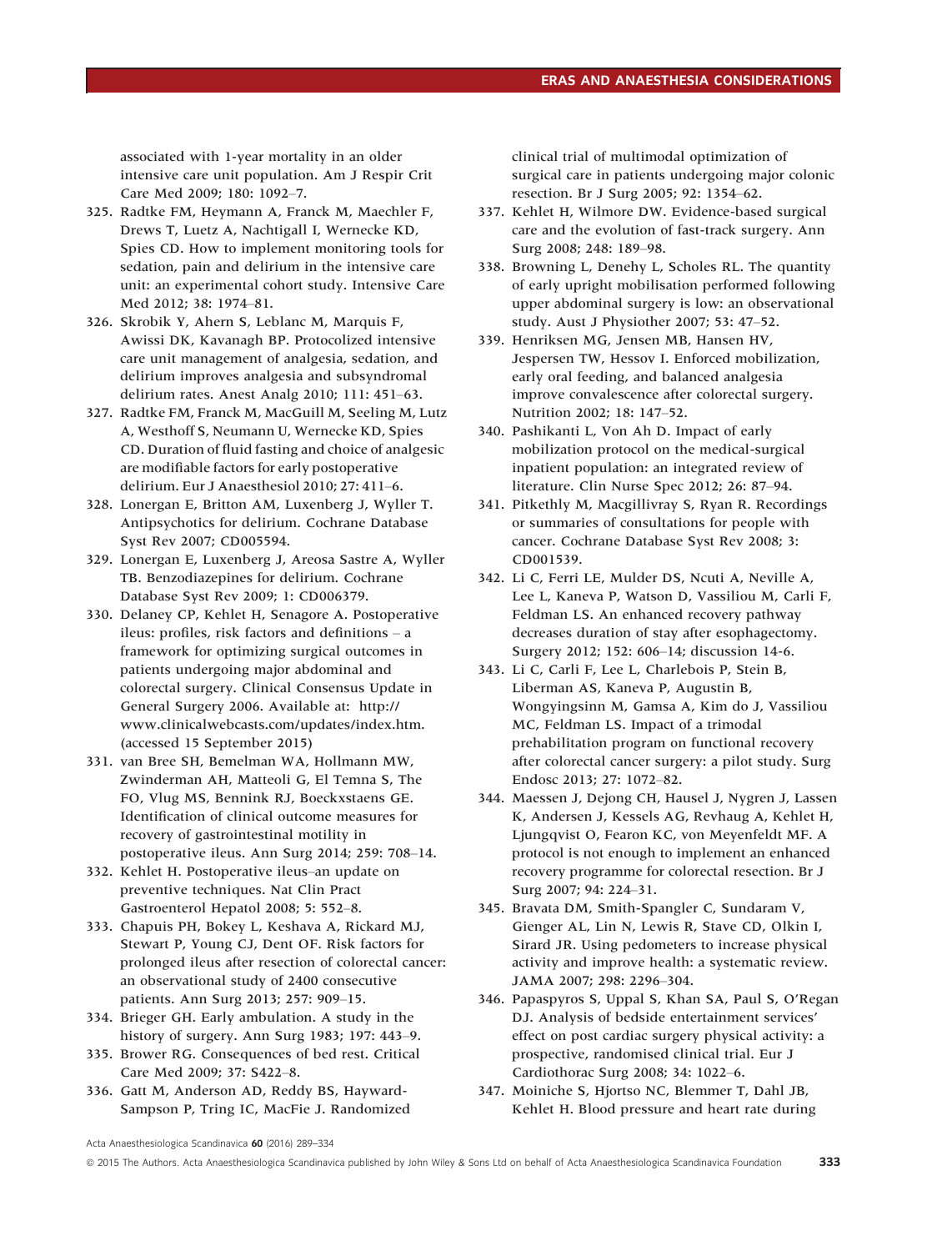associated with 1-year mortality in an older intensive care unit population. Am J Respir Crit Care Med 2009; 180: 1092–7.

325. Radtke FM, Heymann A, Franck M, Maechler F, Drews T, Luetz A, Nachtigall I, Wernecke KD, Spies CD. How to implement monitoring tools for sedation, pain and delirium in the intensive care unit: an experimental cohort study. Intensive Care Med 2012; 38: 1974–81.
326. Skrobik Y, Ahern S, Leblanc M, Marquis F, Awissi DK, Kavanagh BP. Protocolized intensive care unit management of analgesia, sedation, and delirium improves analgesia and subsyndromal delirium rates. Anest Analg 2010; 111: 451–63.
327. Radtke FM, Franck M, MacGuill M, Seeling M, Lutz A, Westhoff S, Neumann U, Wernecke KD, Spies CD. Duration of fluid fasting and choice of analgesic are modifiable factors for early postoperative delirium. Eur J Anaesthesiol 2010; 27: 411–6.
328. Lonergan E, Britton AM, Luxenberg J, Wyller T. Antipsychotics for delirium. Cochrane Database Syst Rev 2007; CD005594.
329. Lonergan E, Luxenberg J, Areosa Sastre A, Wyller TB. Benzodiazepines for delirium. Cochrane Database Syst Rev 2009; 1: CD006379.
330. Delaney CP, Kehlet H, Senagore A. Postoperative ileus: profiles, risk factors and definitions – a framework for optimizing surgical outcomes in patients undergoing major abdominal and colorectal surgery. Clinical Consensus Update in General Surgery 2006. Available at: http://www.clinicalwebcasts.com/updates/index.htm. (accessed 15 September 2015)
331. van Bree SH, Bemelman WA, Hollmann MW, Zwinderman AH, Matteoli G, El Temna S, The FO, Vlug MS, Bennink RJ, Boeckxstaens GE. Identification of clinical outcome measures for recovery of gastrointestinal motility in postoperative ileus. Ann Surg 2014; 259: 708–14.
332. Kehlet H. Postoperative ileus–an update on preventive techniques. Nat Clin Pract Gastroenterol Hepatol 2008; 5: 552–8.
333. Chapuis PH, Bokey L, Keshava A, Rickard MJ, Stewart P, Young CJ, Dent OF. Risk factors for prolonged ileus after resection of colorectal cancer: an observational study of 2400 consecutive patients. Ann Surg 2013; 257: 909–15.
334. Brieger GH. Early ambulation. A study in the history of surgery. Ann Surg 1983; 197: 443–9.
335. Brower RG. Consequences of bed rest. Critical Care Med 2009; 37: S422–8.
336. Gatt M, Anderson AD, Reddy BS, Hayward-Sampson P, Tring IC, MacFie J. Randomized clinical trial of multimodal optimization of surgical care in patients undergoing major colonic resection. Br J Surg 2005; 92: 1354–62.
337. Kehlet H, Wilmore DW. Evidence-based surgical care and the evolution of fast-track surgery. Ann Surg 2008; 248: 189–98.
338. Browning L, Denehy L, Scholes RL. The quantity of early upright mobilisation performed following upper abdominal surgery is low: an observational study. Aust J Physiother 2007; 53: 47–52.
339. Henriksen MG, Jensen MB, Hansen HV, Jespersen TW, Hessov I. Enforced mobilization, early oral feeding, and balanced analgesia improve convalescence after colorectal surgery. Nutrition 2002; 18: 147–52.
340. Pashikanti L, Von Ah D. Impact of early mobilization protocol on the medical-surgical inpatient population: an integrated review of literature. Clin Nurse Spec 2012; 26: 87–94.
341. Pitkethly M, Macgillivray S, Ryan R. Recordings or summaries of consultations for people with cancer. Cochrane Database Syst Rev 2008; 3: CD001539.
342. Li C, Ferri LE, Mulder DS, Ncuti A, Neville A, Lee L, Kaneva P, Watson D, Vassiliou M, Carli F, Feldman LS. An enhanced recovery pathway decreases duration of stay after esophagectomy. Surgery 2012; 152: 606–14; discussion 14-6.
343. Li C, Carli F, Lee L, Charlebois P, Stein B, Liberman AS, Kaneva P, Augustin B, Wongyingsinn M, Gamsa A, Kim do J, Vassiliou MC, Feldman LS. Impact of a trimodal prehabilitation program on functional recovery after colorectal cancer surgery: a pilot study. Surg Endosc 2013; 27: 1072–82.
344. Maessen J, Dejong CH, Hausel J, Nygren J, Lassen K, Andersen J, Kessels AG, Revhaug A, Kehlet H, Ljungqvist O, Fearon KC, von Meyenfeldt MF. A protocol is not enough to implement an enhanced recovery programme for colorectal resection. Br J Surg 2007; 94: 224–31.
345. Bravata DM, Smith-Spangler C, Sundaram V, Gienger AL, Lin N, Lewis R, Stave CD, Olkin I, Sirard JR. Using pedometers to increase physical activity and improve health: a systematic review. JAMA 2007; 298: 2296–304.
346. Papaspyros S, Uppal S, Khan SA, Paul S, O'Regan DJ. Analysis of bedside entertainment services' effect on post cardiac surgery physical activity: a prospective, randomised clinical trial. Eur J Cardiothorac Surg 2008; 34: 1022–6.
347. Moiniche S, Hjortso NC, Blemmer T, Dahl JB, Kehlet H. Blood pressure and heart rate during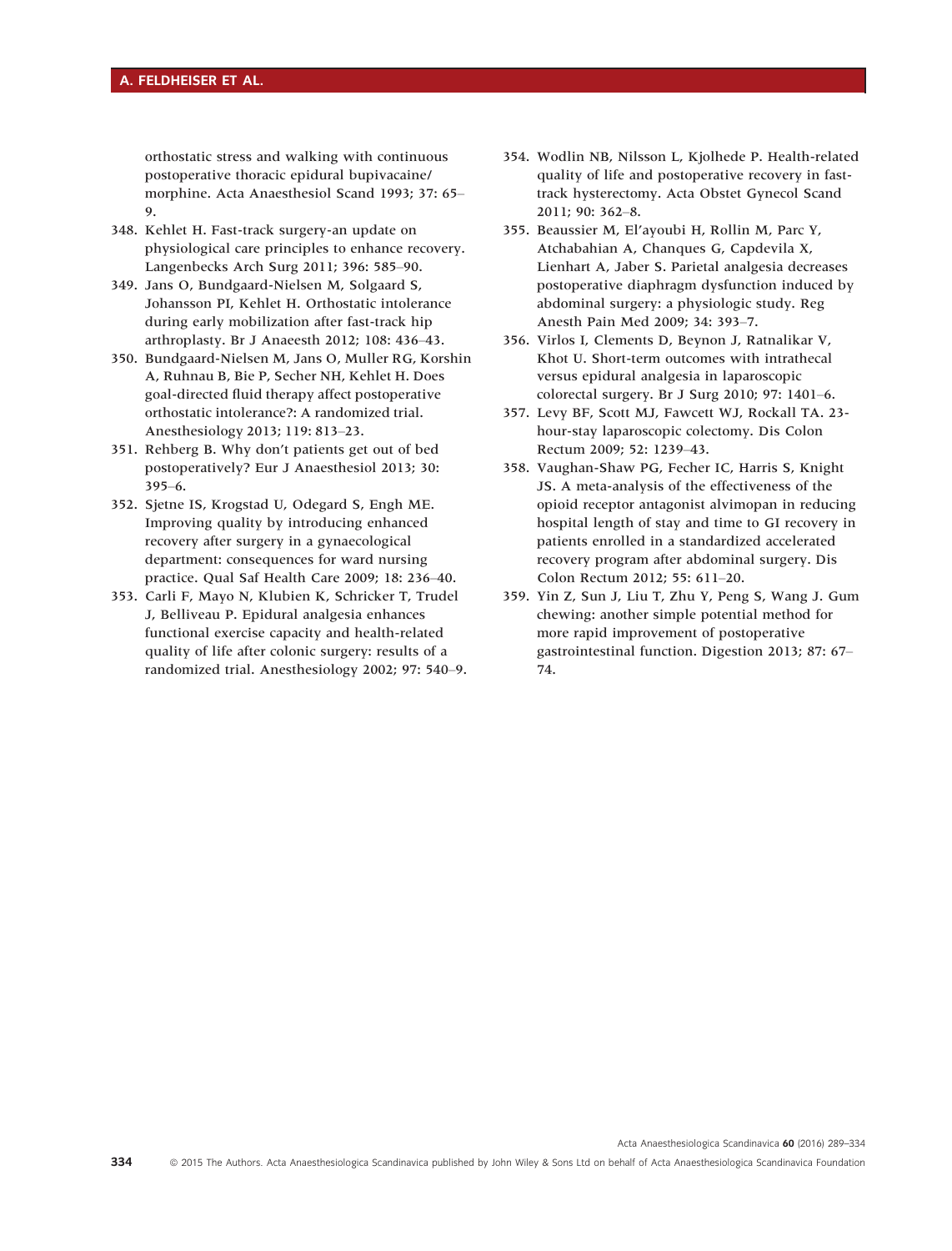orthostatic stress and walking with continuous postoperative thoracic epidural bupivacaine/morphine. Acta Anaesthesiol Scand 1993; 37: 65–9.

348. Kehlet H. Fast-track surgery-an update on physiological care principles to enhance recovery. Langenbecks Arch Surg 2011; 396: 585–90.
349. Jans O, Bundgaard-Nielsen M, Solgaard S, Johansson PI, Kehlet H. Orthostatic intolerance during early mobilization after fast-track hip arthroplasty. Br J Anaeesth 2012; 108: 436–43.
350. Bundgaard-Nielsen M, Jans O, Muller RG, Korshin A, Ruhnau B, Bie P, Secher NH, Kehlet H. Does goal-directed fluid therapy affect postoperative orthostatic intolerance?: A randomized trial. Anesthesiology 2013; 119: 813–23.
351. Rehberg B. Why don't patients get out of bed postoperatively? Eur J Anaesthesiol 2013; 30: 395–6.
352. Sjetne IS, Krogstad U, Odegard S, Engh ME. Improving quality by introducing enhanced recovery after surgery in a gynaecological department: consequences for ward nursing practice. Qual Saf Health Care 2009; 18: 236–40.
353. Carli F, Mayo N, Klubien K, Schricker T, Trudel J, Belliveau P. Epidural analgesia enhances functional exercise capacity and health-related quality of life after colonic surgery: results of a randomized trial. Anesthesiology 2002; 97: 540–9.
354. Wodlin NB, Nilsson L, Kjolhede P. Health-related quality of life and postoperative recovery in fast-track hysterectomy. Acta Obstet Gynecol Scand 2011; 90: 362–8.
355. Beaussier M, El'ayoubi H, Rollin M, Parc Y, Atchabahian A, Chanques G, Capdevila X, Lienhart A, Jaber S. Parietal analgesia decreases postoperative diaphragm dysfunction induced by abdominal surgery: a physiologic study. Reg Anesth Pain Med 2009; 34: 393–7.
356. Virlos I, Clements D, Beynon J, Ratnalikar V, Khot U. Short-term outcomes with intrathecal versus epidural analgesia in laparoscopic colorectal surgery. Br J Surg 2010; 97: 1401–6.
357. Levy BF, Scott MJ, Fawcett WJ, Rockall TA. 23-hour-stay laparoscopic colectomy. Dis Colon Rectum 2009; 52: 1239–43.
358. Vaughan-Shaw PG, Fecher IC, Harris S, Knight JS. A meta-analysis of the effectiveness of the opioid receptor antagonist alvimopan in reducing hospital length of stay and time to GI recovery in patients enrolled in a standardized accelerated recovery program after abdominal surgery. Dis Colon Rectum 2012; 55: 611–20.
359. Yin Z, Sun J, Liu T, Zhu Y, Peng S, Wang J. Gum chewing: another simple potential method for more rapid improvement of postoperative gastrointestinal function. Digestion 2013; 87: 67–74.